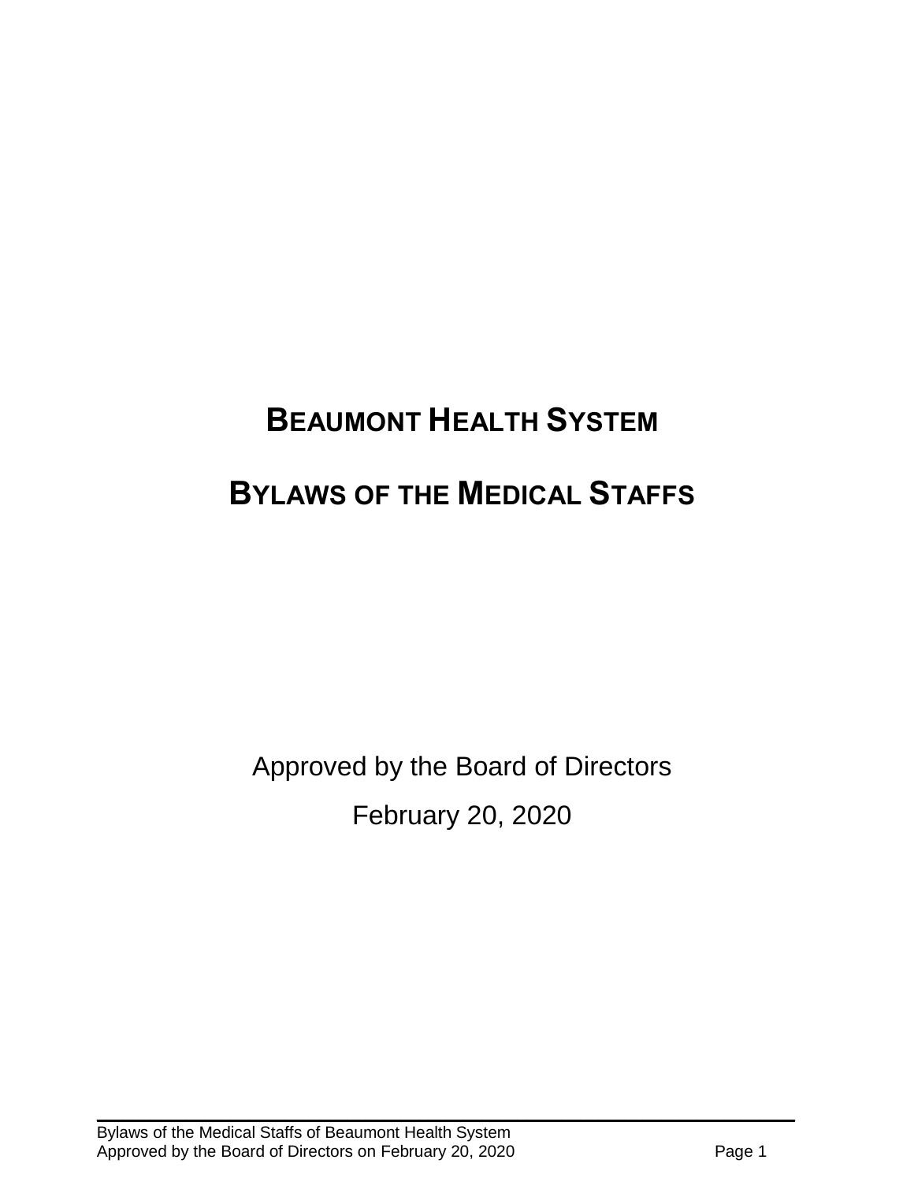# BEAUMONT HEALTH SYSTEM

# BYLAWS OF THE MEDICAL STAFFS

Approved by the Board of Directors

February 20, 2020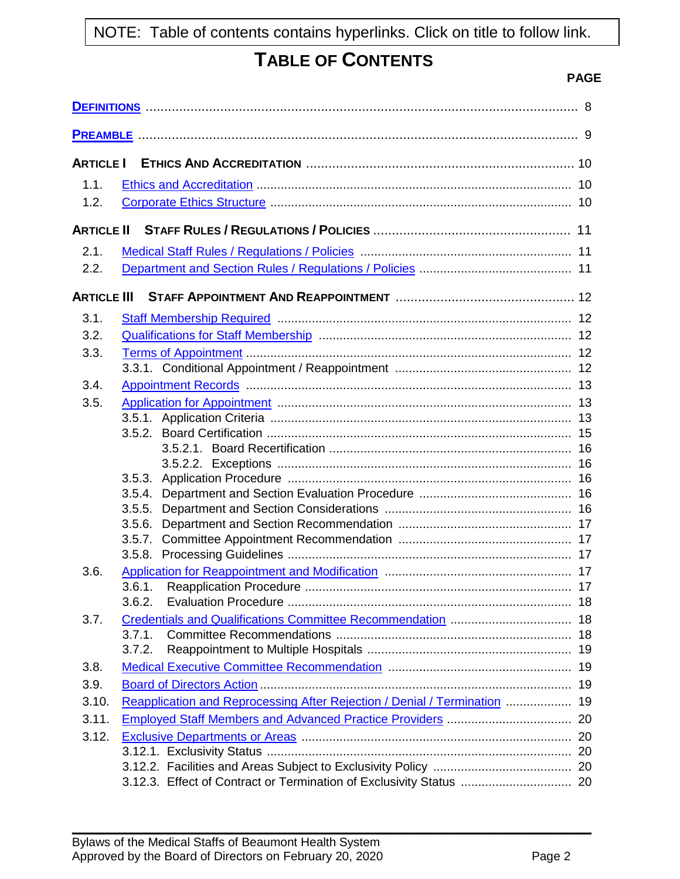NOTE: Table of contents contains hyperlinks. Click on title to follow link.

# TABLE OF CONTENTS

| | | PAGE |
|---|---|---|
| DEFINITIONS | | 8 |
| PREAMBLE | | 9 |
| ARTICLE I | ETHICS AND ACCREDITATION | 10 |
| 1.1. | Ethics and Accreditation | 10 |
| 1.2. | Corporate Ethics Structure | 10 |
| ARTICLE II | STAFF RULES / REGULATIONS / POLICIES | 11 |
| 2.1. | Medical Staff Rules / Regulations / Policies | 11 |
| 2.2. | Department and Section Rules / Regulations / Policies | 11 |
| ARTICLE III | STAFF APPOINTMENT AND REAPPOINTMENT | 12 |
| 3.1. | Staff Membership Required | 12 |
| 3.2. | Qualifications for Staff Membership | 12 |
| 3.3. | Terms of Appointment | 12 |
| | 3.3.1. Conditional Appointment / Reappointment | 12 |
| 3.4. | Appointment Records | 13 |
| 3.5. | Application for Appointment | 13 |
| | 3.5.1. Application Criteria | 13 |
| | 3.5.2. Board Certification | 15 |
| | 3.5.2.1. Board Recertification | 16 |
| | 3.5.2.2. Exceptions | 16 |
| | 3.5.3. Application Procedure | 16 |
| | 3.5.4. Department and Section Evaluation Procedure | 16 |
| | 3.5.5. Department and Section Considerations | 16 |
| | 3.5.6. Department and Section Recommendation | 17 |
| | 3.5.7. Committee Appointment Recommendation | 17 |
| | 3.5.8. Processing Guidelines | 17 |
| 3.6. | Application for Reappointment and Modification | 17 |
| | 3.6.1. Reapplication Procedure | 17 |
| | 3.6.2. Evaluation Procedure | 18 |
| 3.7. | Credentials and Qualifications Committee Recommendation | 18 |
| | 3.7.1. Committee Recommendations | 18 |
| | 3.7.2. Reappointment to Multiple Hospitals | 19 |
| 3.8. | Medical Executive Committee Recommendation | 19 |
| 3.9. | Board of Directors Action | 19 |
| 3.10. | Reapplication and Reprocessing After Rejection / Denial / Termination | 19 |
| 3.11. | Employed Staff Members and Advanced Practice Providers | 20 |
| 3.12. | Exclusive Departments or Areas | 20 |
| | 3.12.1. Exclusivity Status | 20 |
| | 3.12.2. Facilities and Areas Subject to Exclusivity Policy | 20 |
| | 3.12.3. Effect of Contract or Termination of Exclusivity Status | 20 |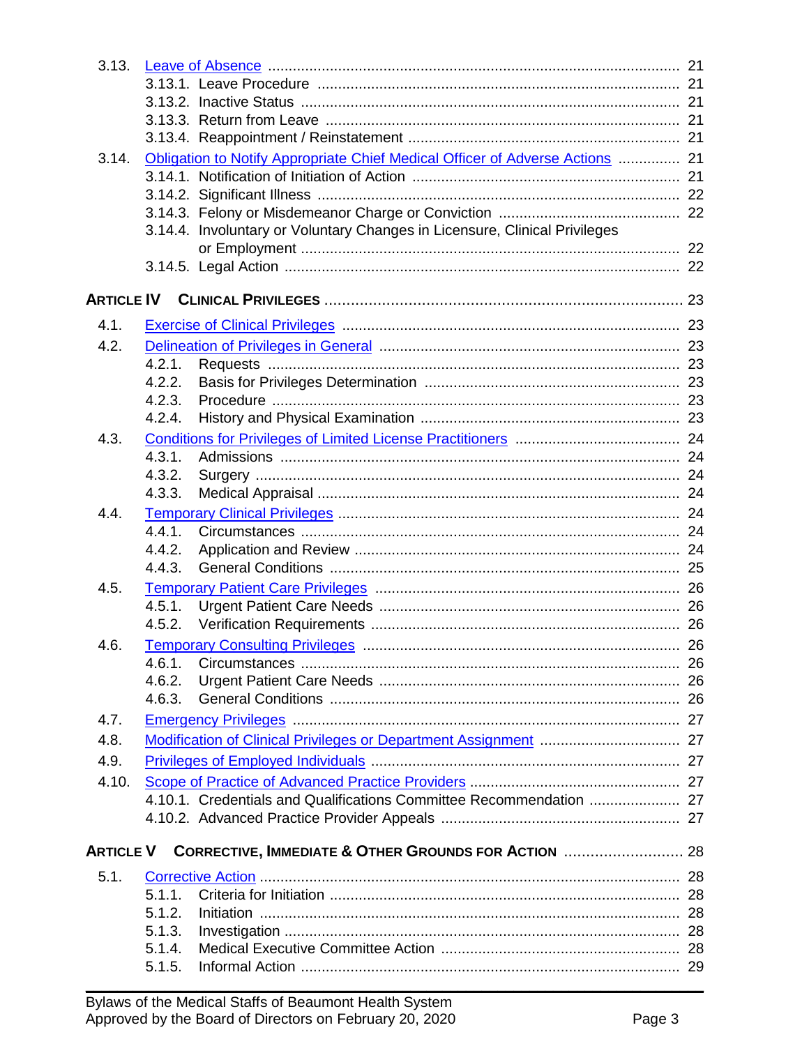3.13. Leave of Absence ..... 21
- 3.13.1. Leave Procedure ..... 21
- 3.13.2. Inactive Status ..... 21
- 3.13.3. Return from Leave ..... 21
- 3.13.4. Reappointment / Reinstatement ..... 21

3.14. Obligation to Notify Appropriate Chief Medical Officer of Adverse Actions ..... 21
- 3.14.1. Notification of Initiation of Action ..... 21
- 3.14.2. Significant Illness ..... 22
- 3.14.3. Felony or Misdemeanor Charge or Conviction ..... 22
- 3.14.4. Involuntary or Voluntary Changes in Licensure, Clinical Privileges or Employment ..... 22
- 3.14.5. Legal Action ..... 22

**ARTICLE IV CLINICAL PRIVILEGES ..... 23**

4.1. Exercise of Clinical Privileges ..... 23

4.2. Delineation of Privileges in General ..... 23
- 4.2.1. Requests ..... 23
- 4.2.2. Basis for Privileges Determination ..... 23
- 4.2.3. Procedure ..... 23
- 4.2.4. History and Physical Examination ..... 23

4.3. Conditions for Privileges of Limited License Practitioners ..... 24
- 4.3.1. Admissions ..... 24
- 4.3.2. Surgery ..... 24
- 4.3.3. Medical Appraisal ..... 24

4.4. Temporary Clinical Privileges ..... 24
- 4.4.1. Circumstances ..... 24
- 4.4.2. Application and Review ..... 24
- 4.4.3. General Conditions ..... 25

4.5. Temporary Patient Care Privileges ..... 26
- 4.5.1. Urgent Patient Care Needs ..... 26
- 4.5.2. Verification Requirements ..... 26

4.6. Temporary Consulting Privileges ..... 26
- 4.6.1. Circumstances ..... 26
- 4.6.2. Urgent Patient Care Needs ..... 26
- 4.6.3. General Conditions ..... 26

4.7. Emergency Privileges ..... 27

4.8. Modification of Clinical Privileges or Department Assignment ..... 27

4.9. Privileges of Employed Individuals ..... 27

4.10. Scope of Practice of Advanced Practice Providers ..... 27
- 4.10.1. Credentials and Qualifications Committee Recommendation ..... 27
- 4.10.2. Advanced Practice Provider Appeals ..... 27

**ARTICLE V CORRECTIVE, IMMEDIATE & OTHER GROUNDS FOR ACTION ..... 28**

5.1. Corrective Action ..... 28
- 5.1.1. Criteria for Initiation ..... 28
- 5.1.2. Initiation ..... 28
- 5.1.3. Investigation ..... 28
- 5.1.4. Medical Executive Committee Action ..... 28
- 5.1.5. Informal Action ..... 29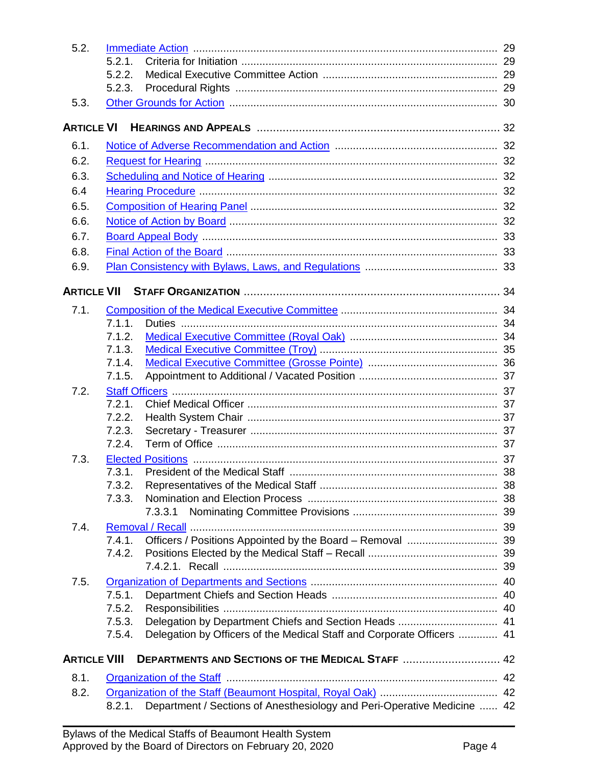5.2. Immediate Action ........ 29
- 5.2.1. Criteria for Initiation ........ 29
- 5.2.2. Medical Executive Committee Action ........ 29
- 5.2.3. Procedural Rights ........ 29

5.3. Other Grounds for Action ........ 30

**ARTICLE VI HEARINGS AND APPEALS** ........ 32

6.1. Notice of Adverse Recommendation and Action ........ 32
6.2. Request for Hearing ........ 32
6.3. Scheduling and Notice of Hearing ........ 32
6.4 Hearing Procedure ........ 32
6.5. Composition of Hearing Panel ........ 32
6.6. Notice of Action by Board ........ 32
6.7. Board Appeal Body ........ 33
6.8. Final Action of the Board ........ 33
6.9. Plan Consistency with Bylaws, Laws, and Regulations ........ 33

**ARTICLE VII STAFF ORGANIZATION** ........ 34

7.1. Composition of the Medical Executive Committee ........ 34
- 7.1.1. Duties ........ 34
- 7.1.2. Medical Executive Committee (Royal Oak) ........ 34
- 7.1.3. Medical Executive Committee (Troy) ........ 35
- 7.1.4. Medical Executive Committee (Grosse Pointe) ........ 36
- 7.1.5. Appointment to Additional / Vacated Position ........ 37

7.2. Staff Officers ........ 37
- 7.2.1. Chief Medical Officer ........ 37
- 7.2.2. Health System Chair ........ 37
- 7.2.3. Secretary - Treasurer ........ 37
- 7.2.4. Term of Office ........ 37

7.3. Elected Positions ........ 37
- 7.3.1. President of the Medical Staff ........ 38
- 7.3.2. Representatives of the Medical Staff ........ 38
- 7.3.3. Nomination and Election Process ........ 38
  - 7.3.3.1 Nominating Committee Provisions ........ 39

7.4. Removal / Recall ........ 39
- 7.4.1. Officers / Positions Appointed by the Board – Removal ........ 39
- 7.4.2. Positions Elected by the Medical Staff – Recall ........ 39
  - 7.4.2.1. Recall ........ 39

7.5. Organization of Departments and Sections ........ 40
- 7.5.1. Department Chiefs and Section Heads ........ 40
- 7.5.2. Responsibilities ........ 40
- 7.5.3. Delegation by Department Chiefs and Section Heads ........ 41
- 7.5.4. Delegation by Officers of the Medical Staff and Corporate Officers ........ 41

**ARTICLE VIII DEPARTMENTS AND SECTIONS OF THE MEDICAL STAFF** ........ 42

8.1. Organization of the Staff ........ 42
8.2. Organization of the Staff (Beaumont Hospital, Royal Oak) ........ 42
- 8.2.1. Department / Sections of Anesthesiology and Peri-Operative Medicine ........ 42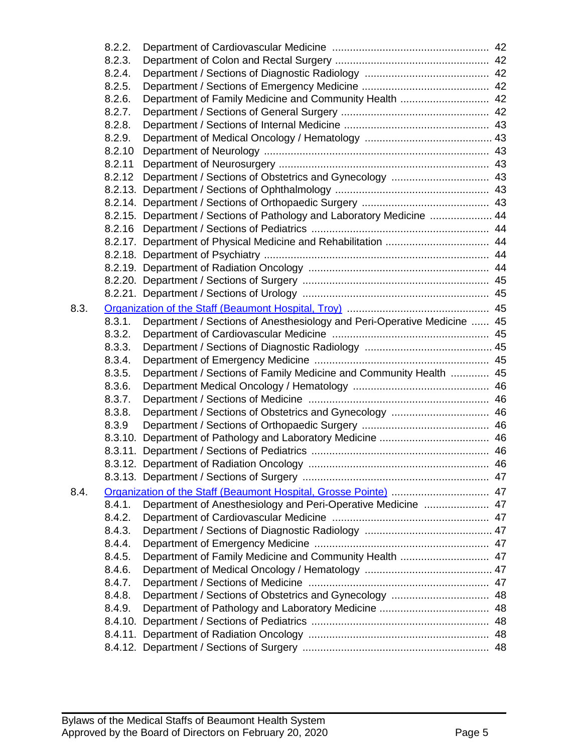- 8.2.2. Department of Cardiovascular Medicine ..... 42
- 8.2.3. Department of Colon and Rectal Surgery ..... 42
- 8.2.4. Department / Sections of Diagnostic Radiology ..... 42
- 8.2.5. Department / Sections of Emergency Medicine ..... 42
- 8.2.6. Department of Family Medicine and Community Health ..... 42
- 8.2.7. Department / Sections of General Surgery ..... 42
- 8.2.8. Department / Sections of Internal Medicine ..... 43
- 8.2.9. Department of Medical Oncology / Hematology ..... 43
- 8.2.10 Department of Neurology ..... 43
- 8.2.11 Department of Neurosurgery ..... 43
- 8.2.12 Department / Sections of Obstetrics and Gynecology ..... 43
- 8.2.13. Department / Sections of Ophthalmology ..... 43
- 8.2.14. Department / Sections of Orthopaedic Surgery ..... 43
- 8.2.15. Department / Sections of Pathology and Laboratory Medicine ..... 44
- 8.2.16 Department / Sections of Pediatrics ..... 44
- 8.2.17. Department of Physical Medicine and Rehabilitation ..... 44
- 8.2.18. Department of Psychiatry ..... 44
- 8.2.19. Department of Radiation Oncology ..... 44
- 8.2.20. Department / Sections of Surgery ..... 45
- 8.2.21. Department / Sections of Urology ..... 45

8.3. Organization of the Staff (Beaumont Hospital, Troy) ..... 45

- 8.3.1. Department / Sections of Anesthesiology and Peri-Operative Medicine ..... 45
- 8.3.2. Department of Cardiovascular Medicine ..... 45
- 8.3.3. Department / Sections of Diagnostic Radiology ..... 45
- 8.3.4. Department of Emergency Medicine ..... 45
- 8.3.5. Department / Sections of Family Medicine and Community Health ..... 45
- 8.3.6. Department Medical Oncology / Hematology ..... 46
- 8.3.7. Department / Sections of Medicine ..... 46
- 8.3.8. Department / Sections of Obstetrics and Gynecology ..... 46
- 8.3.9 Department / Sections of Orthopaedic Surgery ..... 46
- 8.3.10. Department of Pathology and Laboratory Medicine ..... 46
- 8.3.11. Department / Sections of Pediatrics ..... 46
- 8.3.12. Department of Radiation Oncology ..... 46
- 8.3.13. Department / Sections of Surgery ..... 47

8.4. Organization of the Staff (Beaumont Hospital, Grosse Pointe) ..... 47

- 8.4.1. Department of Anesthesiology and Peri-Operative Medicine ..... 47
- 8.4.2. Department of Cardiovascular Medicine ..... 47
- 8.4.3. Department / Sections of Diagnostic Radiology ..... 47
- 8.4.4. Department of Emergency Medicine ..... 47
- 8.4.5. Department of Family Medicine and Community Health ..... 47
- 8.4.6. Department of Medical Oncology / Hematology ..... 47
- 8.4.7. Department / Sections of Medicine ..... 47
- 8.4.8. Department / Sections of Obstetrics and Gynecology ..... 48
- 8.4.9. Department of Pathology and Laboratory Medicine ..... 48
- 8.4.10. Department / Sections of Pediatrics ..... 48
- 8.4.11. Department of Radiation Oncology ..... 48
- 8.4.12. Department / Sections of Surgery ..... 48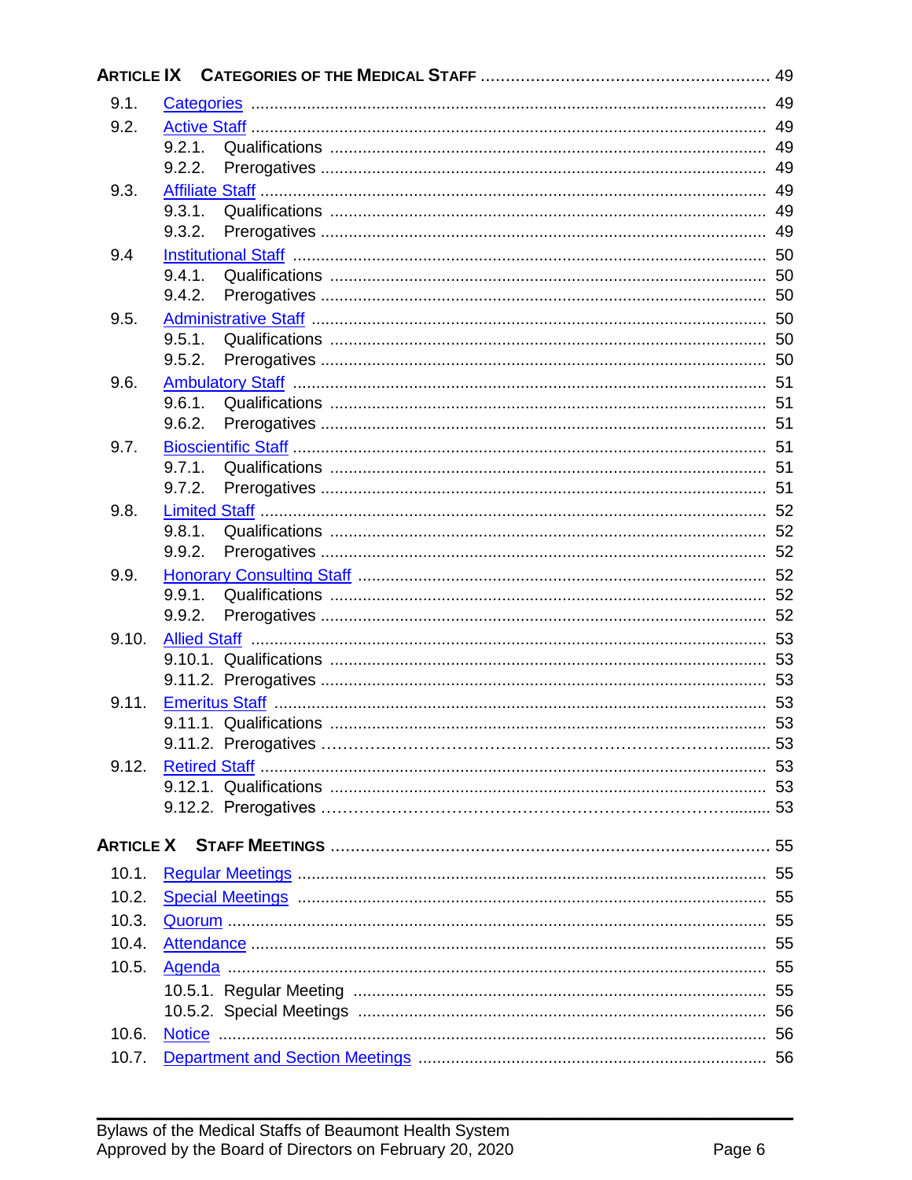**ARTICLE IX CATEGORIES OF THE MEDICAL STAFF** .......... 49

- 9.1. Categories .......... 49
- 9.2. Active Staff .......... 49
  - 9.2.1. Qualifications .......... 49
  - 9.2.2. Prerogatives .......... 49
- 9.3. Affiliate Staff .......... 49
  - 9.3.1. Qualifications .......... 49
  - 9.3.2. Prerogatives .......... 49
- 9.4 Institutional Staff .......... 50
  - 9.4.1. Qualifications .......... 50
  - 9.4.2. Prerogatives .......... 50
- 9.5. Administrative Staff .......... 50
  - 9.5.1. Qualifications .......... 50
  - 9.5.2. Prerogatives .......... 50
- 9.6. Ambulatory Staff .......... 51
  - 9.6.1. Qualifications .......... 51
  - 9.6.2. Prerogatives .......... 51
- 9.7. Bioscientific Staff .......... 51
  - 9.7.1. Qualifications .......... 51
  - 9.7.2. Prerogatives .......... 51
- 9.8. Limited Staff .......... 52
  - 9.8.1. Qualifications .......... 52
  - 9.9.2. Prerogatives .......... 52
- 9.9. Honorary Consulting Staff .......... 52
  - 9.9.1. Qualifications .......... 52
  - 9.9.2. Prerogatives .......... 52
- 9.10. Allied Staff .......... 53
  - 9.10.1. Qualifications .......... 53
  - 9.11.2. Prerogatives .......... 53
- 9.11. Emeritus Staff .......... 53
  - 9.11.1. Qualifications .......... 53
  - 9.11.2. Prerogatives .......... 53
- 9.12. Retired Staff .......... 53
  - 9.12.1. Qualifications .......... 53
  - 9.12.2. Prerogatives .......... 53

**ARTICLE X STAFF MEETINGS** .......... 55

- 10.1. Regular Meetings .......... 55
- 10.2. Special Meetings .......... 55
- 10.3. Quorum .......... 55
- 10.4. Attendance .......... 55
- 10.5. Agenda .......... 55
  - 10.5.1. Regular Meeting .......... 55
  - 10.5.2. Special Meetings .......... 56
- 10.6. Notice .......... 56
- 10.7. Department and Section Meetings .......... 56

Bylaws of the Medical Staffs of Beaumont Health System
Approved by the Board of Directors on February 20, 2020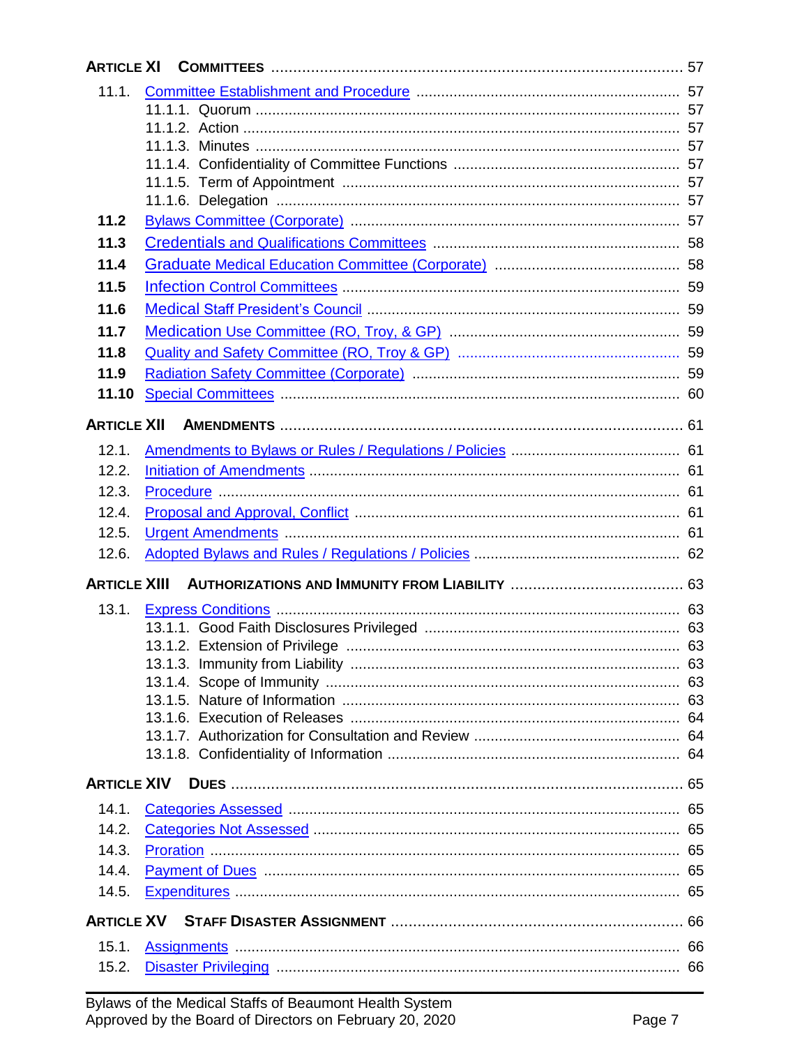**ARTICLE XI COMMITTEES** ..... 57

- 11.1. Committee Establishment and Procedure ..... 57
  - 11.1.1. Quorum ..... 57
  - 11.1.2. Action ..... 57
  - 11.1.3. Minutes ..... 57
  - 11.1.4. Confidentiality of Committee Functions ..... 57
  - 11.1.5. Term of Appointment ..... 57
  - 11.1.6. Delegation ..... 57
- **11.2** Bylaws Committee (Corporate) ..... 57
- **11.3** Credentials and Qualifications Committees ..... 58
- **11.4** Graduate Medical Education Committee (Corporate) ..... 58
- **11.5** Infection Control Committees ..... 59
- **11.6** Medical Staff President's Council ..... 59
- **11.7** Medication Use Committee (RO, Troy, & GP) ..... 59
- **11.8** Quality and Safety Committee (RO, Troy & GP) ..... 59
- **11.9** Radiation Safety Committee (Corporate) ..... 59
- **11.10** Special Committees ..... 60

**ARTICLE XII AMENDMENTS** ..... 61

- 12.1. Amendments to Bylaws or Rules / Regulations / Policies ..... 61
- 12.2. Initiation of Amendments ..... 61
- 12.3. Procedure ..... 61
- 12.4. Proposal and Approval, Conflict ..... 61
- 12.5. Urgent Amendments ..... 61
- 12.6. Adopted Bylaws and Rules / Regulations / Policies ..... 62

**ARTICLE XIII AUTHORIZATIONS AND IMMUNITY FROM LIABILITY** ..... 63

- 13.1. Express Conditions ..... 63
  - 13.1.1. Good Faith Disclosures Privileged ..... 63
  - 13.1.2. Extension of Privilege ..... 63
  - 13.1.3. Immunity from Liability ..... 63
  - 13.1.4. Scope of Immunity ..... 63
  - 13.1.5. Nature of Information ..... 63
  - 13.1.6. Execution of Releases ..... 64
  - 13.1.7. Authorization for Consultation and Review ..... 64
  - 13.1.8. Confidentiality of Information ..... 64

**ARTICLE XIV DUES** ..... 65

- 14.1. Categories Assessed ..... 65
- 14.2. Categories Not Assessed ..... 65
- 14.3. Proration ..... 65
- 14.4. Payment of Dues ..... 65
- 14.5. Expenditures ..... 65

**ARTICLE XV STAFF DISASTER ASSIGNMENT** ..... 66

- 15.1. Assignments ..... 66
- 15.2. Disaster Privileging ..... 66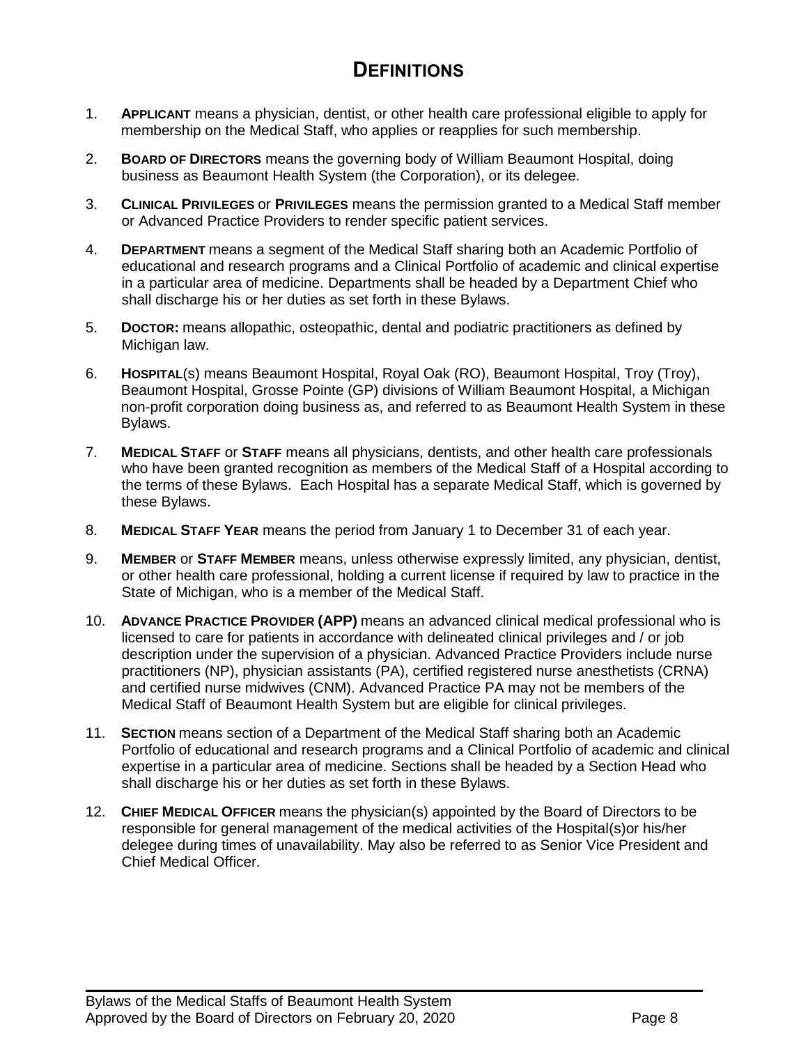# DEFINITIONS

1. **APPLICANT** means a physician, dentist, or other health care professional eligible to apply for membership on the Medical Staff, who applies or reapplies for such membership.

2. **BOARD OF DIRECTORS** means the governing body of William Beaumont Hospital, doing business as Beaumont Health System (the Corporation), or its delegee.

3. **CLINICAL PRIVILEGES** or **PRIVILEGES** means the permission granted to a Medical Staff member or Advanced Practice Providers to render specific patient services.

4. **DEPARTMENT** means a segment of the Medical Staff sharing both an Academic Portfolio of educational and research programs and a Clinical Portfolio of academic and clinical expertise in a particular area of medicine. Departments shall be headed by a Department Chief who shall discharge his or her duties as set forth in these Bylaws.

5. **DOCTOR:** means allopathic, osteopathic, dental and podiatric practitioners as defined by Michigan law.

6. **HOSPITAL**(s) means Beaumont Hospital, Royal Oak (RO), Beaumont Hospital, Troy (Troy), Beaumont Hospital, Grosse Pointe (GP) divisions of William Beaumont Hospital, a Michigan non-profit corporation doing business as, and referred to as Beaumont Health System in these Bylaws.

7. **MEDICAL STAFF** or **STAFF** means all physicians, dentists, and other health care professionals who have been granted recognition as members of the Medical Staff of a Hospital according to the terms of these Bylaws. Each Hospital has a separate Medical Staff, which is governed by these Bylaws.

8. **MEDICAL STAFF YEAR** means the period from January 1 to December 31 of each year.

9. **MEMBER** or **STAFF MEMBER** means, unless otherwise expressly limited, any physician, dentist, or other health care professional, holding a current license if required by law to practice in the State of Michigan, who is a member of the Medical Staff.

10. **ADVANCE PRACTICE PROVIDER (APP)** means an advanced clinical medical professional who is licensed to care for patients in accordance with delineated clinical privileges and / or job description under the supervision of a physician. Advanced Practice Providers include nurse practitioners (NP), physician assistants (PA), certified registered nurse anesthetists (CRNA) and certified nurse midwives (CNM). Advanced Practice PA may not be members of the Medical Staff of Beaumont Health System but are eligible for clinical privileges.

11. **SECTION** means section of a Department of the Medical Staff sharing both an Academic Portfolio of educational and research programs and a Clinical Portfolio of academic and clinical expertise in a particular area of medicine. Sections shall be headed by a Section Head who shall discharge his or her duties as set forth in these Bylaws.

12. **CHIEF MEDICAL OFFICER** means the physician(s) appointed by the Board of Directors to be responsible for general management of the medical activities of the Hospital(s)or his/her delegee during times of unavailability. May also be referred to as Senior Vice President and Chief Medical Officer.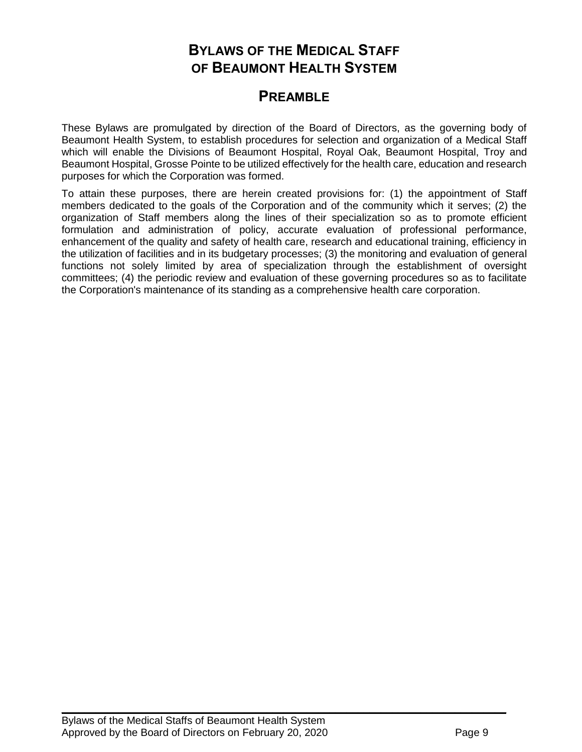# BYLAWS OF THE MEDICAL STAFF OF BEAUMONT HEALTH SYSTEM

## PREAMBLE

These Bylaws are promulgated by direction of the Board of Directors, as the governing body of Beaumont Health System, to establish procedures for selection and organization of a Medical Staff which will enable the Divisions of Beaumont Hospital, Royal Oak, Beaumont Hospital, Troy and Beaumont Hospital, Grosse Pointe to be utilized effectively for the health care, education and research purposes for which the Corporation was formed.

To attain these purposes, there are herein created provisions for: (1) the appointment of Staff members dedicated to the goals of the Corporation and of the community which it serves; (2) the organization of Staff members along the lines of their specialization so as to promote efficient formulation and administration of policy, accurate evaluation of professional performance, enhancement of the quality and safety of health care, research and educational training, efficiency in the utilization of facilities and in its budgetary processes; (3) the monitoring and evaluation of general functions not solely limited by area of specialization through the establishment of oversight committees; (4) the periodic review and evaluation of these governing procedures so as to facilitate the Corporation's maintenance of its standing as a comprehensive health care corporation.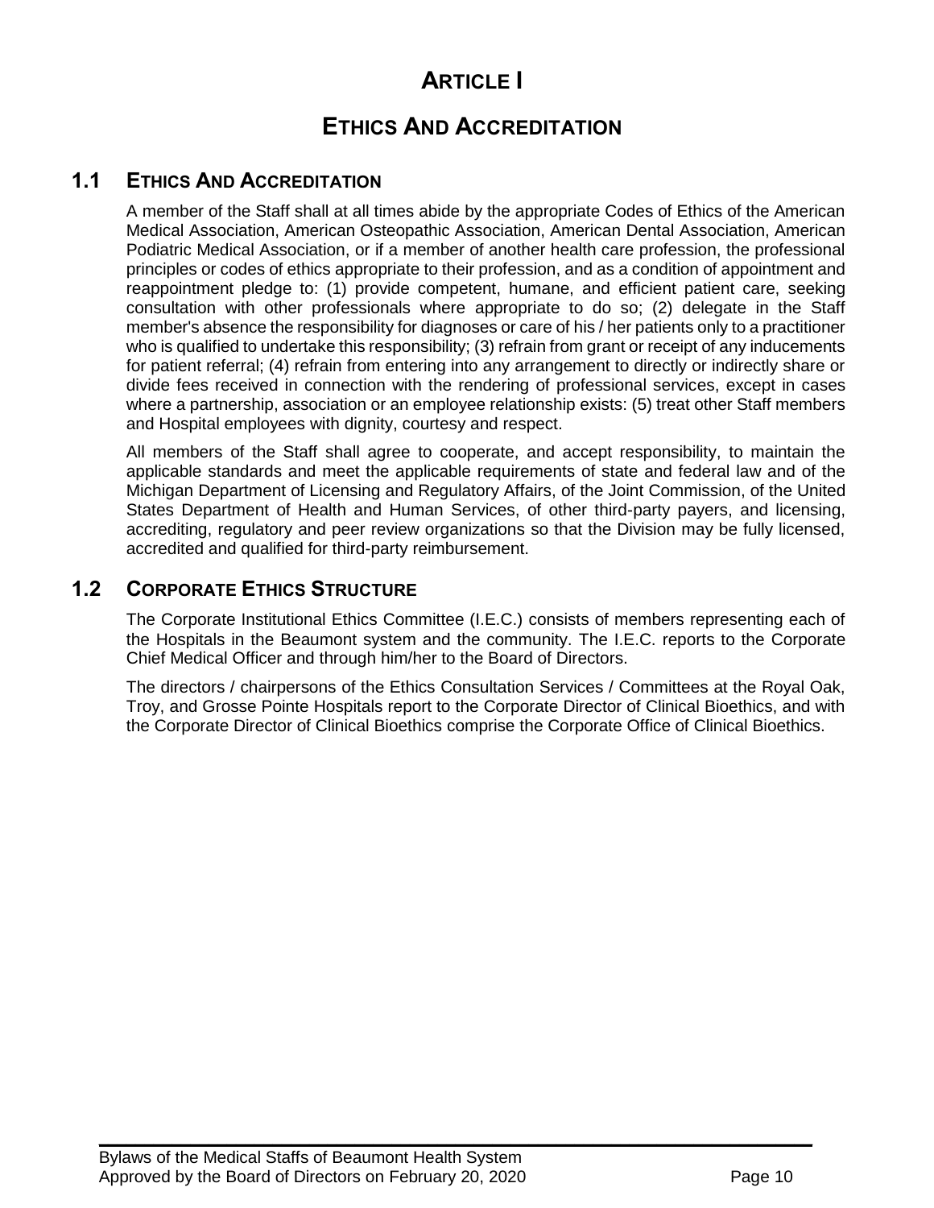# ARTICLE I

# ETHICS AND ACCREDITATION

## 1.1 ETHICS AND ACCREDITATION

A member of the Staff shall at all times abide by the appropriate Codes of Ethics of the American Medical Association, American Osteopathic Association, American Dental Association, American Podiatric Medical Association, or if a member of another health care profession, the professional principles or codes of ethics appropriate to their profession, and as a condition of appointment and reappointment pledge to: (1) provide competent, humane, and efficient patient care, seeking consultation with other professionals where appropriate to do so; (2) delegate in the Staff member's absence the responsibility for diagnoses or care of his / her patients only to a practitioner who is qualified to undertake this responsibility; (3) refrain from grant or receipt of any inducements for patient referral; (4) refrain from entering into any arrangement to directly or indirectly share or divide fees received in connection with the rendering of professional services, except in cases where a partnership, association or an employee relationship exists: (5) treat other Staff members and Hospital employees with dignity, courtesy and respect.

All members of the Staff shall agree to cooperate, and accept responsibility, to maintain the applicable standards and meet the applicable requirements of state and federal law and of the Michigan Department of Licensing and Regulatory Affairs, of the Joint Commission, of the United States Department of Health and Human Services, of other third-party payers, and licensing, accrediting, regulatory and peer review organizations so that the Division may be fully licensed, accredited and qualified for third-party reimbursement.

## 1.2 CORPORATE ETHICS STRUCTURE

The Corporate Institutional Ethics Committee (I.E.C.) consists of members representing each of the Hospitals in the Beaumont system and the community. The I.E.C. reports to the Corporate Chief Medical Officer and through him/her to the Board of Directors.

The directors / chairpersons of the Ethics Consultation Services / Committees at the Royal Oak, Troy, and Grosse Pointe Hospitals report to the Corporate Director of Clinical Bioethics, and with the Corporate Director of Clinical Bioethics comprise the Corporate Office of Clinical Bioethics.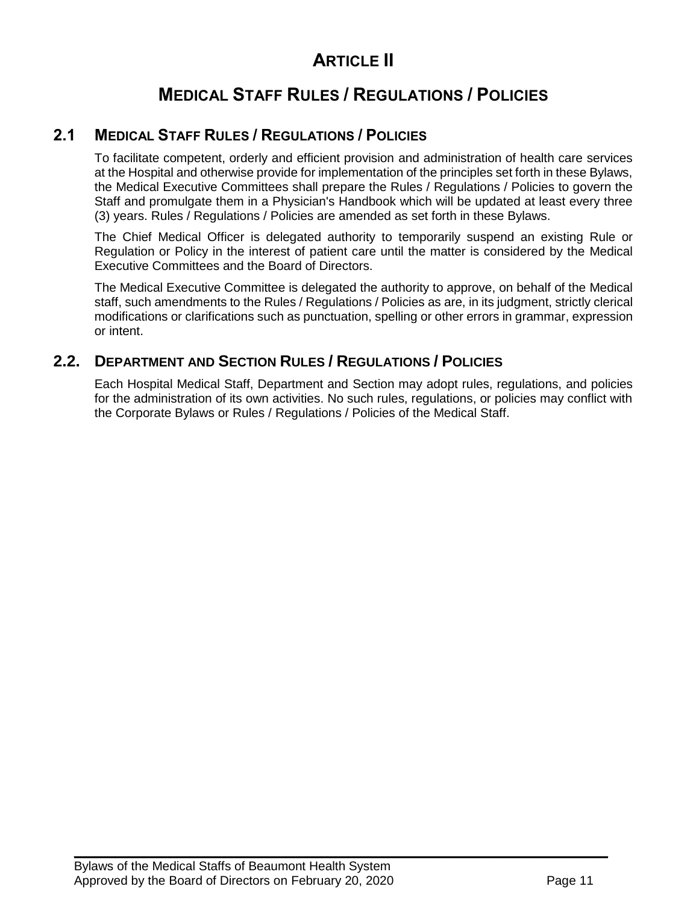# ARTICLE II

# MEDICAL STAFF RULES / REGULATIONS / POLICIES

## 2.1 MEDICAL STAFF RULES / REGULATIONS / POLICIES

To facilitate competent, orderly and efficient provision and administration of health care services at the Hospital and otherwise provide for implementation of the principles set forth in these Bylaws, the Medical Executive Committees shall prepare the Rules / Regulations / Policies to govern the Staff and promulgate them in a Physician's Handbook which will be updated at least every three (3) years. Rules / Regulations / Policies are amended as set forth in these Bylaws.

The Chief Medical Officer is delegated authority to temporarily suspend an existing Rule or Regulation or Policy in the interest of patient care until the matter is considered by the Medical Executive Committees and the Board of Directors.

The Medical Executive Committee is delegated the authority to approve, on behalf of the Medical staff, such amendments to the Rules / Regulations / Policies as are, in its judgment, strictly clerical modifications or clarifications such as punctuation, spelling or other errors in grammar, expression or intent.

## 2.2. DEPARTMENT AND SECTION RULES / REGULATIONS / POLICIES

Each Hospital Medical Staff, Department and Section may adopt rules, regulations, and policies for the administration of its own activities. No such rules, regulations, or policies may conflict with the Corporate Bylaws or Rules / Regulations / Policies of the Medical Staff.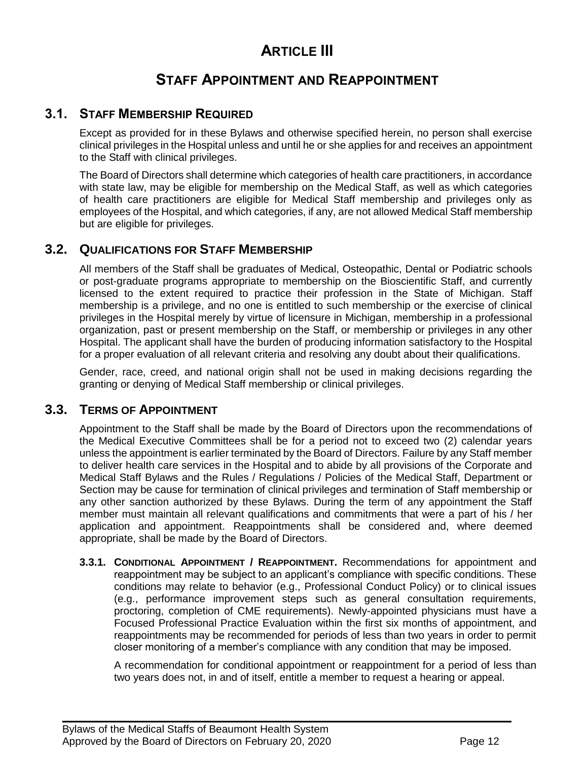# Article III

## Staff Appointment and Reappointment

### 3.1. Staff Membership Required

Except as provided for in these Bylaws and otherwise specified herein, no person shall exercise clinical privileges in the Hospital unless and until he or she applies for and receives an appointment to the Staff with clinical privileges.

The Board of Directors shall determine which categories of health care practitioners, in accordance with state law, may be eligible for membership on the Medical Staff, as well as which categories of health care practitioners are eligible for Medical Staff membership and privileges only as employees of the Hospital, and which categories, if any, are not allowed Medical Staff membership but are eligible for privileges.

### 3.2. Qualifications for Staff Membership

All members of the Staff shall be graduates of Medical, Osteopathic, Dental or Podiatric schools or post-graduate programs appropriate to membership on the Bioscientific Staff, and currently licensed to the extent required to practice their profession in the State of Michigan. Staff membership is a privilege, and no one is entitled to such membership or the exercise of clinical privileges in the Hospital merely by virtue of licensure in Michigan, membership in a professional organization, past or present membership on the Staff, or membership or privileges in any other Hospital. The applicant shall have the burden of producing information satisfactory to the Hospital for a proper evaluation of all relevant criteria and resolving any doubt about their qualifications.

Gender, race, creed, and national origin shall not be used in making decisions regarding the granting or denying of Medical Staff membership or clinical privileges.

### 3.3. Terms of Appointment

Appointment to the Staff shall be made by the Board of Directors upon the recommendations of the Medical Executive Committees shall be for a period not to exceed two (2) calendar years unless the appointment is earlier terminated by the Board of Directors. Failure by any Staff member to deliver health care services in the Hospital and to abide by all provisions of the Corporate and Medical Staff Bylaws and the Rules / Regulations / Policies of the Medical Staff, Department or Section may be cause for termination of clinical privileges and termination of Staff membership or any other sanction authorized by these Bylaws. During the term of any appointment the Staff member must maintain all relevant qualifications and commitments that were a part of his / her application and appointment. Reappointments shall be considered and, where deemed appropriate, shall be made by the Board of Directors.

**3.3.1. Conditional Appointment / Reappointment.** Recommendations for appointment and reappointment may be subject to an applicant's compliance with specific conditions. These conditions may relate to behavior (e.g., Professional Conduct Policy) or to clinical issues (e.g., performance improvement steps such as general consultation requirements, proctoring, completion of CME requirements). Newly-appointed physicians must have a Focused Professional Practice Evaluation within the first six months of appointment, and reappointments may be recommended for periods of less than two years in order to permit closer monitoring of a member's compliance with any condition that may be imposed.

A recommendation for conditional appointment or reappointment for a period of less than two years does not, in and of itself, entitle a member to request a hearing or appeal.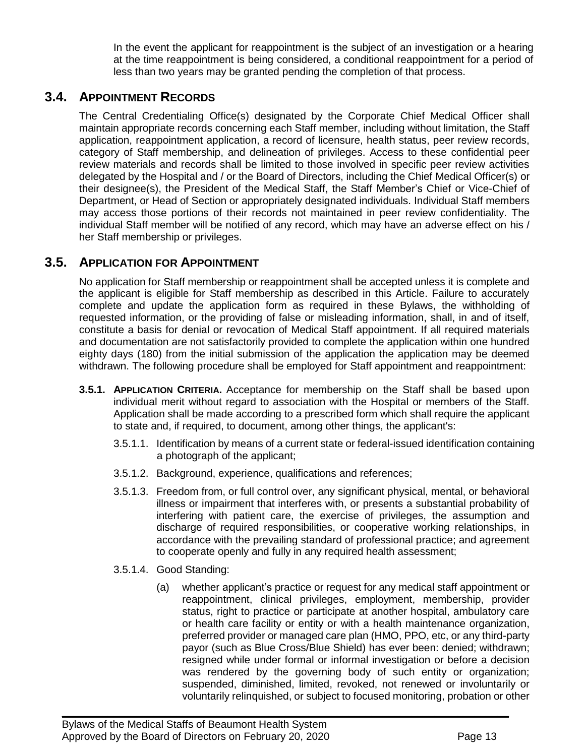In the event the applicant for reappointment is the subject of an investigation or a hearing at the time reappointment is being considered, a conditional reappointment for a period of less than two years may be granted pending the completion of that process.

## 3.4. APPOINTMENT RECORDS

The Central Credentialing Office(s) designated by the Corporate Chief Medical Officer shall maintain appropriate records concerning each Staff member, including without limitation, the Staff application, reappointment application, a record of licensure, health status, peer review records, category of Staff membership, and delineation of privileges. Access to these confidential peer review materials and records shall be limited to those involved in specific peer review activities delegated by the Hospital and / or the Board of Directors, including the Chief Medical Officer(s) or their designee(s), the President of the Medical Staff, the Staff Member's Chief or Vice-Chief of Department, or Head of Section or appropriately designated individuals. Individual Staff members may access those portions of their records not maintained in peer review confidentiality. The individual Staff member will be notified of any record, which may have an adverse effect on his / her Staff membership or privileges.

## 3.5. APPLICATION FOR APPOINTMENT

No application for Staff membership or reappointment shall be accepted unless it is complete and the applicant is eligible for Staff membership as described in this Article. Failure to accurately complete and update the application form as required in these Bylaws, the withholding of requested information, or the providing of false or misleading information, shall, in and of itself, constitute a basis for denial or revocation of Medical Staff appointment. If all required materials and documentation are not satisfactorily provided to complete the application within one hundred eighty days (180) from the initial submission of the application the application may be deemed withdrawn. The following procedure shall be employed for Staff appointment and reappointment:

**3.5.1. APPLICATION CRITERIA.** Acceptance for membership on the Staff shall be based upon individual merit without regard to association with the Hospital or members of the Staff. Application shall be made according to a prescribed form which shall require the applicant to state and, if required, to document, among other things, the applicant's:

3.5.1.1. Identification by means of a current state or federal-issued identification containing a photograph of the applicant;

3.5.1.2. Background, experience, qualifications and references;

3.5.1.3. Freedom from, or full control over, any significant physical, mental, or behavioral illness or impairment that interferes with, or presents a substantial probability of interfering with patient care, the exercise of privileges, the assumption and discharge of required responsibilities, or cooperative working relationships, in accordance with the prevailing standard of professional practice; and agreement to cooperate openly and fully in any required health assessment;

3.5.1.4. Good Standing:

(a) whether applicant's practice or request for any medical staff appointment or reappointment, clinical privileges, employment, membership, provider status, right to practice or participate at another hospital, ambulatory care or health care facility or entity or with a health maintenance organization, preferred provider or managed care plan (HMO, PPO, etc, or any third-party payor (such as Blue Cross/Blue Shield) has ever been: denied; withdrawn; resigned while under formal or informal investigation or before a decision was rendered by the governing body of such entity or organization; suspended, diminished, limited, revoked, not renewed or involuntarily or voluntarily relinquished, or subject to focused monitoring, probation or other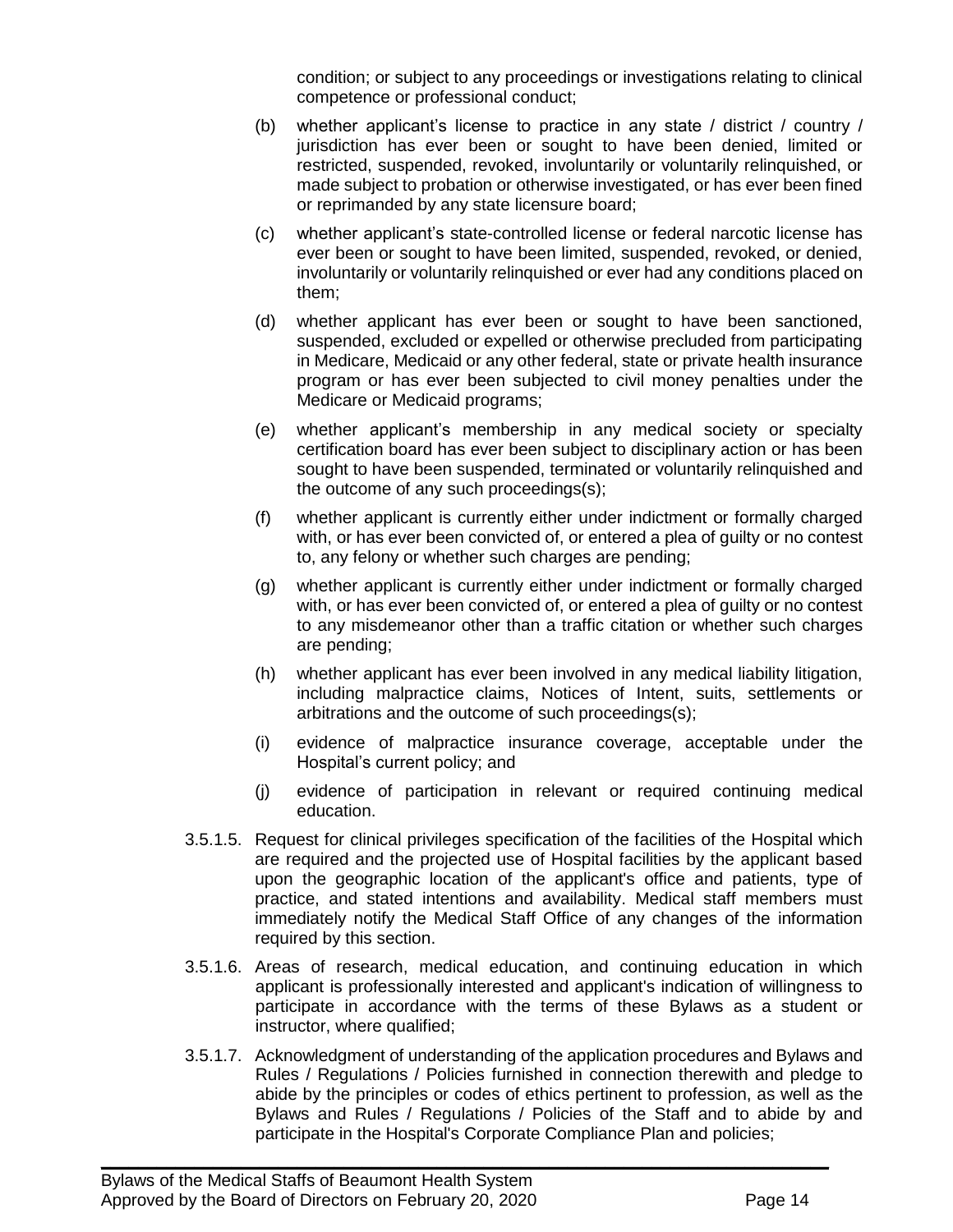condition; or subject to any proceedings or investigations relating to clinical competence or professional conduct;

(b) whether applicant's license to practice in any state / district / country / jurisdiction has ever been or sought to have been denied, limited or restricted, suspended, revoked, involuntarily or voluntarily relinquished, or made subject to probation or otherwise investigated, or has ever been fined or reprimanded by any state licensure board;

(c) whether applicant's state-controlled license or federal narcotic license has ever been or sought to have been limited, suspended, revoked, or denied, involuntarily or voluntarily relinquished or ever had any conditions placed on them;

(d) whether applicant has ever been or sought to have been sanctioned, suspended, excluded or expelled or otherwise precluded from participating in Medicare, Medicaid or any other federal, state or private health insurance program or has ever been subjected to civil money penalties under the Medicare or Medicaid programs;

(e) whether applicant's membership in any medical society or specialty certification board has ever been subject to disciplinary action or has been sought to have been suspended, terminated or voluntarily relinquished and the outcome of any such proceedings(s);

(f) whether applicant is currently either under indictment or formally charged with, or has ever been convicted of, or entered a plea of guilty or no contest to, any felony or whether such charges are pending;

(g) whether applicant is currently either under indictment or formally charged with, or has ever been convicted of, or entered a plea of guilty or no contest to any misdemeanor other than a traffic citation or whether such charges are pending;

(h) whether applicant has ever been involved in any medical liability litigation, including malpractice claims, Notices of Intent, suits, settlements or arbitrations and the outcome of such proceedings(s);

(i) evidence of malpractice insurance coverage, acceptable under the Hospital's current policy; and

(j) evidence of participation in relevant or required continuing medical education.

3.5.1.5. Request for clinical privileges specification of the facilities of the Hospital which are required and the projected use of Hospital facilities by the applicant based upon the geographic location of the applicant's office and patients, type of practice, and stated intentions and availability. Medical staff members must immediately notify the Medical Staff Office of any changes of the information required by this section.

3.5.1.6. Areas of research, medical education, and continuing education in which applicant is professionally interested and applicant's indication of willingness to participate in accordance with the terms of these Bylaws as a student or instructor, where qualified;

3.5.1.7. Acknowledgment of understanding of the application procedures and Bylaws and Rules / Regulations / Policies furnished in connection therewith and pledge to abide by the principles or codes of ethics pertinent to profession, as well as the Bylaws and Rules / Regulations / Policies of the Staff and to abide by and participate in the Hospital's Corporate Compliance Plan and policies;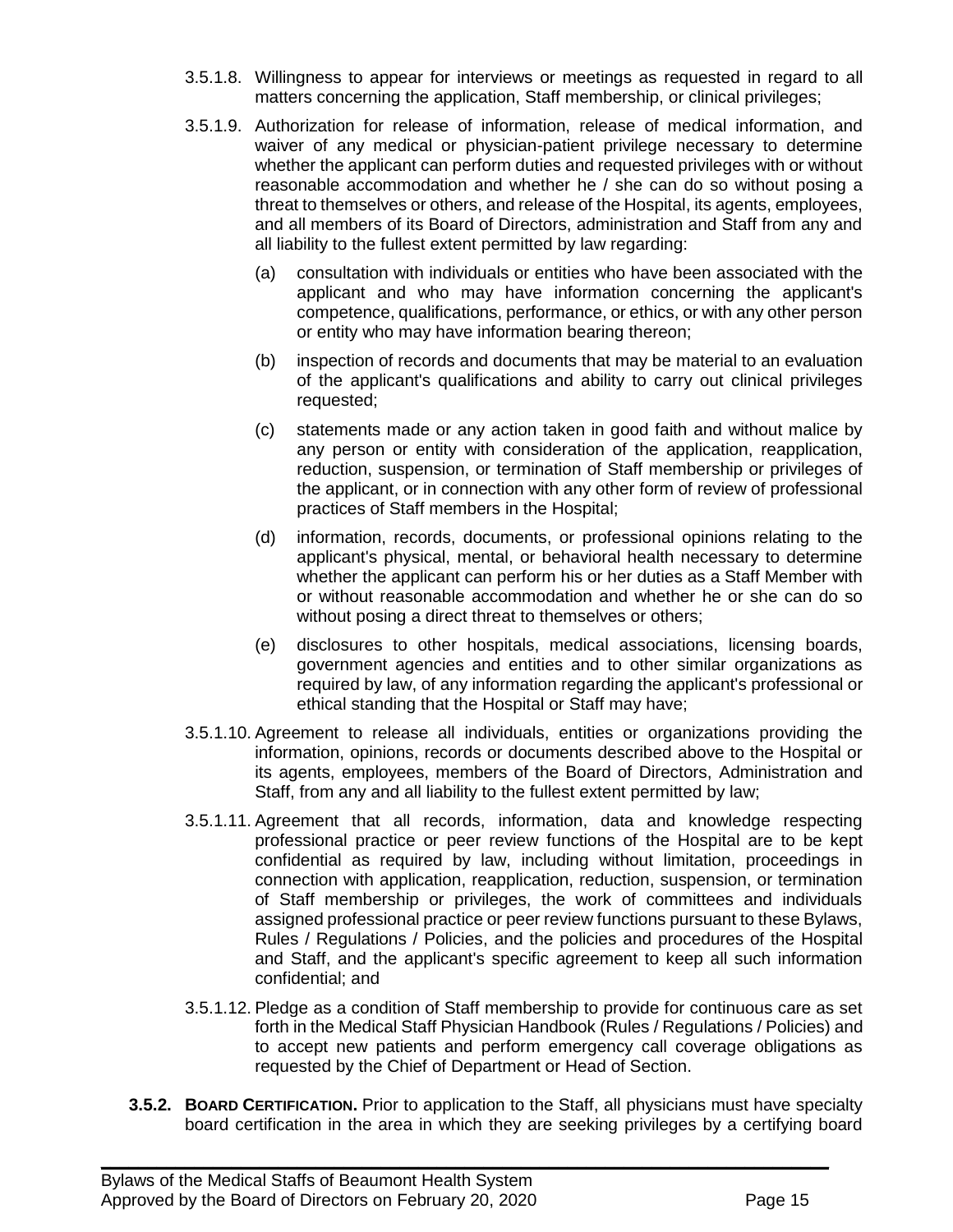3.5.1.8. Willingness to appear for interviews or meetings as requested in regard to all matters concerning the application, Staff membership, or clinical privileges;

3.5.1.9. Authorization for release of information, release of medical information, and waiver of any medical or physician-patient privilege necessary to determine whether the applicant can perform duties and requested privileges with or without reasonable accommodation and whether he / she can do so without posing a threat to themselves or others, and release of the Hospital, its agents, employees, and all members of its Board of Directors, administration and Staff from any and all liability to the fullest extent permitted by law regarding:

(a) consultation with individuals or entities who have been associated with the applicant and who may have information concerning the applicant's competence, qualifications, performance, or ethics, or with any other person or entity who may have information bearing thereon;

(b) inspection of records and documents that may be material to an evaluation of the applicant's qualifications and ability to carry out clinical privileges requested;

(c) statements made or any action taken in good faith and without malice by any person or entity with consideration of the application, reapplication, reduction, suspension, or termination of Staff membership or privileges of the applicant, or in connection with any other form of review of professional practices of Staff members in the Hospital;

(d) information, records, documents, or professional opinions relating to the applicant's physical, mental, or behavioral health necessary to determine whether the applicant can perform his or her duties as a Staff Member with or without reasonable accommodation and whether he or she can do so without posing a direct threat to themselves or others;

(e) disclosures to other hospitals, medical associations, licensing boards, government agencies and entities and to other similar organizations as required by law, of any information regarding the applicant's professional or ethical standing that the Hospital or Staff may have;

3.5.1.10. Agreement to release all individuals, entities or organizations providing the information, opinions, records or documents described above to the Hospital or its agents, employees, members of the Board of Directors, Administration and Staff, from any and all liability to the fullest extent permitted by law;

3.5.1.11. Agreement that all records, information, data and knowledge respecting professional practice or peer review functions of the Hospital are to be kept confidential as required by law, including without limitation, proceedings in connection with application, reapplication, reduction, suspension, or termination of Staff membership or privileges, the work of committees and individuals assigned professional practice or peer review functions pursuant to these Bylaws, Rules / Regulations / Policies, and the policies and procedures of the Hospital and Staff, and the applicant's specific agreement to keep all such information confidential; and

3.5.1.12. Pledge as a condition of Staff membership to provide for continuous care as set forth in the Medical Staff Physician Handbook (Rules / Regulations / Policies) and to accept new patients and perform emergency call coverage obligations as requested by the Chief of Department or Head of Section.

**3.5.2. BOARD CERTIFICATION.** Prior to application to the Staff, all physicians must have specialty board certification in the area in which they are seeking privileges by a certifying board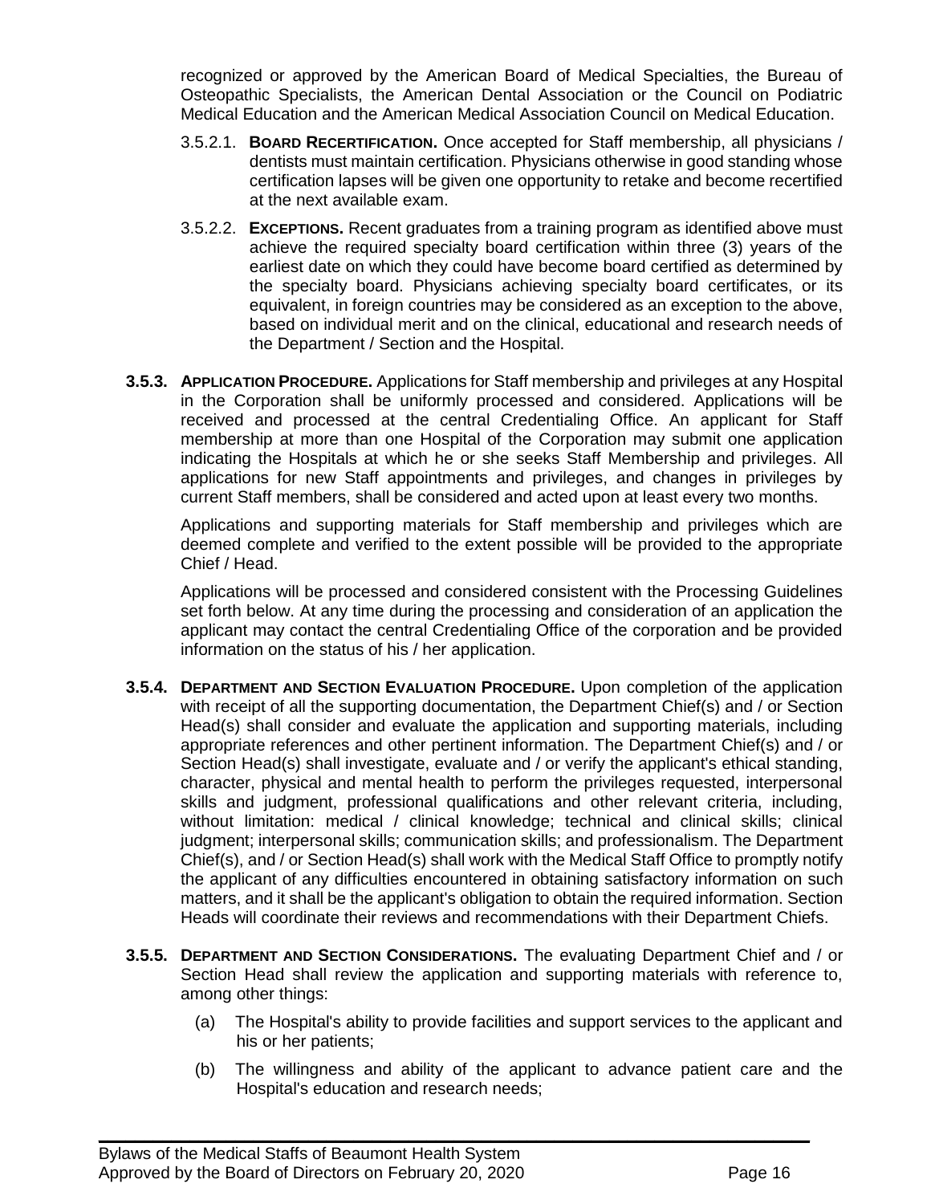recognized or approved by the American Board of Medical Specialties, the Bureau of Osteopathic Specialists, the American Dental Association or the Council on Podiatric Medical Education and the American Medical Association Council on Medical Education.

3.5.2.1. **BOARD RECERTIFICATION.** Once accepted for Staff membership, all physicians / dentists must maintain certification. Physicians otherwise in good standing whose certification lapses will be given one opportunity to retake and become recertified at the next available exam.

3.5.2.2. **EXCEPTIONS.** Recent graduates from a training program as identified above must achieve the required specialty board certification within three (3) years of the earliest date on which they could have become board certified as determined by the specialty board. Physicians achieving specialty board certificates, or its equivalent, in foreign countries may be considered as an exception to the above, based on individual merit and on the clinical, educational and research needs of the Department / Section and the Hospital.

**3.5.3. APPLICATION PROCEDURE.** Applications for Staff membership and privileges at any Hospital in the Corporation shall be uniformly processed and considered. Applications will be received and processed at the central Credentialing Office. An applicant for Staff membership at more than one Hospital of the Corporation may submit one application indicating the Hospitals at which he or she seeks Staff Membership and privileges. All applications for new Staff appointments and privileges, and changes in privileges by current Staff members, shall be considered and acted upon at least every two months.

Applications and supporting materials for Staff membership and privileges which are deemed complete and verified to the extent possible will be provided to the appropriate Chief / Head.

Applications will be processed and considered consistent with the Processing Guidelines set forth below. At any time during the processing and consideration of an application the applicant may contact the central Credentialing Office of the corporation and be provided information on the status of his / her application.

**3.5.4. DEPARTMENT AND SECTION EVALUATION PROCEDURE.** Upon completion of the application with receipt of all the supporting documentation, the Department Chief(s) and / or Section Head(s) shall consider and evaluate the application and supporting materials, including appropriate references and other pertinent information. The Department Chief(s) and / or Section Head(s) shall investigate, evaluate and / or verify the applicant's ethical standing, character, physical and mental health to perform the privileges requested, interpersonal skills and judgment, professional qualifications and other relevant criteria, including, without limitation: medical / clinical knowledge; technical and clinical skills; clinical judgment; interpersonal skills; communication skills; and professionalism. The Department Chief(s), and / or Section Head(s) shall work with the Medical Staff Office to promptly notify the applicant of any difficulties encountered in obtaining satisfactory information on such matters, and it shall be the applicant's obligation to obtain the required information. Section Heads will coordinate their reviews and recommendations with their Department Chiefs.

**3.5.5. DEPARTMENT AND SECTION CONSIDERATIONS.** The evaluating Department Chief and / or Section Head shall review the application and supporting materials with reference to, among other things:

(a) The Hospital's ability to provide facilities and support services to the applicant and his or her patients;

(b) The willingness and ability of the applicant to advance patient care and the Hospital's education and research needs;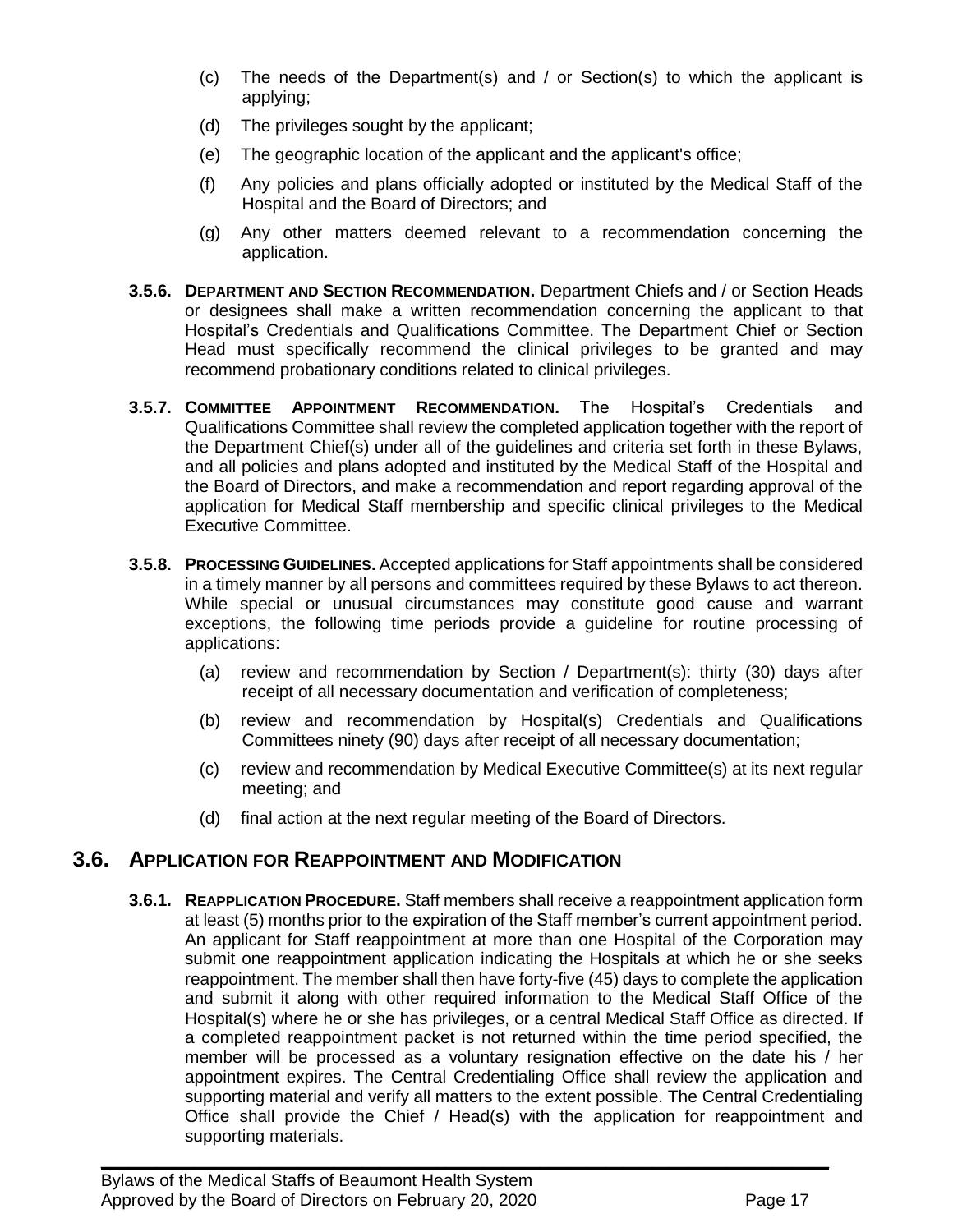(c) The needs of the Department(s) and / or Section(s) to which the applicant is applying;

(d) The privileges sought by the applicant;

(e) The geographic location of the applicant and the applicant's office;

(f) Any policies and plans officially adopted or instituted by the Medical Staff of the Hospital and the Board of Directors; and

(g) Any other matters deemed relevant to a recommendation concerning the application.

**3.5.6. DEPARTMENT AND SECTION RECOMMENDATION.** Department Chiefs and / or Section Heads or designees shall make a written recommendation concerning the applicant to that Hospital's Credentials and Qualifications Committee. The Department Chief or Section Head must specifically recommend the clinical privileges to be granted and may recommend probationary conditions related to clinical privileges.

**3.5.7. COMMITTEE APPOINTMENT RECOMMENDATION.** The Hospital's Credentials and Qualifications Committee shall review the completed application together with the report of the Department Chief(s) under all of the guidelines and criteria set forth in these Bylaws, and all policies and plans adopted and instituted by the Medical Staff of the Hospital and the Board of Directors, and make a recommendation and report regarding approval of the application for Medical Staff membership and specific clinical privileges to the Medical Executive Committee.

**3.5.8. PROCESSING GUIDELINES.** Accepted applications for Staff appointments shall be considered in a timely manner by all persons and committees required by these Bylaws to act thereon. While special or unusual circumstances may constitute good cause and warrant exceptions, the following time periods provide a guideline for routine processing of applications:

(a) review and recommendation by Section / Department(s): thirty (30) days after receipt of all necessary documentation and verification of completeness;

(b) review and recommendation by Hospital(s) Credentials and Qualifications Committees ninety (90) days after receipt of all necessary documentation;

(c) review and recommendation by Medical Executive Committee(s) at its next regular meeting; and

(d) final action at the next regular meeting of the Board of Directors.

## 3.6. APPLICATION FOR REAPPOINTMENT AND MODIFICATION

**3.6.1. REAPPLICATION PROCEDURE.** Staff members shall receive a reappointment application form at least (5) months prior to the expiration of the Staff member's current appointment period. An applicant for Staff reappointment at more than one Hospital of the Corporation may submit one reappointment application indicating the Hospitals at which he or she seeks reappointment. The member shall then have forty-five (45) days to complete the application and submit it along with other required information to the Medical Staff Office of the Hospital(s) where he or she has privileges, or a central Medical Staff Office as directed. If a completed reappointment packet is not returned within the time period specified, the member will be processed as a voluntary resignation effective on the date his / her appointment expires. The Central Credentialing Office shall review the application and supporting material and verify all matters to the extent possible. The Central Credentialing Office shall provide the Chief / Head(s) with the application for reappointment and supporting materials.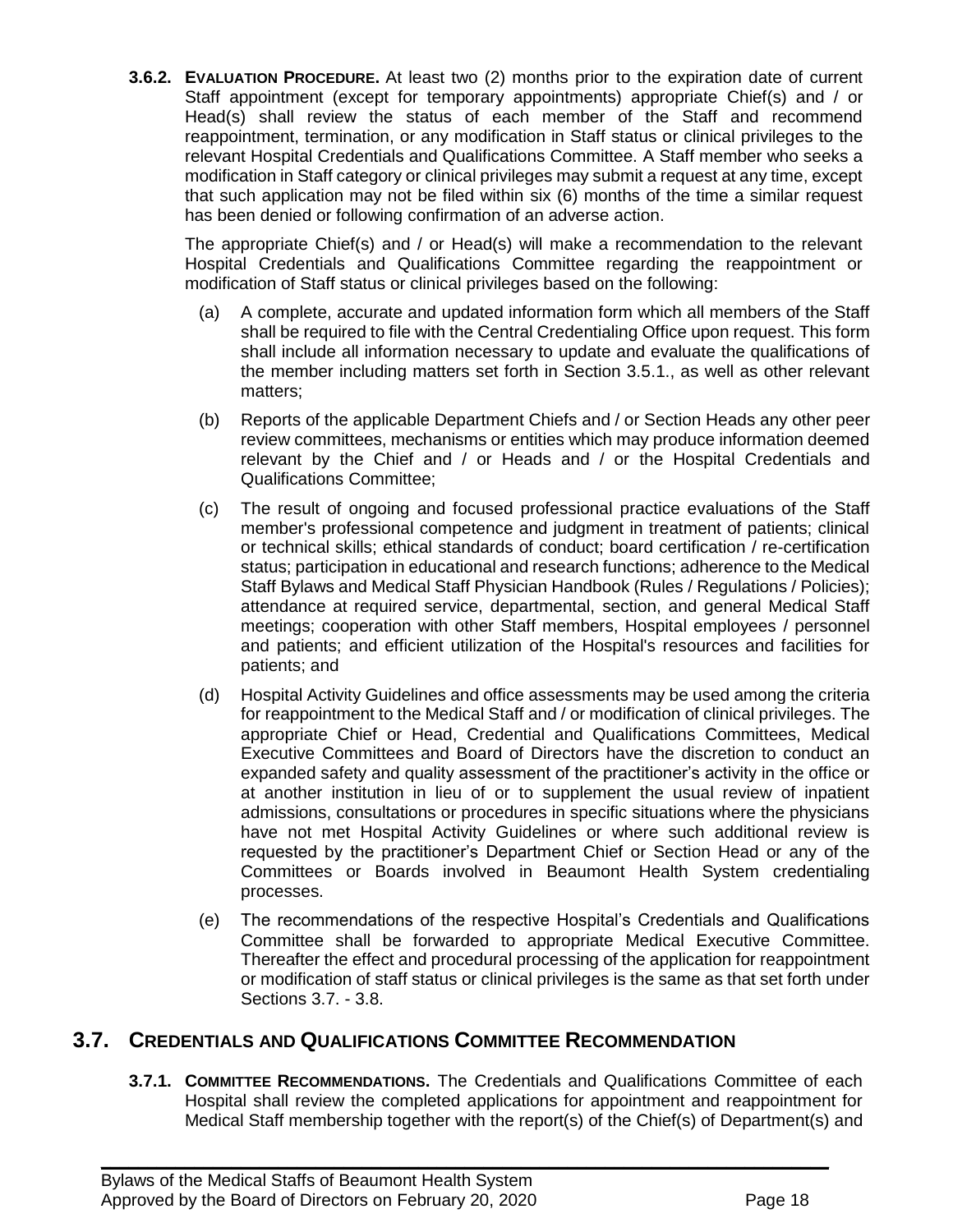**3.6.2. EVALUATION PROCEDURE.** At least two (2) months prior to the expiration date of current Staff appointment (except for temporary appointments) appropriate Chief(s) and / or Head(s) shall review the status of each member of the Staff and recommend reappointment, termination, or any modification in Staff status or clinical privileges to the relevant Hospital Credentials and Qualifications Committee. A Staff member who seeks a modification in Staff category or clinical privileges may submit a request at any time, except that such application may not be filed within six (6) months of the time a similar request has been denied or following confirmation of an adverse action.

The appropriate Chief(s) and / or Head(s) will make a recommendation to the relevant Hospital Credentials and Qualifications Committee regarding the reappointment or modification of Staff status or clinical privileges based on the following:

(a) A complete, accurate and updated information form which all members of the Staff shall be required to file with the Central Credentialing Office upon request. This form shall include all information necessary to update and evaluate the qualifications of the member including matters set forth in Section 3.5.1., as well as other relevant matters;

(b) Reports of the applicable Department Chiefs and / or Section Heads any other peer review committees, mechanisms or entities which may produce information deemed relevant by the Chief and / or Heads and / or the Hospital Credentials and Qualifications Committee;

(c) The result of ongoing and focused professional practice evaluations of the Staff member's professional competence and judgment in treatment of patients; clinical or technical skills; ethical standards of conduct; board certification / re-certification status; participation in educational and research functions; adherence to the Medical Staff Bylaws and Medical Staff Physician Handbook (Rules / Regulations / Policies); attendance at required service, departmental, section, and general Medical Staff meetings; cooperation with other Staff members, Hospital employees / personnel and patients; and efficient utilization of the Hospital's resources and facilities for patients; and

(d) Hospital Activity Guidelines and office assessments may be used among the criteria for reappointment to the Medical Staff and / or modification of clinical privileges. The appropriate Chief or Head, Credential and Qualifications Committees, Medical Executive Committees and Board of Directors have the discretion to conduct an expanded safety and quality assessment of the practitioner's activity in the office or at another institution in lieu of or to supplement the usual review of inpatient admissions, consultations or procedures in specific situations where the physicians have not met Hospital Activity Guidelines or where such additional review is requested by the practitioner's Department Chief or Section Head or any of the Committees or Boards involved in Beaumont Health System credentialing processes.

(e) The recommendations of the respective Hospital's Credentials and Qualifications Committee shall be forwarded to appropriate Medical Executive Committee. Thereafter the effect and procedural processing of the application for reappointment or modification of staff status or clinical privileges is the same as that set forth under Sections 3.7. - 3.8.

## 3.7. CREDENTIALS AND QUALIFICATIONS COMMITTEE RECOMMENDATION

**3.7.1. COMMITTEE RECOMMENDATIONS.** The Credentials and Qualifications Committee of each Hospital shall review the completed applications for appointment and reappointment for Medical Staff membership together with the report(s) of the Chief(s) of Department(s) and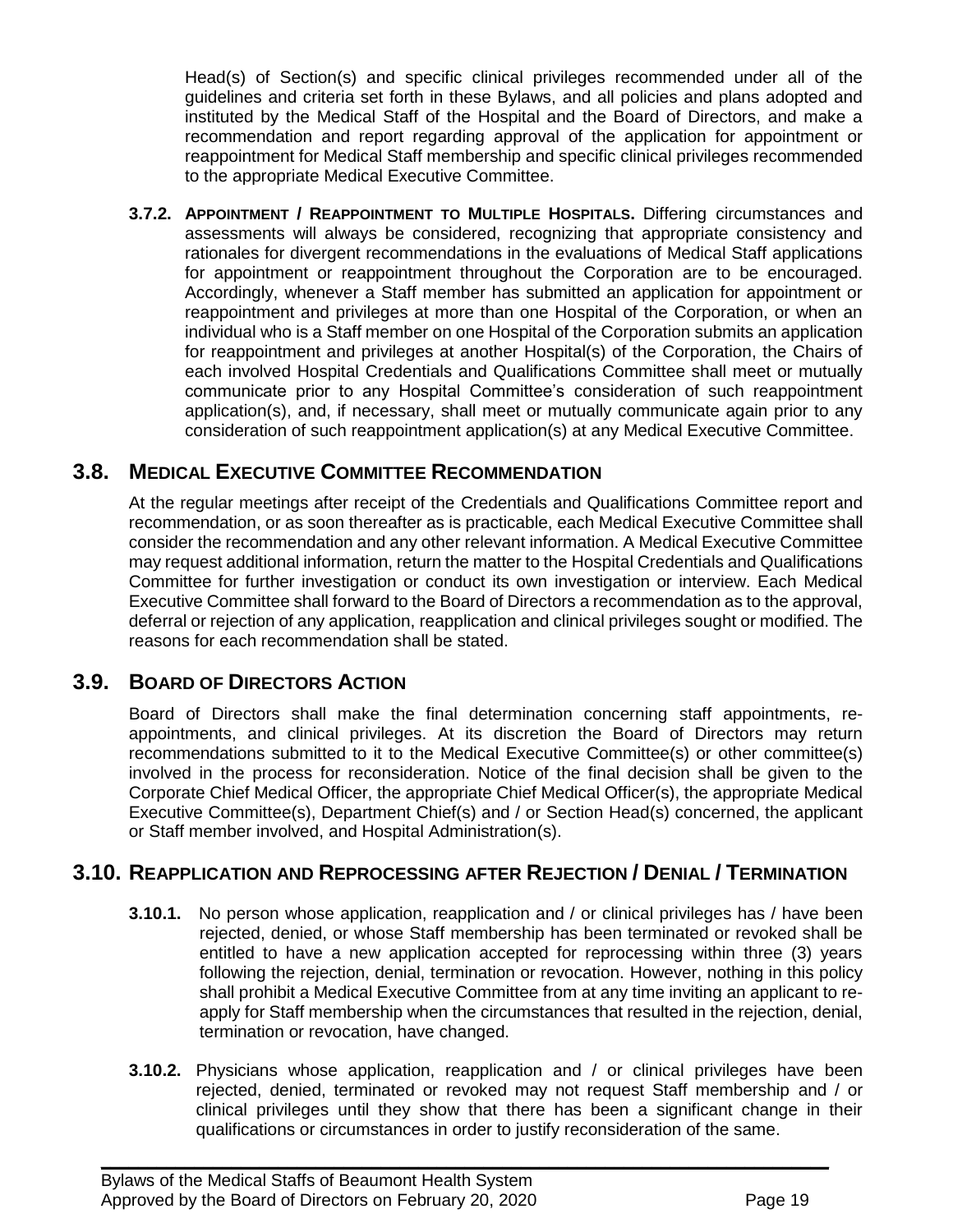Head(s) of Section(s) and specific clinical privileges recommended under all of the guidelines and criteria set forth in these Bylaws, and all policies and plans adopted and instituted by the Medical Staff of the Hospital and the Board of Directors, and make a recommendation and report regarding approval of the application for appointment or reappointment for Medical Staff membership and specific clinical privileges recommended to the appropriate Medical Executive Committee.

**3.7.2. APPOINTMENT / REAPPOINTMENT TO MULTIPLE HOSPITALS.** Differing circumstances and assessments will always be considered, recognizing that appropriate consistency and rationales for divergent recommendations in the evaluations of Medical Staff applications for appointment or reappointment throughout the Corporation are to be encouraged. Accordingly, whenever a Staff member has submitted an application for appointment or reappointment and privileges at more than one Hospital of the Corporation, or when an individual who is a Staff member on one Hospital of the Corporation submits an application for reappointment and privileges at another Hospital(s) of the Corporation, the Chairs of each involved Hospital Credentials and Qualifications Committee shall meet or mutually communicate prior to any Hospital Committee's consideration of such reappointment application(s), and, if necessary, shall meet or mutually communicate again prior to any consideration of such reappointment application(s) at any Medical Executive Committee.

## 3.8. MEDICAL EXECUTIVE COMMITTEE RECOMMENDATION

At the regular meetings after receipt of the Credentials and Qualifications Committee report and recommendation, or as soon thereafter as is practicable, each Medical Executive Committee shall consider the recommendation and any other relevant information. A Medical Executive Committee may request additional information, return the matter to the Hospital Credentials and Qualifications Committee for further investigation or conduct its own investigation or interview. Each Medical Executive Committee shall forward to the Board of Directors a recommendation as to the approval, deferral or rejection of any application, reapplication and clinical privileges sought or modified. The reasons for each recommendation shall be stated.

## 3.9. BOARD OF DIRECTORS ACTION

Board of Directors shall make the final determination concerning staff appointments, re-appointments, and clinical privileges. At its discretion the Board of Directors may return recommendations submitted to it to the Medical Executive Committee(s) or other committee(s) involved in the process for reconsideration. Notice of the final decision shall be given to the Corporate Chief Medical Officer, the appropriate Chief Medical Officer(s), the appropriate Medical Executive Committee(s), Department Chief(s) and / or Section Head(s) concerned, the applicant or Staff member involved, and Hospital Administration(s).

## 3.10. REAPPLICATION AND REPROCESSING AFTER REJECTION / DENIAL / TERMINATION

**3.10.1.** No person whose application, reapplication and / or clinical privileges has / have been rejected, denied, or whose Staff membership has been terminated or revoked shall be entitled to have a new application accepted for reprocessing within three (3) years following the rejection, denial, termination or revocation. However, nothing in this policy shall prohibit a Medical Executive Committee from at any time inviting an applicant to re-apply for Staff membership when the circumstances that resulted in the rejection, denial, termination or revocation, have changed.

**3.10.2.** Physicians whose application, reapplication and / or clinical privileges have been rejected, denied, terminated or revoked may not request Staff membership and / or clinical privileges until they show that there has been a significant change in their qualifications or circumstances in order to justify reconsideration of the same.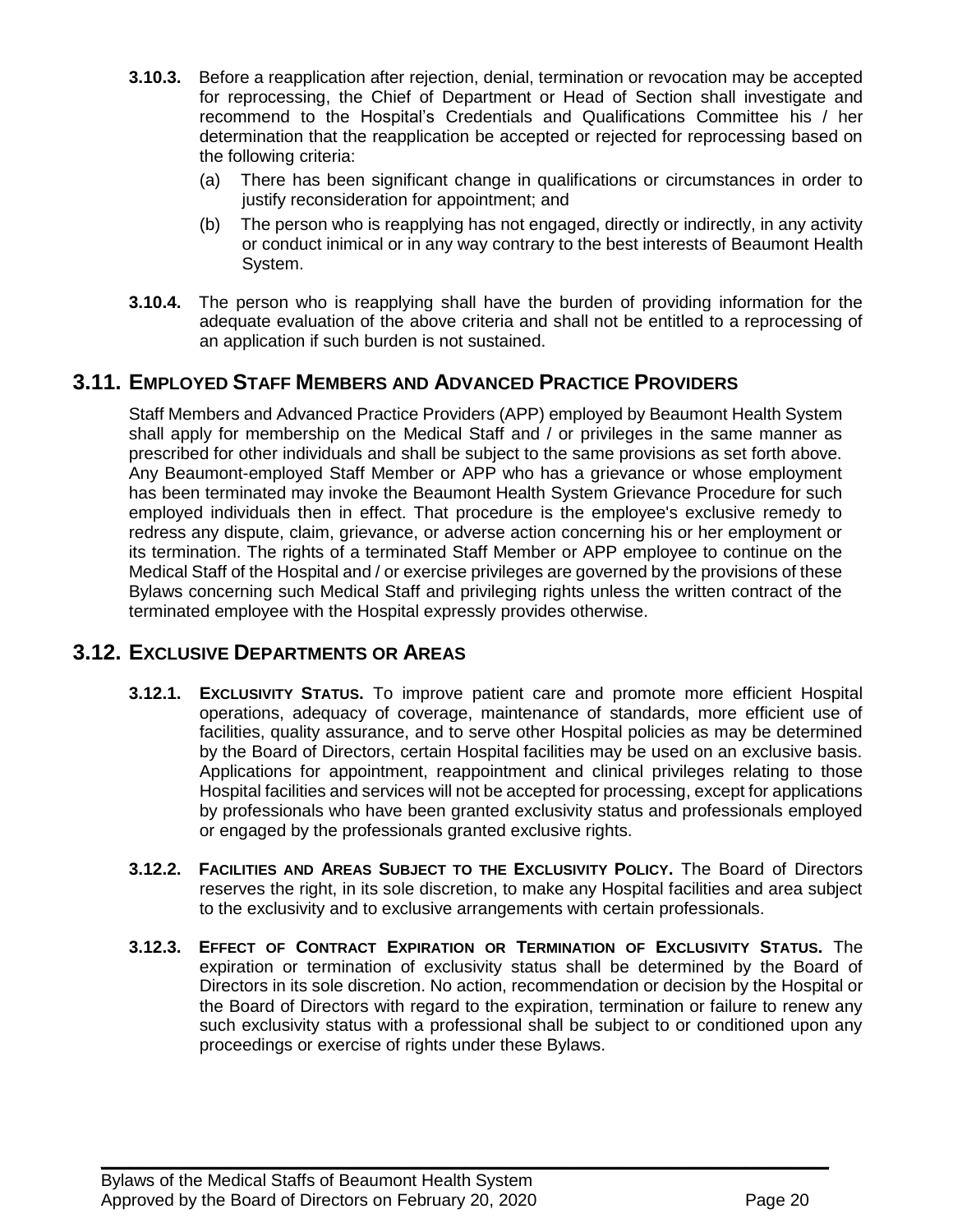**3.10.3.** Before a reapplication after rejection, denial, termination or revocation may be accepted for reprocessing, the Chief of Department or Head of Section shall investigate and recommend to the Hospital's Credentials and Qualifications Committee his / her determination that the reapplication be accepted or rejected for reprocessing based on the following criteria:

(a) There has been significant change in qualifications or circumstances in order to justify reconsideration for appointment; and

(b) The person who is reapplying has not engaged, directly or indirectly, in any activity or conduct inimical or in any way contrary to the best interests of Beaumont Health System.

**3.10.4.** The person who is reapplying shall have the burden of providing information for the adequate evaluation of the above criteria and shall not be entitled to a reprocessing of an application if such burden is not sustained.

## 3.11. Employed Staff Members and Advanced Practice Providers

Staff Members and Advanced Practice Providers (APP) employed by Beaumont Health System shall apply for membership on the Medical Staff and / or privileges in the same manner as prescribed for other individuals and shall be subject to the same provisions as set forth above. Any Beaumont-employed Staff Member or APP who has a grievance or whose employment has been terminated may invoke the Beaumont Health System Grievance Procedure for such employed individuals then in effect. That procedure is the employee's exclusive remedy to redress any dispute, claim, grievance, or adverse action concerning his or her employment or its termination. The rights of a terminated Staff Member or APP employee to continue on the Medical Staff of the Hospital and / or exercise privileges are governed by the provisions of these Bylaws concerning such Medical Staff and privileging rights unless the written contract of the terminated employee with the Hospital expressly provides otherwise.

## 3.12. Exclusive Departments or Areas

**3.12.1. Exclusivity Status.** To improve patient care and promote more efficient Hospital operations, adequacy of coverage, maintenance of standards, more efficient use of facilities, quality assurance, and to serve other Hospital policies as may be determined by the Board of Directors, certain Hospital facilities may be used on an exclusive basis. Applications for appointment, reappointment and clinical privileges relating to those Hospital facilities and services will not be accepted for processing, except for applications by professionals who have been granted exclusivity status and professionals employed or engaged by the professionals granted exclusive rights.

**3.12.2. Facilities and Areas Subject to the Exclusivity Policy.** The Board of Directors reserves the right, in its sole discretion, to make any Hospital facilities and area subject to the exclusivity and to exclusive arrangements with certain professionals.

**3.12.3. Effect of Contract Expiration or Termination of Exclusivity Status.** The expiration or termination of exclusivity status shall be determined by the Board of Directors in its sole discretion. No action, recommendation or decision by the Hospital or the Board of Directors with regard to the expiration, termination or failure to renew any such exclusivity status with a professional shall be subject to or conditioned upon any proceedings or exercise of rights under these Bylaws.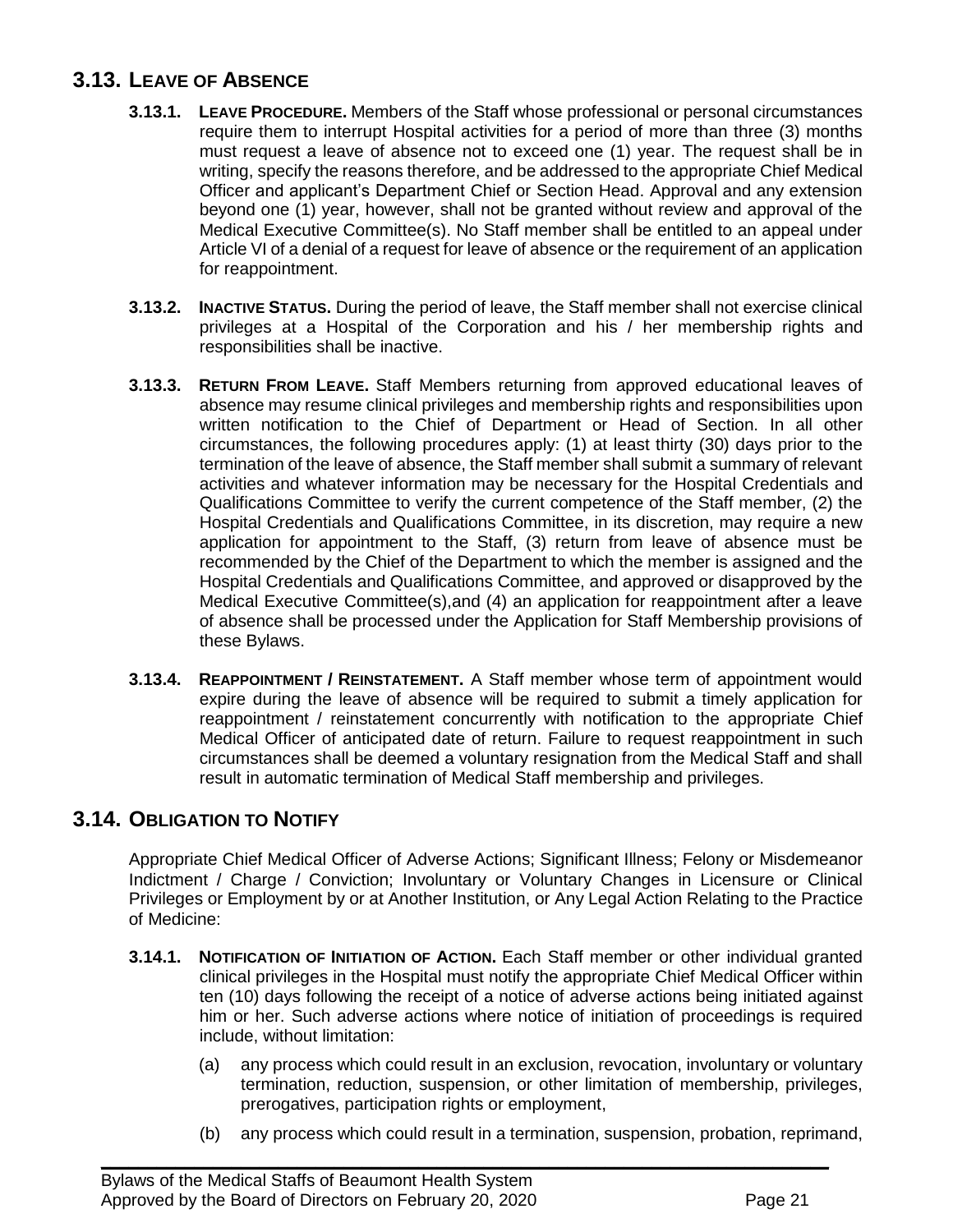## 3.13. LEAVE OF ABSENCE

**3.13.1. LEAVE PROCEDURE.** Members of the Staff whose professional or personal circumstances require them to interrupt Hospital activities for a period of more than three (3) months must request a leave of absence not to exceed one (1) year. The request shall be in writing, specify the reasons therefore, and be addressed to the appropriate Chief Medical Officer and applicant's Department Chief or Section Head. Approval and any extension beyond one (1) year, however, shall not be granted without review and approval of the Medical Executive Committee(s). No Staff member shall be entitled to an appeal under Article VI of a denial of a request for leave of absence or the requirement of an application for reappointment.

**3.13.2. INACTIVE STATUS.** During the period of leave, the Staff member shall not exercise clinical privileges at a Hospital of the Corporation and his / her membership rights and responsibilities shall be inactive.

**3.13.3. RETURN FROM LEAVE.** Staff Members returning from approved educational leaves of absence may resume clinical privileges and membership rights and responsibilities upon written notification to the Chief of Department or Head of Section. In all other circumstances, the following procedures apply: (1) at least thirty (30) days prior to the termination of the leave of absence, the Staff member shall submit a summary of relevant activities and whatever information may be necessary for the Hospital Credentials and Qualifications Committee to verify the current competence of the Staff member, (2) the Hospital Credentials and Qualifications Committee, in its discretion, may require a new application for appointment to the Staff, (3) return from leave of absence must be recommended by the Chief of the Department to which the member is assigned and the Hospital Credentials and Qualifications Committee, and approved or disapproved by the Medical Executive Committee(s),and (4) an application for reappointment after a leave of absence shall be processed under the Application for Staff Membership provisions of these Bylaws.

**3.13.4. REAPPOINTMENT / REINSTATEMENT.** A Staff member whose term of appointment would expire during the leave of absence will be required to submit a timely application for reappointment / reinstatement concurrently with notification to the appropriate Chief Medical Officer of anticipated date of return. Failure to request reappointment in such circumstances shall be deemed a voluntary resignation from the Medical Staff and shall result in automatic termination of Medical Staff membership and privileges.

## 3.14. OBLIGATION TO NOTIFY

Appropriate Chief Medical Officer of Adverse Actions; Significant Illness; Felony or Misdemeanor Indictment / Charge / Conviction; Involuntary or Voluntary Changes in Licensure or Clinical Privileges or Employment by or at Another Institution, or Any Legal Action Relating to the Practice of Medicine:

**3.14.1. NOTIFICATION OF INITIATION OF ACTION.** Each Staff member or other individual granted clinical privileges in the Hospital must notify the appropriate Chief Medical Officer within ten (10) days following the receipt of a notice of adverse actions being initiated against him or her. Such adverse actions where notice of initiation of proceedings is required include, without limitation:

(a) any process which could result in an exclusion, revocation, involuntary or voluntary termination, reduction, suspension, or other limitation of membership, privileges, prerogatives, participation rights or employment,

(b) any process which could result in a termination, suspension, probation, reprimand,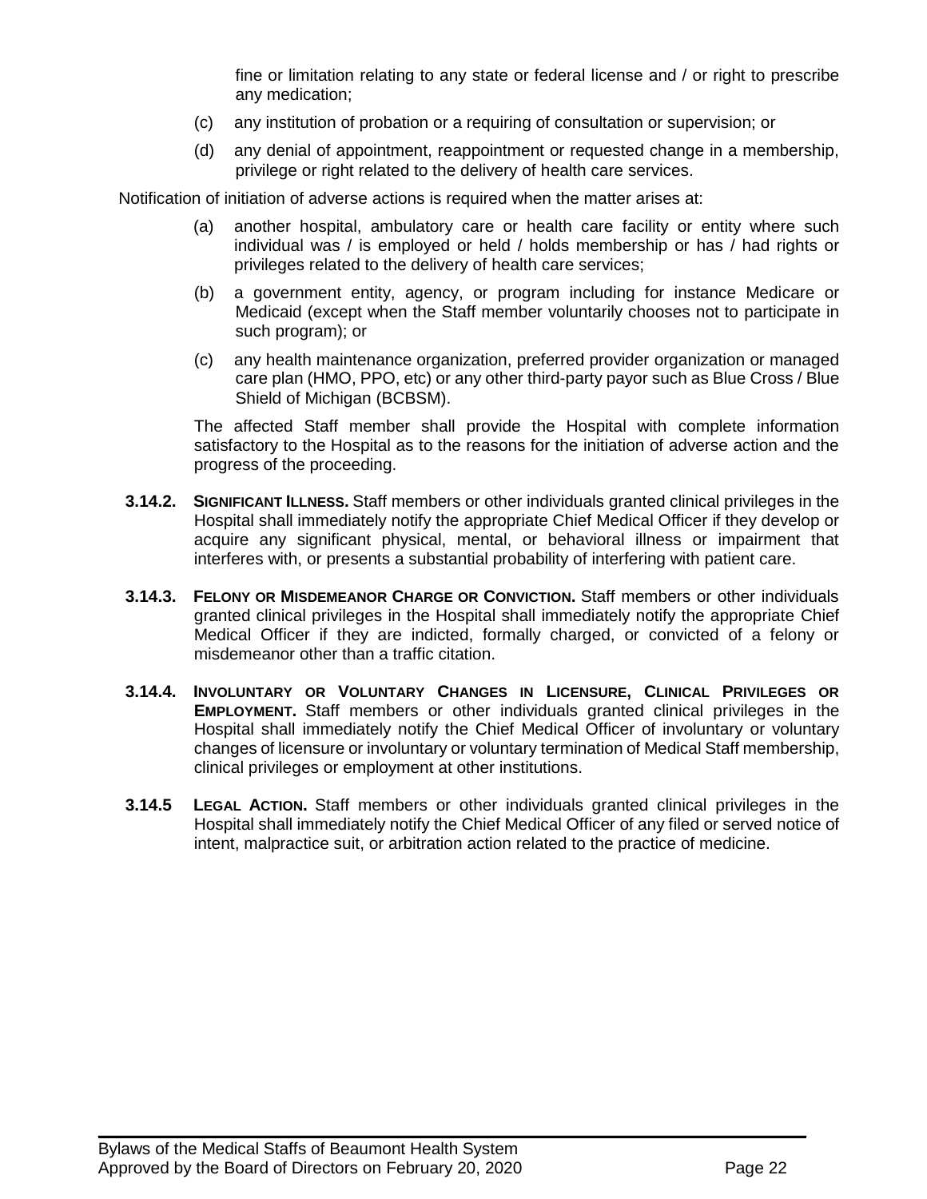fine or limitation relating to any state or federal license and / or right to prescribe any medication;

(c) any institution of probation or a requiring of consultation or supervision; or

(d) any denial of appointment, reappointment or requested change in a membership, privilege or right related to the delivery of health care services.

Notification of initiation of adverse actions is required when the matter arises at:

(a) another hospital, ambulatory care or health care facility or entity where such individual was / is employed or held / holds membership or has / had rights or privileges related to the delivery of health care services;

(b) a government entity, agency, or program including for instance Medicare or Medicaid (except when the Staff member voluntarily chooses not to participate in such program); or

(c) any health maintenance organization, preferred provider organization or managed care plan (HMO, PPO, etc) or any other third-party payor such as Blue Cross / Blue Shield of Michigan (BCBSM).

The affected Staff member shall provide the Hospital with complete information satisfactory to the Hospital as to the reasons for the initiation of adverse action and the progress of the proceeding.

**3.14.2. SIGNIFICANT ILLNESS.** Staff members or other individuals granted clinical privileges in the Hospital shall immediately notify the appropriate Chief Medical Officer if they develop or acquire any significant physical, mental, or behavioral illness or impairment that interferes with, or presents a substantial probability of interfering with patient care.

**3.14.3. FELONY OR MISDEMEANOR CHARGE OR CONVICTION.** Staff members or other individuals granted clinical privileges in the Hospital shall immediately notify the appropriate Chief Medical Officer if they are indicted, formally charged, or convicted of a felony or misdemeanor other than a traffic citation.

**3.14.4. INVOLUNTARY OR VOLUNTARY CHANGES IN LICENSURE, CLINICAL PRIVILEGES OR EMPLOYMENT.** Staff members or other individuals granted clinical privileges in the Hospital shall immediately notify the Chief Medical Officer of involuntary or voluntary changes of licensure or involuntary or voluntary termination of Medical Staff membership, clinical privileges or employment at other institutions.

**3.14.5 LEGAL ACTION.** Staff members or other individuals granted clinical privileges in the Hospital shall immediately notify the Chief Medical Officer of any filed or served notice of intent, malpractice suit, or arbitration action related to the practice of medicine.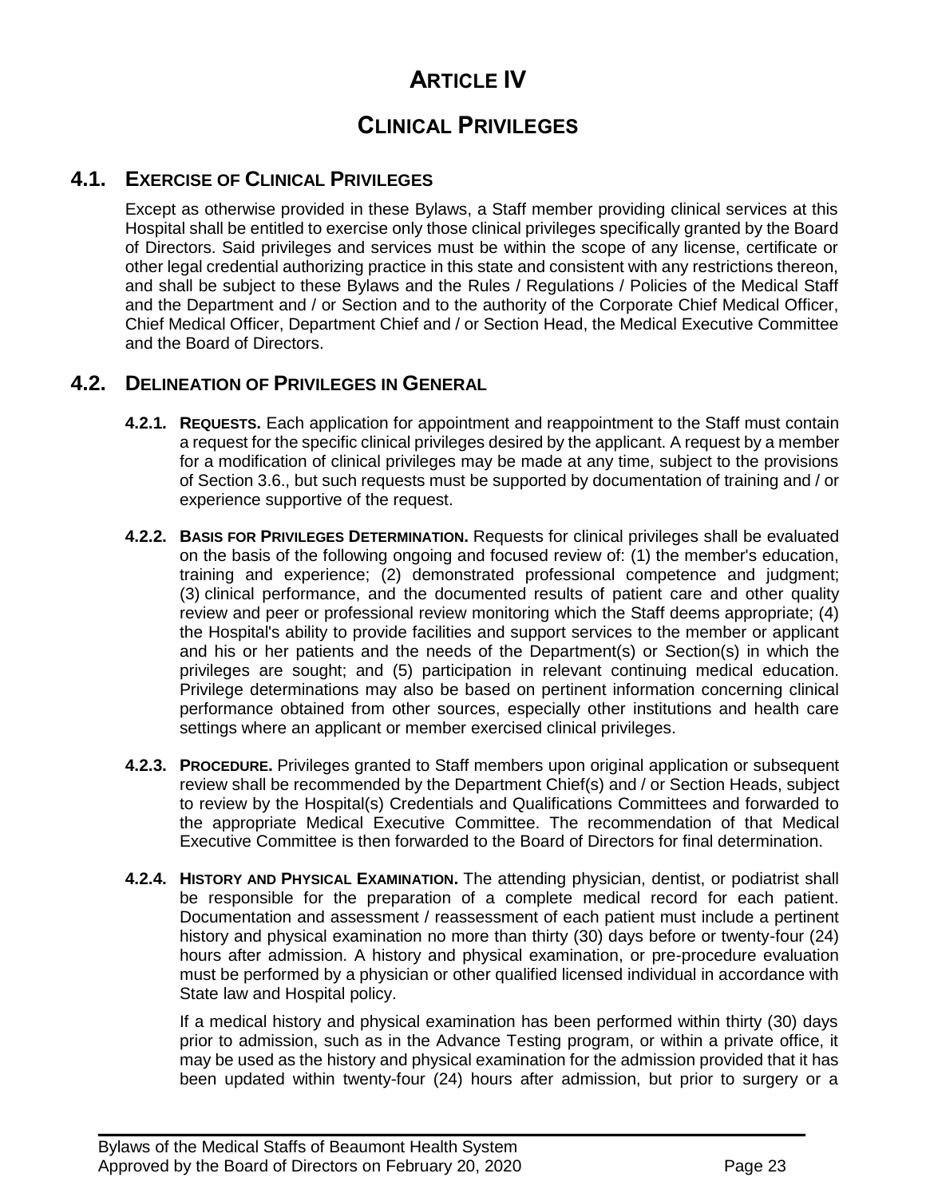# ARTICLE IV

# CLINICAL PRIVILEGES

## 4.1. EXERCISE OF CLINICAL PRIVILEGES

Except as otherwise provided in these Bylaws, a Staff member providing clinical services at this Hospital shall be entitled to exercise only those clinical privileges specifically granted by the Board of Directors. Said privileges and services must be within the scope of any license, certificate or other legal credential authorizing practice in this state and consistent with any restrictions thereon, and shall be subject to these Bylaws and the Rules / Regulations / Policies of the Medical Staff and the Department and / or Section and to the authority of the Corporate Chief Medical Officer, Chief Medical Officer, Department Chief and / or Section Head, the Medical Executive Committee and the Board of Directors.

## 4.2. DELINEATION OF PRIVILEGES IN GENERAL

**4.2.1. REQUESTS.** Each application for appointment and reappointment to the Staff must contain a request for the specific clinical privileges desired by the applicant. A request by a member for a modification of clinical privileges may be made at any time, subject to the provisions of Section 3.6., but such requests must be supported by documentation of training and / or experience supportive of the request.

**4.2.2. BASIS FOR PRIVILEGES DETERMINATION.** Requests for clinical privileges shall be evaluated on the basis of the following ongoing and focused review of: (1) the member's education, training and experience; (2) demonstrated professional competence and judgment; (3) clinical performance, and the documented results of patient care and other quality review and peer or professional review monitoring which the Staff deems appropriate; (4) the Hospital's ability to provide facilities and support services to the member or applicant and his or her patients and the needs of the Department(s) or Section(s) in which the privileges are sought; and (5) participation in relevant continuing medical education. Privilege determinations may also be based on pertinent information concerning clinical performance obtained from other sources, especially other institutions and health care settings where an applicant or member exercised clinical privileges.

**4.2.3. PROCEDURE.** Privileges granted to Staff members upon original application or subsequent review shall be recommended by the Department Chief(s) and / or Section Heads, subject to review by the Hospital(s) Credentials and Qualifications Committees and forwarded to the appropriate Medical Executive Committee. The recommendation of that Medical Executive Committee is then forwarded to the Board of Directors for final determination.

**4.2.4. HISTORY AND PHYSICAL EXAMINATION.** The attending physician, dentist, or podiatrist shall be responsible for the preparation of a complete medical record for each patient. Documentation and assessment / reassessment of each patient must include a pertinent history and physical examination no more than thirty (30) days before or twenty-four (24) hours after admission. A history and physical examination, or pre-procedure evaluation must be performed by a physician or other qualified licensed individual in accordance with State law and Hospital policy.

If a medical history and physical examination has been performed within thirty (30) days prior to admission, such as in the Advance Testing program, or within a private office, it may be used as the history and physical examination for the admission provided that it has been updated within twenty-four (24) hours after admission, but prior to surgery or a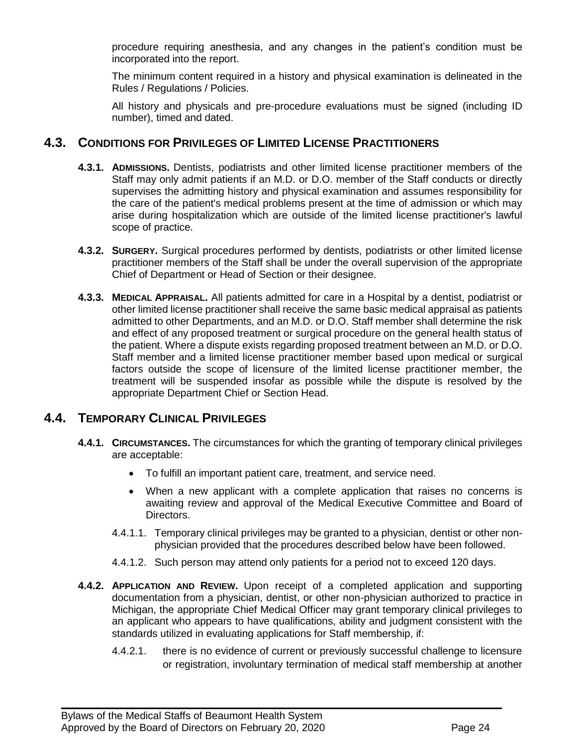procedure requiring anesthesia, and any changes in the patient's condition must be incorporated into the report.

The minimum content required in a history and physical examination is delineated in the Rules / Regulations / Policies.

All history and physicals and pre-procedure evaluations must be signed (including ID number), timed and dated.

## 4.3. Conditions for Privileges of Limited License Practitioners

**4.3.1. Admissions.** Dentists, podiatrists and other limited license practitioner members of the Staff may only admit patients if an M.D. or D.O. member of the Staff conducts or directly supervises the admitting history and physical examination and assumes responsibility for the care of the patient's medical problems present at the time of admission or which may arise during hospitalization which are outside of the limited license practitioner's lawful scope of practice.

**4.3.2. Surgery.** Surgical procedures performed by dentists, podiatrists or other limited license practitioner members of the Staff shall be under the overall supervision of the appropriate Chief of Department or Head of Section or their designee.

**4.3.3. Medical Appraisal.** All patients admitted for care in a Hospital by a dentist, podiatrist or other limited license practitioner shall receive the same basic medical appraisal as patients admitted to other Departments, and an M.D. or D.O. Staff member shall determine the risk and effect of any proposed treatment or surgical procedure on the general health status of the patient. Where a dispute exists regarding proposed treatment between an M.D. or D.O. Staff member and a limited license practitioner member based upon medical or surgical factors outside the scope of licensure of the limited license practitioner member, the treatment will be suspended insofar as possible while the dispute is resolved by the appropriate Department Chief or Section Head.

## 4.4. Temporary Clinical Privileges

**4.4.1. Circumstances.** The circumstances for which the granting of temporary clinical privileges are acceptable:

- To fulfill an important patient care, treatment, and service need.
- When a new applicant with a complete application that raises no concerns is awaiting review and approval of the Medical Executive Committee and Board of Directors.

4.4.1.1. Temporary clinical privileges may be granted to a physician, dentist or other non-physician provided that the procedures described below have been followed.

4.4.1.2. Such person may attend only patients for a period not to exceed 120 days.

**4.4.2. Application and Review.** Upon receipt of a completed application and supporting documentation from a physician, dentist, or other non-physician authorized to practice in Michigan, the appropriate Chief Medical Officer may grant temporary clinical privileges to an applicant who appears to have qualifications, ability and judgment consistent with the standards utilized in evaluating applications for Staff membership, if:

4.4.2.1. there is no evidence of current or previously successful challenge to licensure or registration, involuntary termination of medical staff membership at another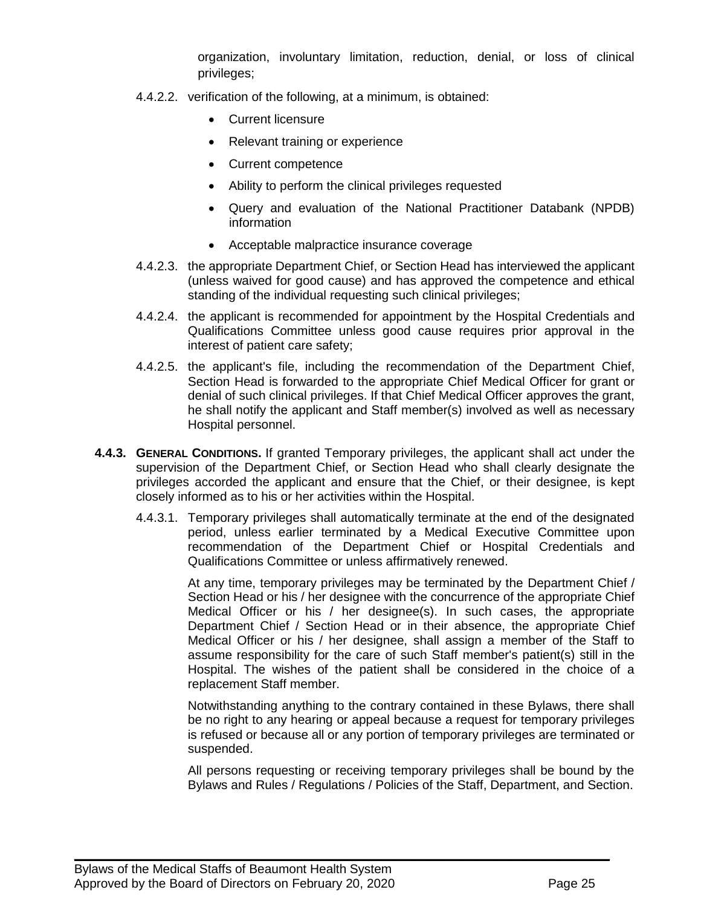organization, involuntary limitation, reduction, denial, or loss of clinical privileges;

4.4.2.2. verification of the following, at a minimum, is obtained:

- Current licensure
- Relevant training or experience
- Current competence
- Ability to perform the clinical privileges requested
- Query and evaluation of the National Practitioner Databank (NPDB) information
- Acceptable malpractice insurance coverage

4.4.2.3. the appropriate Department Chief, or Section Head has interviewed the applicant (unless waived for good cause) and has approved the competence and ethical standing of the individual requesting such clinical privileges;

4.4.2.4. the applicant is recommended for appointment by the Hospital Credentials and Qualifications Committee unless good cause requires prior approval in the interest of patient care safety;

4.4.2.5. the applicant's file, including the recommendation of the Department Chief, Section Head is forwarded to the appropriate Chief Medical Officer for grant or denial of such clinical privileges. If that Chief Medical Officer approves the grant, he shall notify the applicant and Staff member(s) involved as well as necessary Hospital personnel.

**4.4.3. GENERAL CONDITIONS.** If granted Temporary privileges, the applicant shall act under the supervision of the Department Chief, or Section Head who shall clearly designate the privileges accorded the applicant and ensure that the Chief, or their designee, is kept closely informed as to his or her activities within the Hospital.

4.4.3.1. Temporary privileges shall automatically terminate at the end of the designated period, unless earlier terminated by a Medical Executive Committee upon recommendation of the Department Chief or Hospital Credentials and Qualifications Committee or unless affirmatively renewed.

At any time, temporary privileges may be terminated by the Department Chief / Section Head or his / her designee with the concurrence of the appropriate Chief Medical Officer or his / her designee(s). In such cases, the appropriate Department Chief / Section Head or in their absence, the appropriate Chief Medical Officer or his / her designee, shall assign a member of the Staff to assume responsibility for the care of such Staff member's patient(s) still in the Hospital. The wishes of the patient shall be considered in the choice of a replacement Staff member.

Notwithstanding anything to the contrary contained in these Bylaws, there shall be no right to any hearing or appeal because a request for temporary privileges is refused or because all or any portion of temporary privileges are terminated or suspended.

All persons requesting or receiving temporary privileges shall be bound by the Bylaws and Rules / Regulations / Policies of the Staff, Department, and Section.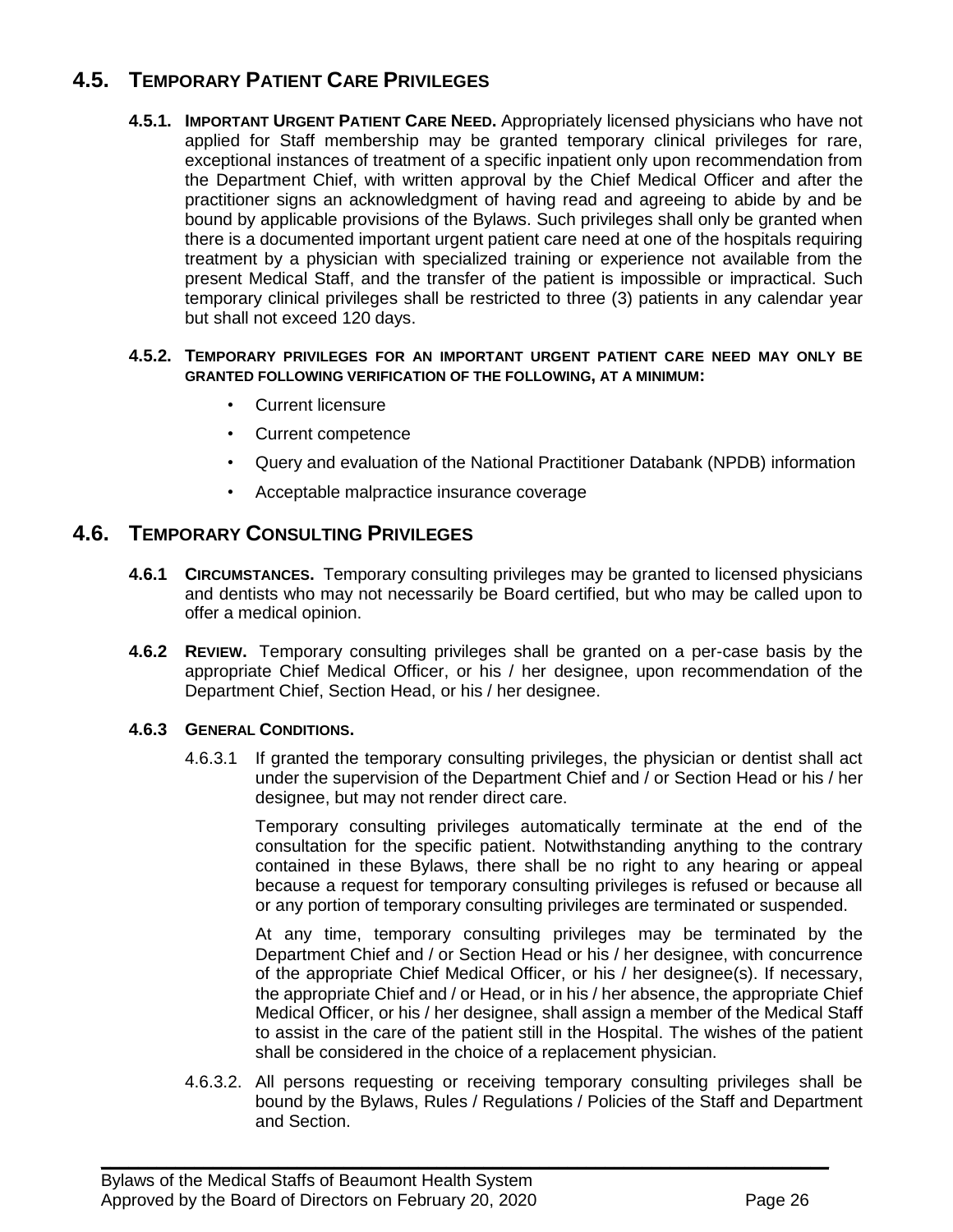## 4.5. Temporary Patient Care Privileges

**4.5.1. Important Urgent Patient Care Need.** Appropriately licensed physicians who have not applied for Staff membership may be granted temporary clinical privileges for rare, exceptional instances of treatment of a specific inpatient only upon recommendation from the Department Chief, with written approval by the Chief Medical Officer and after the practitioner signs an acknowledgment of having read and agreeing to abide by and be bound by applicable provisions of the Bylaws. Such privileges shall only be granted when there is a documented important urgent patient care need at one of the hospitals requiring treatment by a physician with specialized training or experience not available from the present Medical Staff, and the transfer of the patient is impossible or impractical. Such temporary clinical privileges shall be restricted to three (3) patients in any calendar year but shall not exceed 120 days.

**4.5.2. Temporary privileges for an important urgent patient care need may only be granted following verification of the following, at a minimum:**

- Current licensure
- Current competence
- Query and evaluation of the National Practitioner Databank (NPDB) information
- Acceptable malpractice insurance coverage

## 4.6. Temporary Consulting Privileges

**4.6.1 Circumstances.** Temporary consulting privileges may be granted to licensed physicians and dentists who may not necessarily be Board certified, but who may be called upon to offer a medical opinion.

**4.6.2 Review.** Temporary consulting privileges shall be granted on a per-case basis by the appropriate Chief Medical Officer, or his / her designee, upon recommendation of the Department Chief, Section Head, or his / her designee.

**4.6.3 General Conditions.**

4.6.3.1 If granted the temporary consulting privileges, the physician or dentist shall act under the supervision of the Department Chief and / or Section Head or his / her designee, but may not render direct care.

Temporary consulting privileges automatically terminate at the end of the consultation for the specific patient. Notwithstanding anything to the contrary contained in these Bylaws, there shall be no right to any hearing or appeal because a request for temporary consulting privileges is refused or because all or any portion of temporary consulting privileges are terminated or suspended.

At any time, temporary consulting privileges may be terminated by the Department Chief and / or Section Head or his / her designee, with concurrence of the appropriate Chief Medical Officer, or his / her designee(s). If necessary, the appropriate Chief and / or Head, or in his / her absence, the appropriate Chief Medical Officer, or his / her designee, shall assign a member of the Medical Staff to assist in the care of the patient still in the Hospital. The wishes of the patient shall be considered in the choice of a replacement physician.

4.6.3.2. All persons requesting or receiving temporary consulting privileges shall be bound by the Bylaws, Rules / Regulations / Policies of the Staff and Department and Section.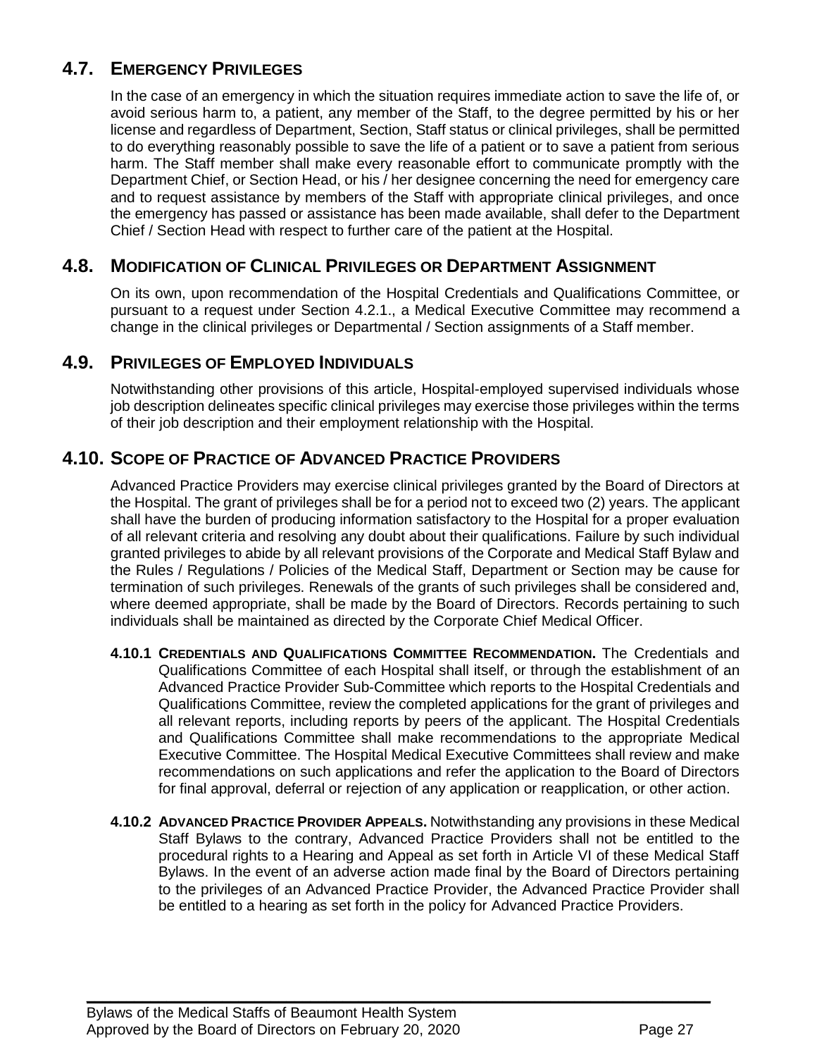## 4.7. EMERGENCY PRIVILEGES

In the case of an emergency in which the situation requires immediate action to save the life of, or avoid serious harm to, a patient, any member of the Staff, to the degree permitted by his or her license and regardless of Department, Section, Staff status or clinical privileges, shall be permitted to do everything reasonably possible to save the life of a patient or to save a patient from serious harm. The Staff member shall make every reasonable effort to communicate promptly with the Department Chief, or Section Head, or his / her designee concerning the need for emergency care and to request assistance by members of the Staff with appropriate clinical privileges, and once the emergency has passed or assistance has been made available, shall defer to the Department Chief / Section Head with respect to further care of the patient at the Hospital.

## 4.8. MODIFICATION OF CLINICAL PRIVILEGES OR DEPARTMENT ASSIGNMENT

On its own, upon recommendation of the Hospital Credentials and Qualifications Committee, or pursuant to a request under Section 4.2.1., a Medical Executive Committee may recommend a change in the clinical privileges or Departmental / Section assignments of a Staff member.

## 4.9. PRIVILEGES OF EMPLOYED INDIVIDUALS

Notwithstanding other provisions of this article, Hospital-employed supervised individuals whose job description delineates specific clinical privileges may exercise those privileges within the terms of their job description and their employment relationship with the Hospital.

## 4.10. SCOPE OF PRACTICE OF ADVANCED PRACTICE PROVIDERS

Advanced Practice Providers may exercise clinical privileges granted by the Board of Directors at the Hospital. The grant of privileges shall be for a period not to exceed two (2) years. The applicant shall have the burden of producing information satisfactory to the Hospital for a proper evaluation of all relevant criteria and resolving any doubt about their qualifications. Failure by such individual granted privileges to abide by all relevant provisions of the Corporate and Medical Staff Bylaw and the Rules / Regulations / Policies of the Medical Staff, Department or Section may be cause for termination of such privileges. Renewals of the grants of such privileges shall be considered and, where deemed appropriate, shall be made by the Board of Directors. Records pertaining to such individuals shall be maintained as directed by the Corporate Chief Medical Officer.

**4.10.1 CREDENTIALS AND QUALIFICATIONS COMMITTEE RECOMMENDATION.** The Credentials and Qualifications Committee of each Hospital shall itself, or through the establishment of an Advanced Practice Provider Sub-Committee which reports to the Hospital Credentials and Qualifications Committee, review the completed applications for the grant of privileges and all relevant reports, including reports by peers of the applicant. The Hospital Credentials and Qualifications Committee shall make recommendations to the appropriate Medical Executive Committee. The Hospital Medical Executive Committees shall review and make recommendations on such applications and refer the application to the Board of Directors for final approval, deferral or rejection of any application or reapplication, or other action.

**4.10.2 ADVANCED PRACTICE PROVIDER APPEALS.** Notwithstanding any provisions in these Medical Staff Bylaws to the contrary, Advanced Practice Providers shall not be entitled to the procedural rights to a Hearing and Appeal as set forth in Article VI of these Medical Staff Bylaws. In the event of an adverse action made final by the Board of Directors pertaining to the privileges of an Advanced Practice Provider, the Advanced Practice Provider shall be entitled to a hearing as set forth in the policy for Advanced Practice Providers.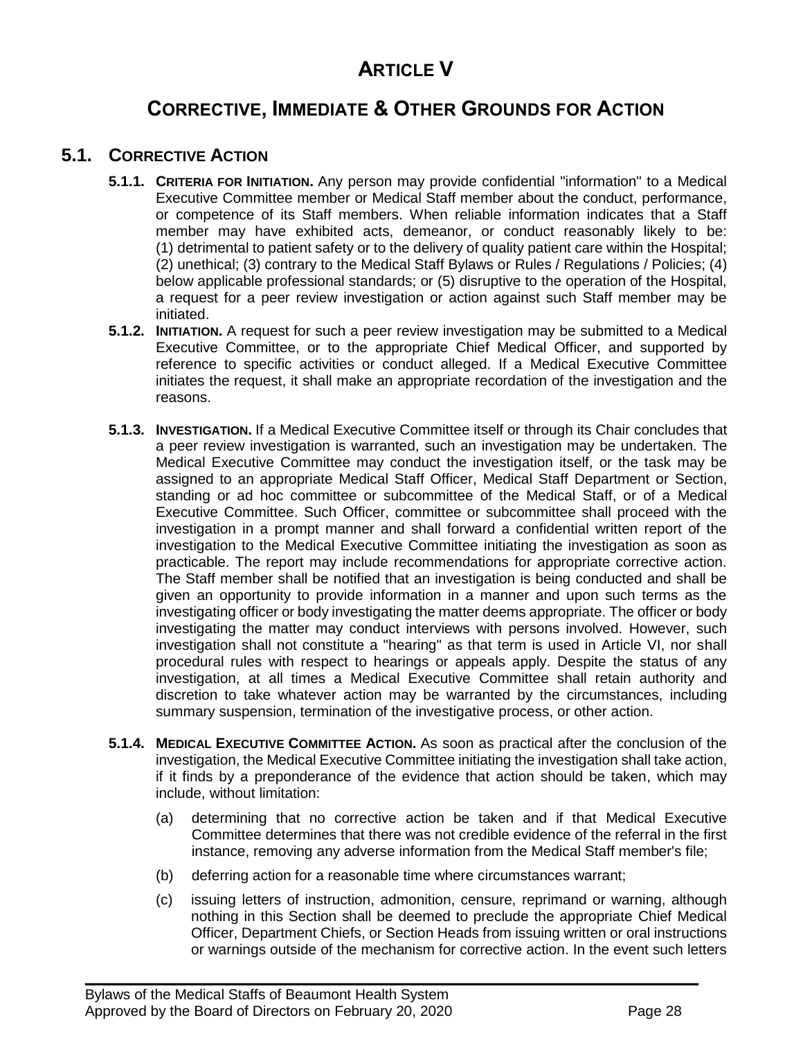# ARTICLE V

# CORRECTIVE, IMMEDIATE & OTHER GROUNDS FOR ACTION

## 5.1. CORRECTIVE ACTION

**5.1.1. CRITERIA FOR INITIATION.** Any person may provide confidential "information" to a Medical Executive Committee member or Medical Staff member about the conduct, performance, or competence of its Staff members. When reliable information indicates that a Staff member may have exhibited acts, demeanor, or conduct reasonably likely to be: (1) detrimental to patient safety or to the delivery of quality patient care within the Hospital; (2) unethical; (3) contrary to the Medical Staff Bylaws or Rules / Regulations / Policies; (4) below applicable professional standards; or (5) disruptive to the operation of the Hospital, a request for a peer review investigation or action against such Staff member may be initiated.

**5.1.2. INITIATION.** A request for such a peer review investigation may be submitted to a Medical Executive Committee, or to the appropriate Chief Medical Officer, and supported by reference to specific activities or conduct alleged. If a Medical Executive Committee initiates the request, it shall make an appropriate recordation of the investigation and the reasons.

**5.1.3. INVESTIGATION.** If a Medical Executive Committee itself or through its Chair concludes that a peer review investigation is warranted, such an investigation may be undertaken. The Medical Executive Committee may conduct the investigation itself, or the task may be assigned to an appropriate Medical Staff Officer, Medical Staff Department or Section, standing or ad hoc committee or subcommittee of the Medical Staff, or of a Medical Executive Committee. Such Officer, committee or subcommittee shall proceed with the investigation in a prompt manner and shall forward a confidential written report of the investigation to the Medical Executive Committee initiating the investigation as soon as practicable. The report may include recommendations for appropriate corrective action. The Staff member shall be notified that an investigation is being conducted and shall be given an opportunity to provide information in a manner and upon such terms as the investigating officer or body investigating the matter deems appropriate. The officer or body investigating the matter may conduct interviews with persons involved. However, such investigation shall not constitute a "hearing" as that term is used in Article VI, nor shall procedural rules with respect to hearings or appeals apply. Despite the status of any investigation, at all times a Medical Executive Committee shall retain authority and discretion to take whatever action may be warranted by the circumstances, including summary suspension, termination of the investigative process, or other action.

**5.1.4. MEDICAL EXECUTIVE COMMITTEE ACTION.** As soon as practical after the conclusion of the investigation, the Medical Executive Committee initiating the investigation shall take action, if it finds by a preponderance of the evidence that action should be taken, which may include, without limitation:

(a) determining that no corrective action be taken and if that Medical Executive Committee determines that there was not credible evidence of the referral in the first instance, removing any adverse information from the Medical Staff member's file;

(b) deferring action for a reasonable time where circumstances warrant;

(c) issuing letters of instruction, admonition, censure, reprimand or warning, although nothing in this Section shall be deemed to preclude the appropriate Chief Medical Officer, Department Chiefs, or Section Heads from issuing written or oral instructions or warnings outside of the mechanism for corrective action. In the event such letters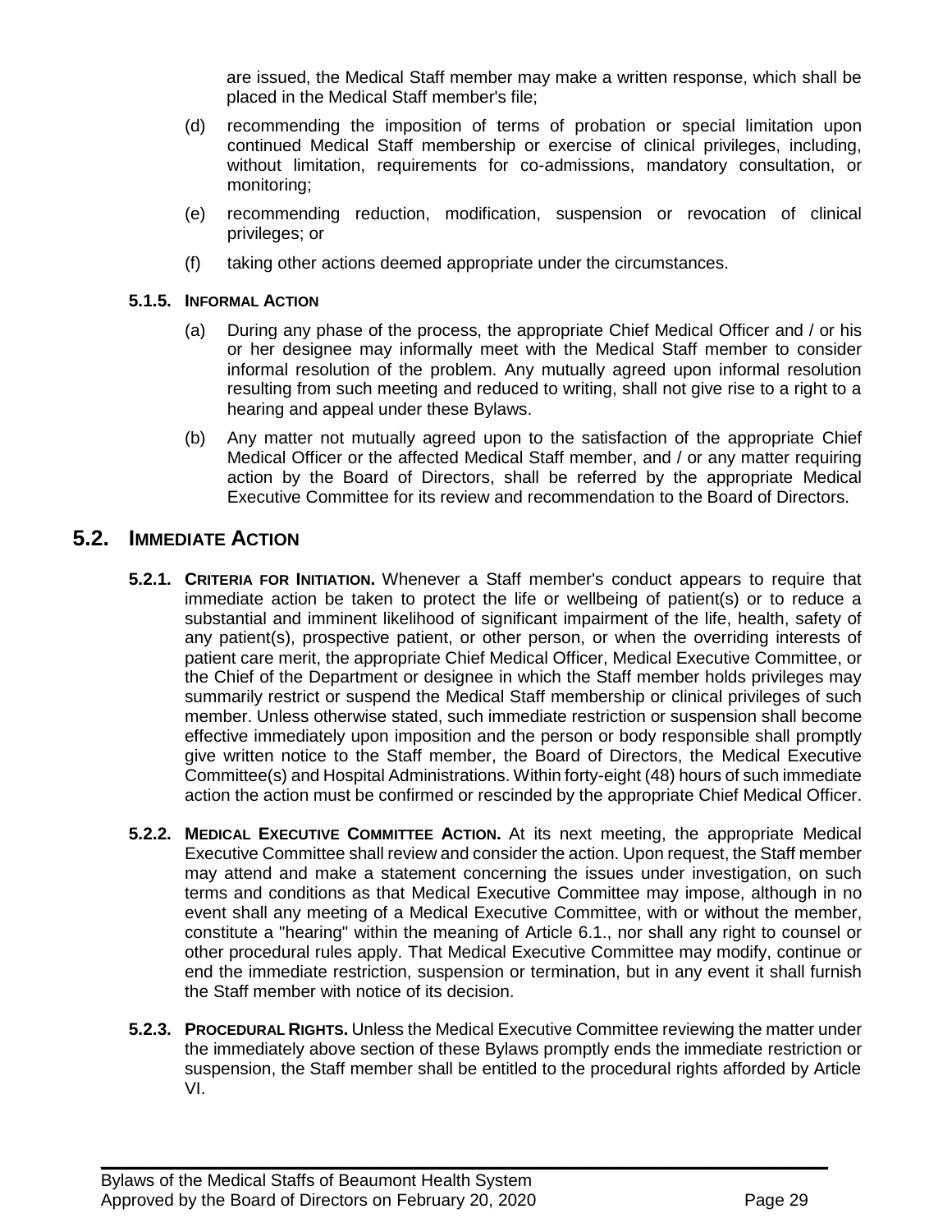are issued, the Medical Staff member may make a written response, which shall be placed in the Medical Staff member's file;

(d) recommending the imposition of terms of probation or special limitation upon continued Medical Staff membership or exercise of clinical privileges, including, without limitation, requirements for co-admissions, mandatory consultation, or monitoring;

(e) recommending reduction, modification, suspension or revocation of clinical privileges; or

(f) taking other actions deemed appropriate under the circumstances.

#### 5.1.5. INFORMAL ACTION

(a) During any phase of the process, the appropriate Chief Medical Officer and / or his or her designee may informally meet with the Medical Staff member to consider informal resolution of the problem. Any mutually agreed upon informal resolution resulting from such meeting and reduced to writing, shall not give rise to a right to a hearing and appeal under these Bylaws.

(b) Any matter not mutually agreed upon to the satisfaction of the appropriate Chief Medical Officer or the affected Medical Staff member, and / or any matter requiring action by the Board of Directors, shall be referred by the appropriate Medical Executive Committee for its review and recommendation to the Board of Directors.

## 5.2. IMMEDIATE ACTION

**5.2.1. CRITERIA FOR INITIATION.** Whenever a Staff member's conduct appears to require that immediate action be taken to protect the life or wellbeing of patient(s) or to reduce a substantial and imminent likelihood of significant impairment of the life, health, safety of any patient(s), prospective patient, or other person, or when the overriding interests of patient care merit, the appropriate Chief Medical Officer, Medical Executive Committee, or the Chief of the Department or designee in which the Staff member holds privileges may summarily restrict or suspend the Medical Staff membership or clinical privileges of such member. Unless otherwise stated, such immediate restriction or suspension shall become effective immediately upon imposition and the person or body responsible shall promptly give written notice to the Staff member, the Board of Directors, the Medical Executive Committee(s) and Hospital Administrations. Within forty-eight (48) hours of such immediate action the action must be confirmed or rescinded by the appropriate Chief Medical Officer.

**5.2.2. MEDICAL EXECUTIVE COMMITTEE ACTION.** At its next meeting, the appropriate Medical Executive Committee shall review and consider the action. Upon request, the Staff member may attend and make a statement concerning the issues under investigation, on such terms and conditions as that Medical Executive Committee may impose, although in no event shall any meeting of a Medical Executive Committee, with or without the member, constitute a "hearing" within the meaning of Article 6.1., nor shall any right to counsel or other procedural rules apply. That Medical Executive Committee may modify, continue or end the immediate restriction, suspension or termination, but in any event it shall furnish the Staff member with notice of its decision.

**5.2.3. PROCEDURAL RIGHTS.** Unless the Medical Executive Committee reviewing the matter under the immediately above section of these Bylaws promptly ends the immediate restriction or suspension, the Staff member shall be entitled to the procedural rights afforded by Article VI.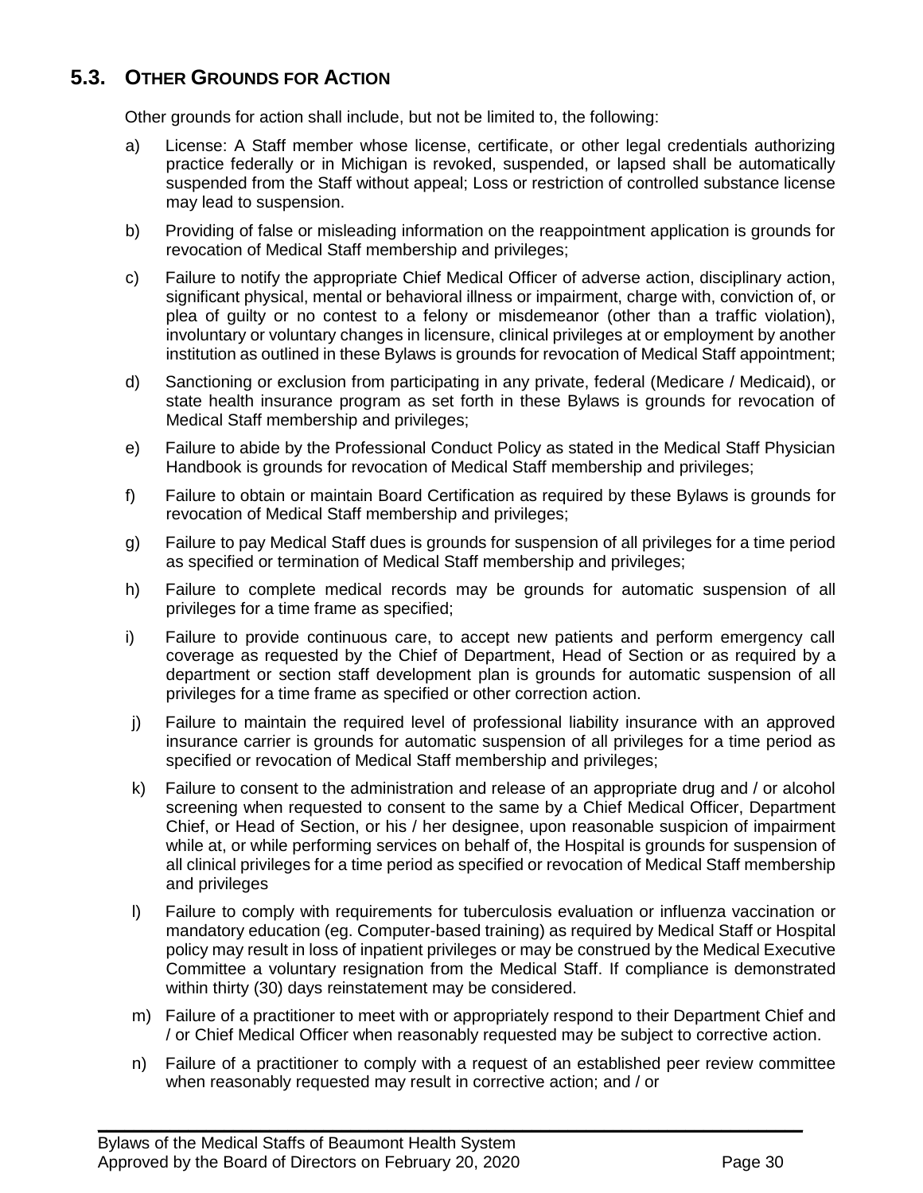## 5.3. OTHER GROUNDS FOR ACTION

Other grounds for action shall include, but not be limited to, the following:

a) License: A Staff member whose license, certificate, or other legal credentials authorizing practice federally or in Michigan is revoked, suspended, or lapsed shall be automatically suspended from the Staff without appeal; Loss or restriction of controlled substance license may lead to suspension.

b) Providing of false or misleading information on the reappointment application is grounds for revocation of Medical Staff membership and privileges;

c) Failure to notify the appropriate Chief Medical Officer of adverse action, disciplinary action, significant physical, mental or behavioral illness or impairment, charge with, conviction of, or plea of guilty or no contest to a felony or misdemeanor (other than a traffic violation), involuntary or voluntary changes in licensure, clinical privileges at or employment by another institution as outlined in these Bylaws is grounds for revocation of Medical Staff appointment;

d) Sanctioning or exclusion from participating in any private, federal (Medicare / Medicaid), or state health insurance program as set forth in these Bylaws is grounds for revocation of Medical Staff membership and privileges;

e) Failure to abide by the Professional Conduct Policy as stated in the Medical Staff Physician Handbook is grounds for revocation of Medical Staff membership and privileges;

f) Failure to obtain or maintain Board Certification as required by these Bylaws is grounds for revocation of Medical Staff membership and privileges;

g) Failure to pay Medical Staff dues is grounds for suspension of all privileges for a time period as specified or termination of Medical Staff membership and privileges;

h) Failure to complete medical records may be grounds for automatic suspension of all privileges for a time frame as specified;

i) Failure to provide continuous care, to accept new patients and perform emergency call coverage as requested by the Chief of Department, Head of Section or as required by a department or section staff development plan is grounds for automatic suspension of all privileges for a time frame as specified or other correction action.

j) Failure to maintain the required level of professional liability insurance with an approved insurance carrier is grounds for automatic suspension of all privileges for a time period as specified or revocation of Medical Staff membership and privileges;

k) Failure to consent to the administration and release of an appropriate drug and / or alcohol screening when requested to consent to the same by a Chief Medical Officer, Department Chief, or Head of Section, or his / her designee, upon reasonable suspicion of impairment while at, or while performing services on behalf of, the Hospital is grounds for suspension of all clinical privileges for a time period as specified or revocation of Medical Staff membership and privileges

l) Failure to comply with requirements for tuberculosis evaluation or influenza vaccination or mandatory education (eg. Computer-based training) as required by Medical Staff or Hospital policy may result in loss of inpatient privileges or may be construed by the Medical Executive Committee a voluntary resignation from the Medical Staff. If compliance is demonstrated within thirty (30) days reinstatement may be considered.

m) Failure of a practitioner to meet with or appropriately respond to their Department Chief and / or Chief Medical Officer when reasonably requested may be subject to corrective action.

n) Failure of a practitioner to comply with a request of an established peer review committee when reasonably requested may result in corrective action; and / or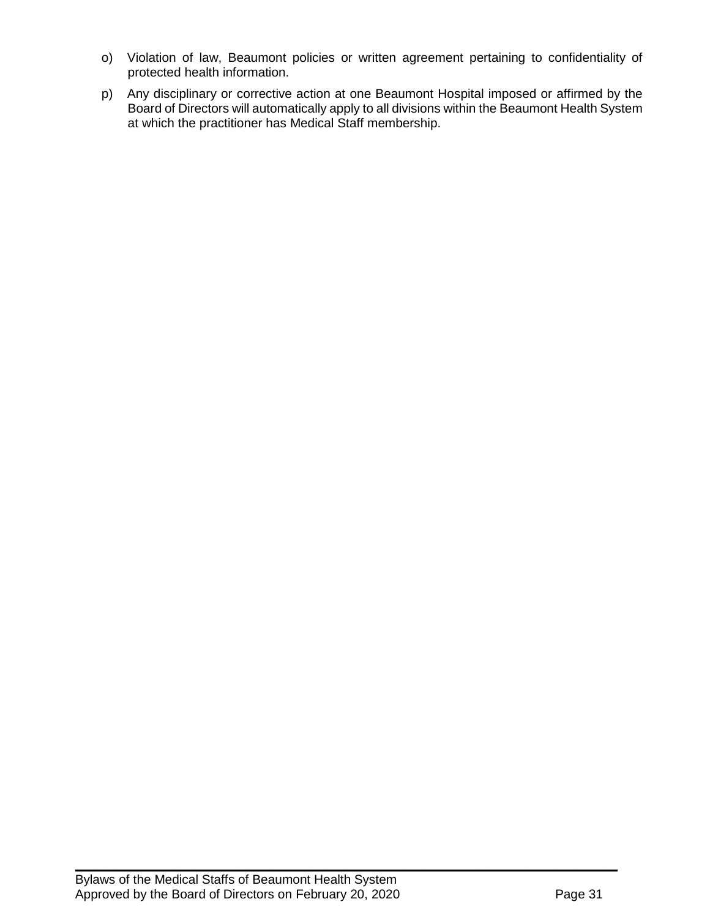o) Violation of law, Beaumont policies or written agreement pertaining to confidentiality of protected health information.

p) Any disciplinary or corrective action at one Beaumont Hospital imposed or affirmed by the Board of Directors will automatically apply to all divisions within the Beaumont Health System at which the practitioner has Medical Staff membership.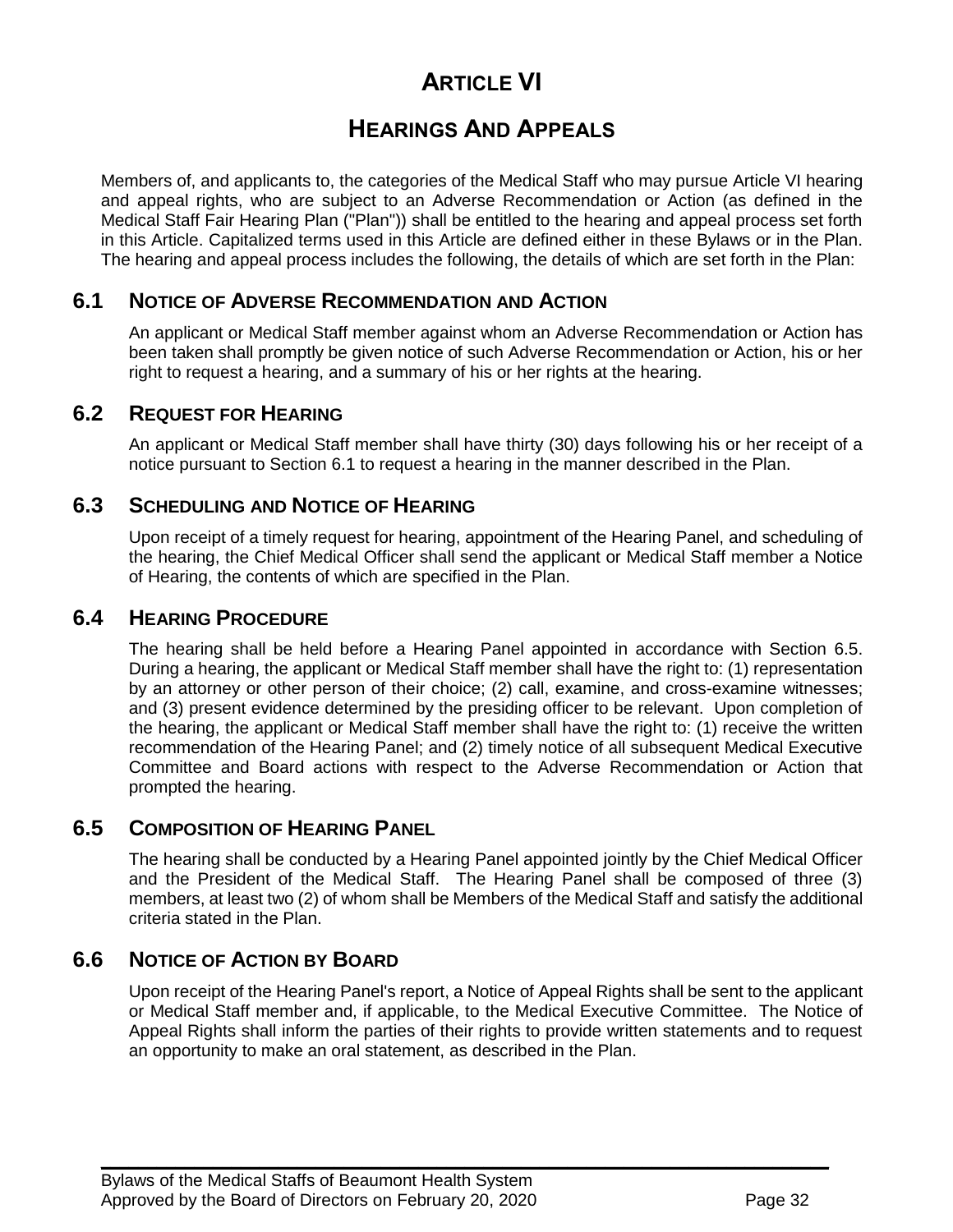# ARTICLE VI

# HEARINGS AND APPEALS

Members of, and applicants to, the categories of the Medical Staff who may pursue Article VI hearing and appeal rights, who are subject to an Adverse Recommendation or Action (as defined in the Medical Staff Fair Hearing Plan ("Plan")) shall be entitled to the hearing and appeal process set forth in this Article. Capitalized terms used in this Article are defined either in these Bylaws or in the Plan. The hearing and appeal process includes the following, the details of which are set forth in the Plan:

## 6.1 NOTICE OF ADVERSE RECOMMENDATION AND ACTION

An applicant or Medical Staff member against whom an Adverse Recommendation or Action has been taken shall promptly be given notice of such Adverse Recommendation or Action, his or her right to request a hearing, and a summary of his or her rights at the hearing.

## 6.2 REQUEST FOR HEARING

An applicant or Medical Staff member shall have thirty (30) days following his or her receipt of a notice pursuant to Section 6.1 to request a hearing in the manner described in the Plan.

## 6.3 SCHEDULING AND NOTICE OF HEARING

Upon receipt of a timely request for hearing, appointment of the Hearing Panel, and scheduling of the hearing, the Chief Medical Officer shall send the applicant or Medical Staff member a Notice of Hearing, the contents of which are specified in the Plan.

## 6.4 HEARING PROCEDURE

The hearing shall be held before a Hearing Panel appointed in accordance with Section 6.5. During a hearing, the applicant or Medical Staff member shall have the right to: (1) representation by an attorney or other person of their choice; (2) call, examine, and cross-examine witnesses; and (3) present evidence determined by the presiding officer to be relevant. Upon completion of the hearing, the applicant or Medical Staff member shall have the right to: (1) receive the written recommendation of the Hearing Panel; and (2) timely notice of all subsequent Medical Executive Committee and Board actions with respect to the Adverse Recommendation or Action that prompted the hearing.

## 6.5 COMPOSITION OF HEARING PANEL

The hearing shall be conducted by a Hearing Panel appointed jointly by the Chief Medical Officer and the President of the Medical Staff. The Hearing Panel shall be composed of three (3) members, at least two (2) of whom shall be Members of the Medical Staff and satisfy the additional criteria stated in the Plan.

## 6.6 NOTICE OF ACTION BY BOARD

Upon receipt of the Hearing Panel's report, a Notice of Appeal Rights shall be sent to the applicant or Medical Staff member and, if applicable, to the Medical Executive Committee. The Notice of Appeal Rights shall inform the parties of their rights to provide written statements and to request an opportunity to make an oral statement, as described in the Plan.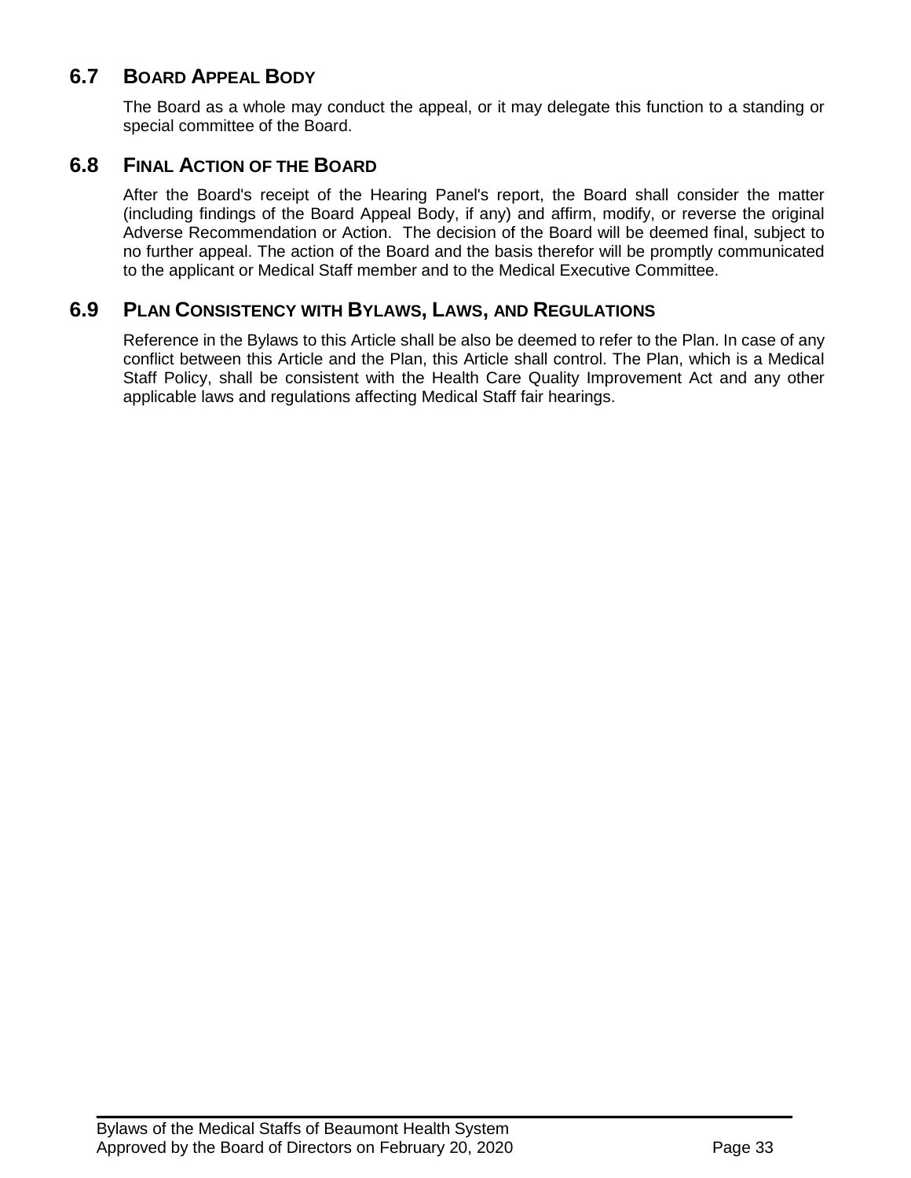## 6.7 BOARD APPEAL BODY

The Board as a whole may conduct the appeal, or it may delegate this function to a standing or special committee of the Board.

## 6.8 FINAL ACTION OF THE BOARD

After the Board's receipt of the Hearing Panel's report, the Board shall consider the matter (including findings of the Board Appeal Body, if any) and affirm, modify, or reverse the original Adverse Recommendation or Action. The decision of the Board will be deemed final, subject to no further appeal. The action of the Board and the basis therefor will be promptly communicated to the applicant or Medical Staff member and to the Medical Executive Committee.

## 6.9 PLAN CONSISTENCY WITH BYLAWS, LAWS, AND REGULATIONS

Reference in the Bylaws to this Article shall be also be deemed to refer to the Plan. In case of any conflict between this Article and the Plan, this Article shall control. The Plan, which is a Medical Staff Policy, shall be consistent with the Health Care Quality Improvement Act and any other applicable laws and regulations affecting Medical Staff fair hearings.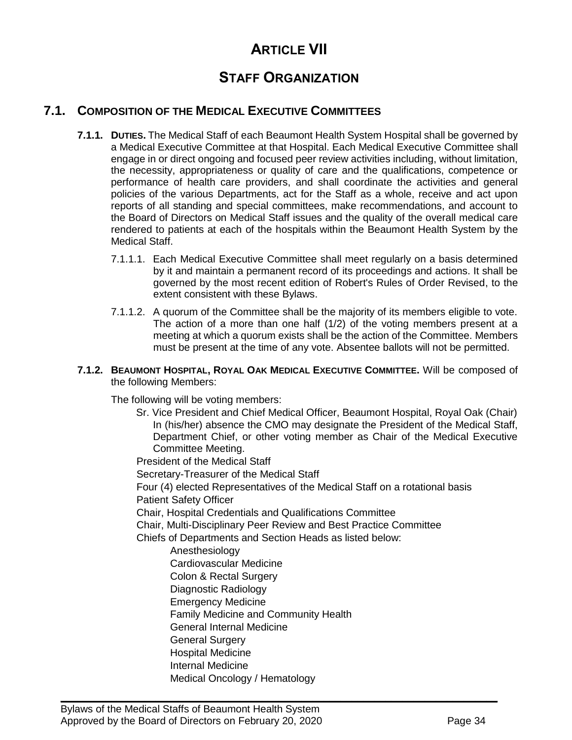# ARTICLE VII

# STAFF ORGANIZATION

## 7.1. COMPOSITION OF THE MEDICAL EXECUTIVE COMMITTEES

**7.1.1. DUTIES.** The Medical Staff of each Beaumont Health System Hospital shall be governed by a Medical Executive Committee at that Hospital. Each Medical Executive Committee shall engage in or direct ongoing and focused peer review activities including, without limitation, the necessity, appropriateness or quality of care and the qualifications, competence or performance of health care providers, and shall coordinate the activities and general policies of the various Departments, act for the Staff as a whole, receive and act upon reports of all standing and special committees, make recommendations, and account to the Board of Directors on Medical Staff issues and the quality of the overall medical care rendered to patients at each of the hospitals within the Beaumont Health System by the Medical Staff.

7.1.1.1. Each Medical Executive Committee shall meet regularly on a basis determined by it and maintain a permanent record of its proceedings and actions. It shall be governed by the most recent edition of Robert's Rules of Order Revised, to the extent consistent with these Bylaws.

7.1.1.2. A quorum of the Committee shall be the majority of its members eligible to vote. The action of a more than one half (1/2) of the voting members present at a meeting at which a quorum exists shall be the action of the Committee. Members must be present at the time of any vote. Absentee ballots will not be permitted.

**7.1.2. BEAUMONT HOSPITAL, ROYAL OAK MEDICAL EXECUTIVE COMMITTEE.** Will be composed of the following Members:

The following will be voting members:

- Sr. Vice President and Chief Medical Officer, Beaumont Hospital, Royal Oak (Chair) In (his/her) absence the CMO may designate the President of the Medical Staff, Department Chief, or other voting member as Chair of the Medical Executive Committee Meeting.
- President of the Medical Staff
- Secretary-Treasurer of the Medical Staff
- Four (4) elected Representatives of the Medical Staff on a rotational basis
- Patient Safety Officer
- Chair, Hospital Credentials and Qualifications Committee
- Chair, Multi-Disciplinary Peer Review and Best Practice Committee
- Chiefs of Departments and Section Heads as listed below:
  - Anesthesiology
  - Cardiovascular Medicine
  - Colon & Rectal Surgery
  - Diagnostic Radiology
  - Emergency Medicine
  - Family Medicine and Community Health
  - General Internal Medicine
  - General Surgery
  - Hospital Medicine
  - Internal Medicine
  - Medical Oncology / Hematology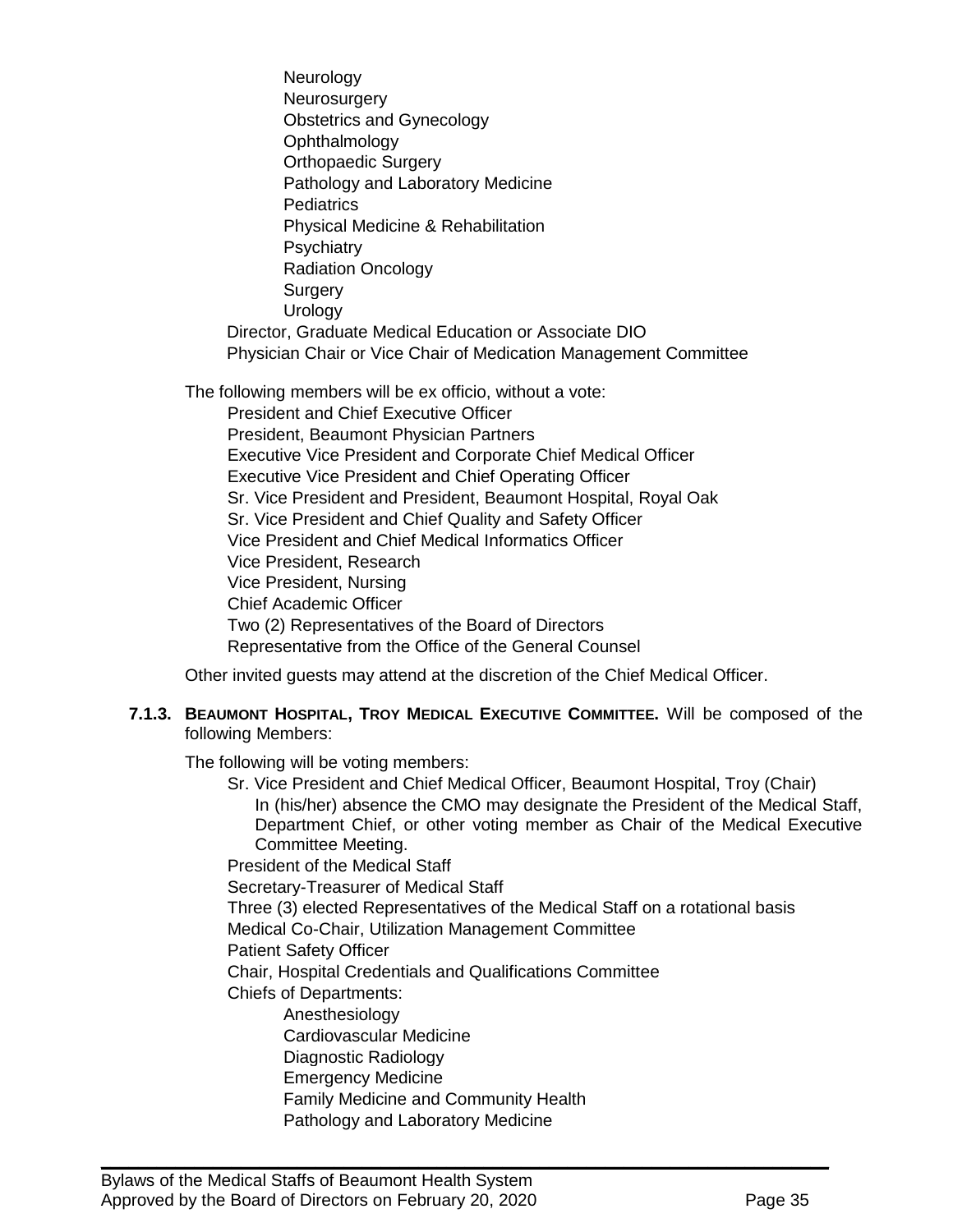- Neurology
- Neurosurgery
- Obstetrics and Gynecology
- Ophthalmology
- Orthopaedic Surgery
- Pathology and Laboratory Medicine
- Pediatrics
- Physical Medicine & Rehabilitation
- Psychiatry
- Radiation Oncology
- Surgery
- Urology

Director, Graduate Medical Education or Associate DIO
Physician Chair or Vice Chair of Medication Management Committee

The following members will be ex officio, without a vote:

- President and Chief Executive Officer
- President, Beaumont Physician Partners
- Executive Vice President and Corporate Chief Medical Officer
- Executive Vice President and Chief Operating Officer
- Sr. Vice President and President, Beaumont Hospital, Royal Oak
- Sr. Vice President and Chief Quality and Safety Officer
- Vice President and Chief Medical Informatics Officer
- Vice President, Research
- Vice President, Nursing
- Chief Academic Officer
- Two (2) Representatives of the Board of Directors
- Representative from the Office of the General Counsel

Other invited guests may attend at the discretion of the Chief Medical Officer.

**7.1.3. BEAUMONT HOSPITAL, TROY MEDICAL EXECUTIVE COMMITTEE.** Will be composed of the following Members:

The following will be voting members:

- Sr. Vice President and Chief Medical Officer, Beaumont Hospital, Troy (Chair)
  In (his/her) absence the CMO may designate the President of the Medical Staff, Department Chief, or other voting member as Chair of the Medical Executive Committee Meeting.
- President of the Medical Staff
- Secretary-Treasurer of Medical Staff
- Three (3) elected Representatives of the Medical Staff on a rotational basis
- Medical Co-Chair, Utilization Management Committee
- Patient Safety Officer
- Chair, Hospital Credentials and Qualifications Committee
- Chiefs of Departments:
  - Anesthesiology
  - Cardiovascular Medicine
  - Diagnostic Radiology
  - Emergency Medicine
  - Family Medicine and Community Health
  - Pathology and Laboratory Medicine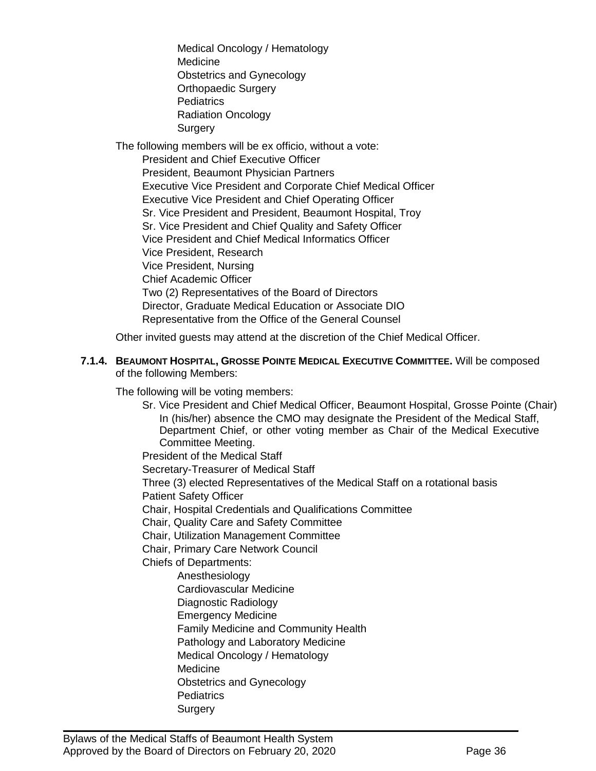- Medical Oncology / Hematology
- Medicine
- Obstetrics and Gynecology
- Orthopaedic Surgery
- Pediatrics
- Radiation Oncology
- Surgery

The following members will be ex officio, without a vote:

- President and Chief Executive Officer
- President, Beaumont Physician Partners
- Executive Vice President and Corporate Chief Medical Officer
- Executive Vice President and Chief Operating Officer
- Sr. Vice President and President, Beaumont Hospital, Troy
- Sr. Vice President and Chief Quality and Safety Officer
- Vice President and Chief Medical Informatics Officer
- Vice President, Research
- Vice President, Nursing
- Chief Academic Officer
- Two (2) Representatives of the Board of Directors
- Director, Graduate Medical Education or Associate DIO
- Representative from the Office of the General Counsel

Other invited guests may attend at the discretion of the Chief Medical Officer.

**7.1.4. BEAUMONT HOSPITAL, GROSSE POINTE MEDICAL EXECUTIVE COMMITTEE.** Will be composed of the following Members:

The following will be voting members:

- Sr. Vice President and Chief Medical Officer, Beaumont Hospital, Grosse Pointe (Chair)
  - In (his/her) absence the CMO may designate the President of the Medical Staff, Department Chief, or other voting member as Chair of the Medical Executive Committee Meeting.
- President of the Medical Staff
- Secretary-Treasurer of Medical Staff
- Three (3) elected Representatives of the Medical Staff on a rotational basis
- Patient Safety Officer
- Chair, Hospital Credentials and Qualifications Committee
- Chair, Quality Care and Safety Committee
- Chair, Utilization Management Committee
- Chair, Primary Care Network Council
- Chiefs of Departments:
  - Anesthesiology
  - Cardiovascular Medicine
  - Diagnostic Radiology
  - Emergency Medicine
  - Family Medicine and Community Health
  - Pathology and Laboratory Medicine
  - Medical Oncology / Hematology
  - Medicine
  - Obstetrics and Gynecology
  - Pediatrics
  - Surgery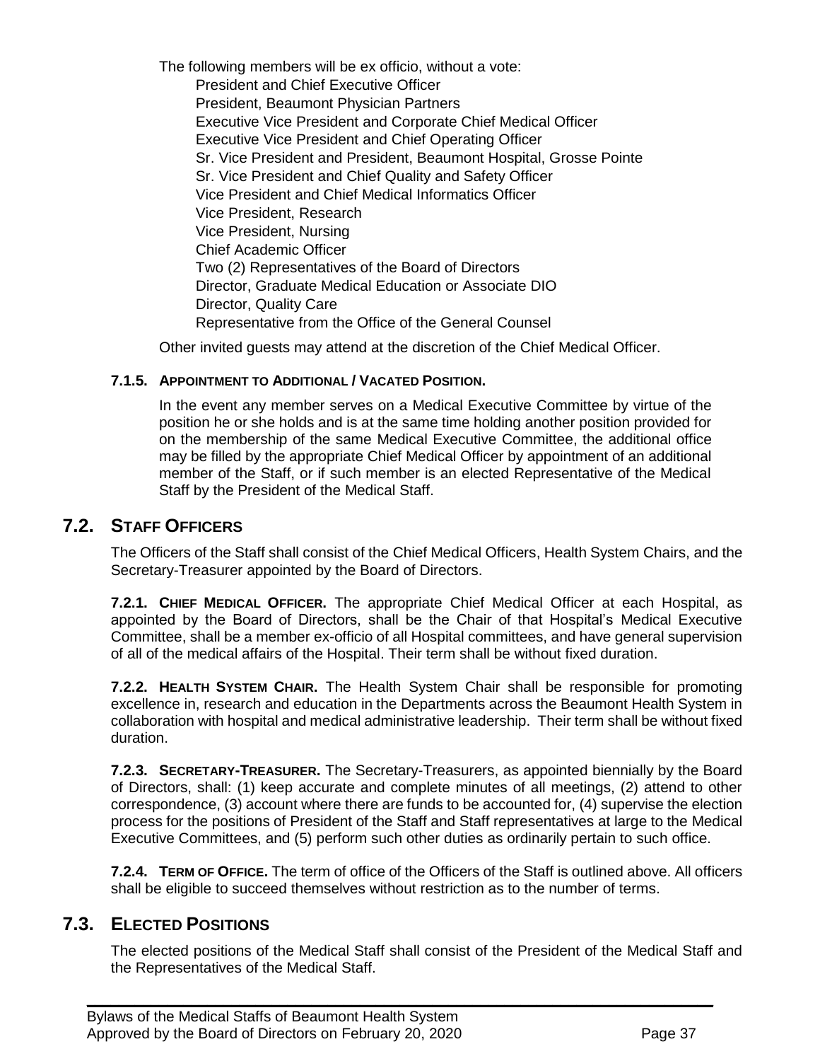The following members will be ex officio, without a vote:

- President and Chief Executive Officer
- President, Beaumont Physician Partners
- Executive Vice President and Corporate Chief Medical Officer
- Executive Vice President and Chief Operating Officer
- Sr. Vice President and President, Beaumont Hospital, Grosse Pointe
- Sr. Vice President and Chief Quality and Safety Officer
- Vice President and Chief Medical Informatics Officer
- Vice President, Research
- Vice President, Nursing
- Chief Academic Officer
- Two (2) Representatives of the Board of Directors
- Director, Graduate Medical Education or Associate DIO
- Director, Quality Care
- Representative from the Office of the General Counsel

Other invited guests may attend at the discretion of the Chief Medical Officer.

#### 7.1.5. APPOINTMENT TO ADDITIONAL / VACATED POSITION.

In the event any member serves on a Medical Executive Committee by virtue of the position he or she holds and is at the same time holding another position provided for on the membership of the same Medical Executive Committee, the additional office may be filled by the appropriate Chief Medical Officer by appointment of an additional member of the Staff, or if such member is an elected Representative of the Medical Staff by the President of the Medical Staff.

## 7.2. STAFF OFFICERS

The Officers of the Staff shall consist of the Chief Medical Officers, Health System Chairs, and the Secretary-Treasurer appointed by the Board of Directors.

**7.2.1. CHIEF MEDICAL OFFICER.** The appropriate Chief Medical Officer at each Hospital, as appointed by the Board of Directors, shall be the Chair of that Hospital's Medical Executive Committee, shall be a member ex-officio of all Hospital committees, and have general supervision of all of the medical affairs of the Hospital. Their term shall be without fixed duration.

**7.2.2. HEALTH SYSTEM CHAIR.** The Health System Chair shall be responsible for promoting excellence in, research and education in the Departments across the Beaumont Health System in collaboration with hospital and medical administrative leadership. Their term shall be without fixed duration.

**7.2.3. SECRETARY-TREASURER.** The Secretary-Treasurers, as appointed biennially by the Board of Directors, shall: (1) keep accurate and complete minutes of all meetings, (2) attend to other correspondence, (3) account where there are funds to be accounted for, (4) supervise the election process for the positions of President of the Staff and Staff representatives at large to the Medical Executive Committees, and (5) perform such other duties as ordinarily pertain to such office.

**7.2.4. TERM OF OFFICE.** The term of office of the Officers of the Staff is outlined above. All officers shall be eligible to succeed themselves without restriction as to the number of terms.

## 7.3. ELECTED POSITIONS

The elected positions of the Medical Staff shall consist of the President of the Medical Staff and the Representatives of the Medical Staff.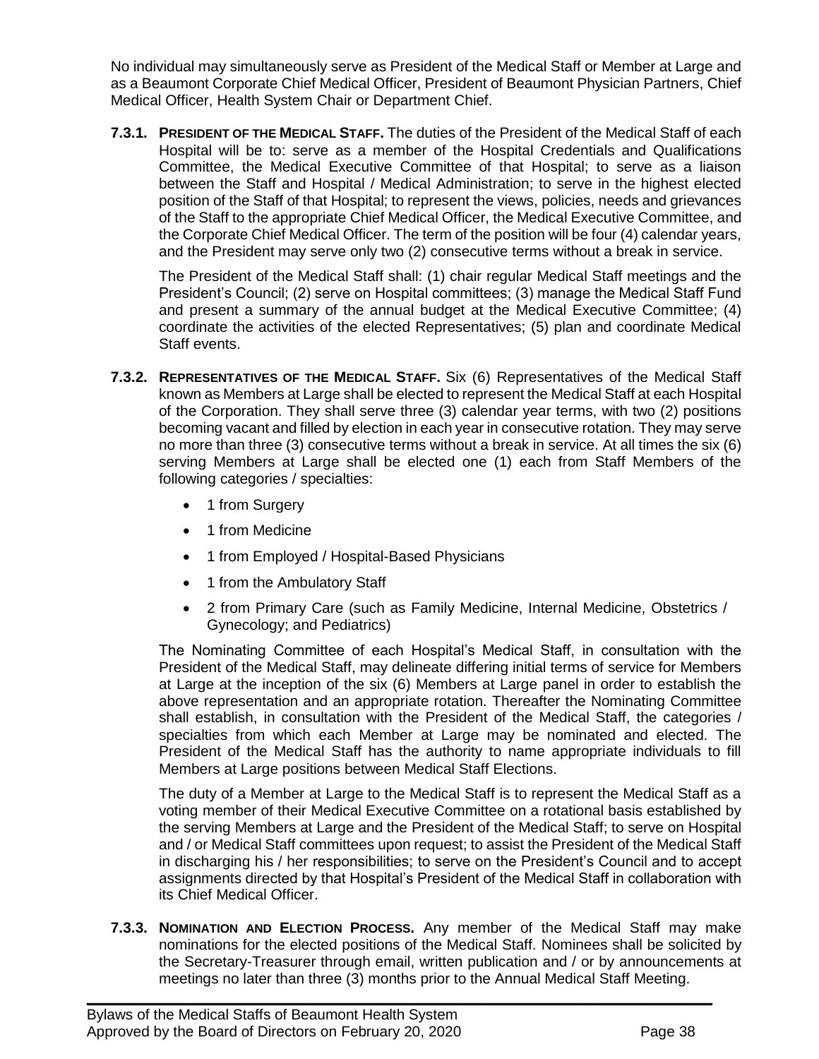No individual may simultaneously serve as President of the Medical Staff or Member at Large and as a Beaumont Corporate Chief Medical Officer, President of Beaumont Physician Partners, Chief Medical Officer, Health System Chair or Department Chief.

**7.3.1. PRESIDENT OF THE MEDICAL STAFF.** The duties of the President of the Medical Staff of each Hospital will be to: serve as a member of the Hospital Credentials and Qualifications Committee, the Medical Executive Committee of that Hospital; to serve as a liaison between the Staff and Hospital / Medical Administration; to serve in the highest elected position of the Staff of that Hospital; to represent the views, policies, needs and grievances of the Staff to the appropriate Chief Medical Officer, the Medical Executive Committee, and the Corporate Chief Medical Officer. The term of the position will be four (4) calendar years, and the President may serve only two (2) consecutive terms without a break in service.

The President of the Medical Staff shall: (1) chair regular Medical Staff meetings and the President's Council; (2) serve on Hospital committees; (3) manage the Medical Staff Fund and present a summary of the annual budget at the Medical Executive Committee; (4) coordinate the activities of the elected Representatives; (5) plan and coordinate Medical Staff events.

**7.3.2. REPRESENTATIVES OF THE MEDICAL STAFF.** Six (6) Representatives of the Medical Staff known as Members at Large shall be elected to represent the Medical Staff at each Hospital of the Corporation. They shall serve three (3) calendar year terms, with two (2) positions becoming vacant and filled by election in each year in consecutive rotation. They may serve no more than three (3) consecutive terms without a break in service. At all times the six (6) serving Members at Large shall be elected one (1) each from Staff Members of the following categories / specialties:

- 1 from Surgery
- 1 from Medicine
- 1 from Employed / Hospital-Based Physicians
- 1 from the Ambulatory Staff
- 2 from Primary Care (such as Family Medicine, Internal Medicine, Obstetrics / Gynecology; and Pediatrics)

The Nominating Committee of each Hospital's Medical Staff, in consultation with the President of the Medical Staff, may delineate differing initial terms of service for Members at Large at the inception of the six (6) Members at Large panel in order to establish the above representation and an appropriate rotation. Thereafter the Nominating Committee shall establish, in consultation with the President of the Medical Staff, the categories / specialties from which each Member at Large may be nominated and elected. The President of the Medical Staff has the authority to name appropriate individuals to fill Members at Large positions between Medical Staff Elections.

The duty of a Member at Large to the Medical Staff is to represent the Medical Staff as a voting member of their Medical Executive Committee on a rotational basis established by the serving Members at Large and the President of the Medical Staff; to serve on Hospital and / or Medical Staff committees upon request; to assist the President of the Medical Staff in discharging his / her responsibilities; to serve on the President's Council and to accept assignments directed by that Hospital's President of the Medical Staff in collaboration with its Chief Medical Officer.

**7.3.3. NOMINATION AND ELECTION PROCESS.** Any member of the Medical Staff may make nominations for the elected positions of the Medical Staff. Nominees shall be solicited by the Secretary-Treasurer through email, written publication and / or by announcements at meetings no later than three (3) months prior to the Annual Medical Staff Meeting.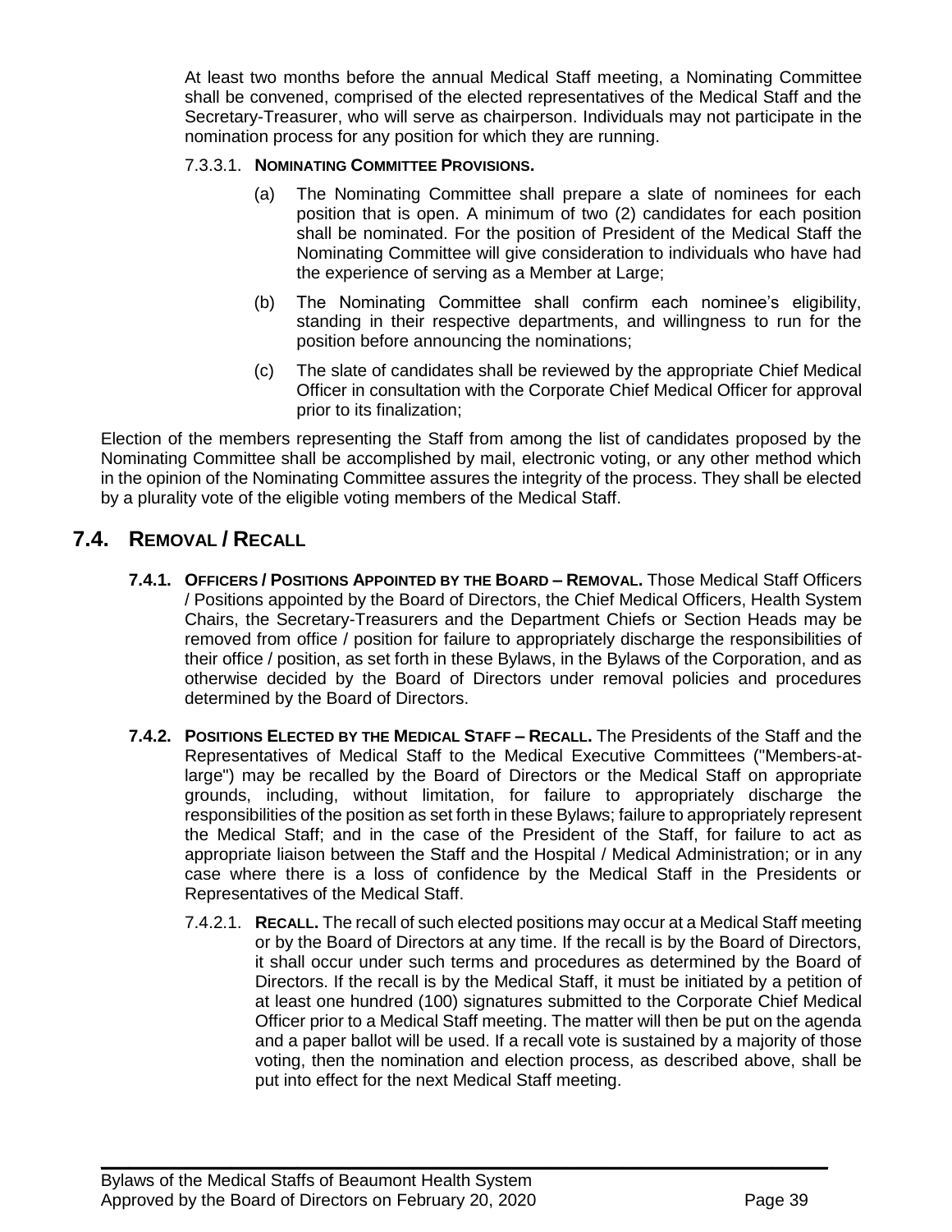At least two months before the annual Medical Staff meeting, a Nominating Committee shall be convened, comprised of the elected representatives of the Medical Staff and the Secretary-Treasurer, who will serve as chairperson. Individuals may not participate in the nomination process for any position for which they are running.

7.3.3.1. **Nominating Committee Provisions.**

(a) The Nominating Committee shall prepare a slate of nominees for each position that is open. A minimum of two (2) candidates for each position shall be nominated. For the position of President of the Medical Staff the Nominating Committee will give consideration to individuals who have had the experience of serving as a Member at Large;

(b) The Nominating Committee shall confirm each nominee's eligibility, standing in their respective departments, and willingness to run for the position before announcing the nominations;

(c) The slate of candidates shall be reviewed by the appropriate Chief Medical Officer in consultation with the Corporate Chief Medical Officer for approval prior to its finalization;

Election of the members representing the Staff from among the list of candidates proposed by the Nominating Committee shall be accomplished by mail, electronic voting, or any other method which in the opinion of the Nominating Committee assures the integrity of the process. They shall be elected by a plurality vote of the eligible voting members of the Medical Staff.

## 7.4. Removal / Recall

**7.4.1. Officers / Positions Appointed by the Board – Removal.** Those Medical Staff Officers / Positions appointed by the Board of Directors, the Chief Medical Officers, Health System Chairs, the Secretary-Treasurers and the Department Chiefs or Section Heads may be removed from office / position for failure to appropriately discharge the responsibilities of their office / position, as set forth in these Bylaws, in the Bylaws of the Corporation, and as otherwise decided by the Board of Directors under removal policies and procedures determined by the Board of Directors.

**7.4.2. Positions Elected by the Medical Staff – Recall.** The Presidents of the Staff and the Representatives of Medical Staff to the Medical Executive Committees ("Members-at-large") may be recalled by the Board of Directors or the Medical Staff on appropriate grounds, including, without limitation, for failure to appropriately discharge the responsibilities of the position as set forth in these Bylaws; failure to appropriately represent the Medical Staff; and in the case of the President of the Staff, for failure to act as appropriate liaison between the Staff and the Hospital / Medical Administration; or in any case where there is a loss of confidence by the Medical Staff in the Presidents or Representatives of the Medical Staff.

7.4.2.1. **Recall.** The recall of such elected positions may occur at a Medical Staff meeting or by the Board of Directors at any time. If the recall is by the Board of Directors, it shall occur under such terms and procedures as determined by the Board of Directors. If the recall is by the Medical Staff, it must be initiated by a petition of at least one hundred (100) signatures submitted to the Corporate Chief Medical Officer prior to a Medical Staff meeting. The matter will then be put on the agenda and a paper ballot will be used. If a recall vote is sustained by a majority of those voting, then the nomination and election process, as described above, shall be put into effect for the next Medical Staff meeting.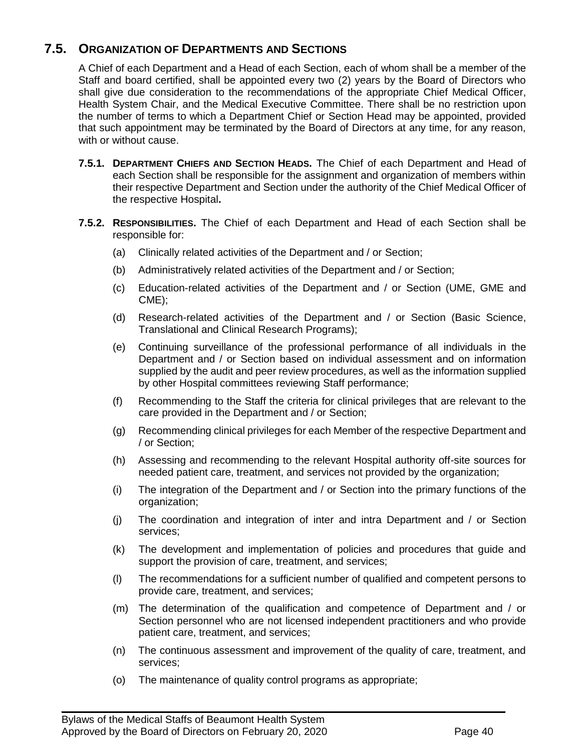## 7.5. ORGANIZATION OF DEPARTMENTS AND SECTIONS

A Chief of each Department and a Head of each Section, each of whom shall be a member of the Staff and board certified, shall be appointed every two (2) years by the Board of Directors who shall give due consideration to the recommendations of the appropriate Chief Medical Officer, Health System Chair, and the Medical Executive Committee. There shall be no restriction upon the number of terms to which a Department Chief or Section Head may be appointed, provided that such appointment may be terminated by the Board of Directors at any time, for any reason, with or without cause.

**7.5.1. DEPARTMENT CHIEFS AND SECTION HEADS.** The Chief of each Department and Head of each Section shall be responsible for the assignment and organization of members within their respective Department and Section under the authority of the Chief Medical Officer of the respective Hospital**.**

**7.5.2. RESPONSIBILITIES.** The Chief of each Department and Head of each Section shall be responsible for:

(a) Clinically related activities of the Department and / or Section;

(b) Administratively related activities of the Department and / or Section;

(c) Education-related activities of the Department and / or Section (UME, GME and CME);

(d) Research-related activities of the Department and / or Section (Basic Science, Translational and Clinical Research Programs);

(e) Continuing surveillance of the professional performance of all individuals in the Department and / or Section based on individual assessment and on information supplied by the audit and peer review procedures, as well as the information supplied by other Hospital committees reviewing Staff performance;

(f) Recommending to the Staff the criteria for clinical privileges that are relevant to the care provided in the Department and / or Section;

(g) Recommending clinical privileges for each Member of the respective Department and / or Section;

(h) Assessing and recommending to the relevant Hospital authority off-site sources for needed patient care, treatment, and services not provided by the organization;

(i) The integration of the Department and / or Section into the primary functions of the organization;

(j) The coordination and integration of inter and intra Department and / or Section services;

(k) The development and implementation of policies and procedures that guide and support the provision of care, treatment, and services;

(l) The recommendations for a sufficient number of qualified and competent persons to provide care, treatment, and services;

(m) The determination of the qualification and competence of Department and / or Section personnel who are not licensed independent practitioners and who provide patient care, treatment, and services;

(n) The continuous assessment and improvement of the quality of care, treatment, and services;

(o) The maintenance of quality control programs as appropriate;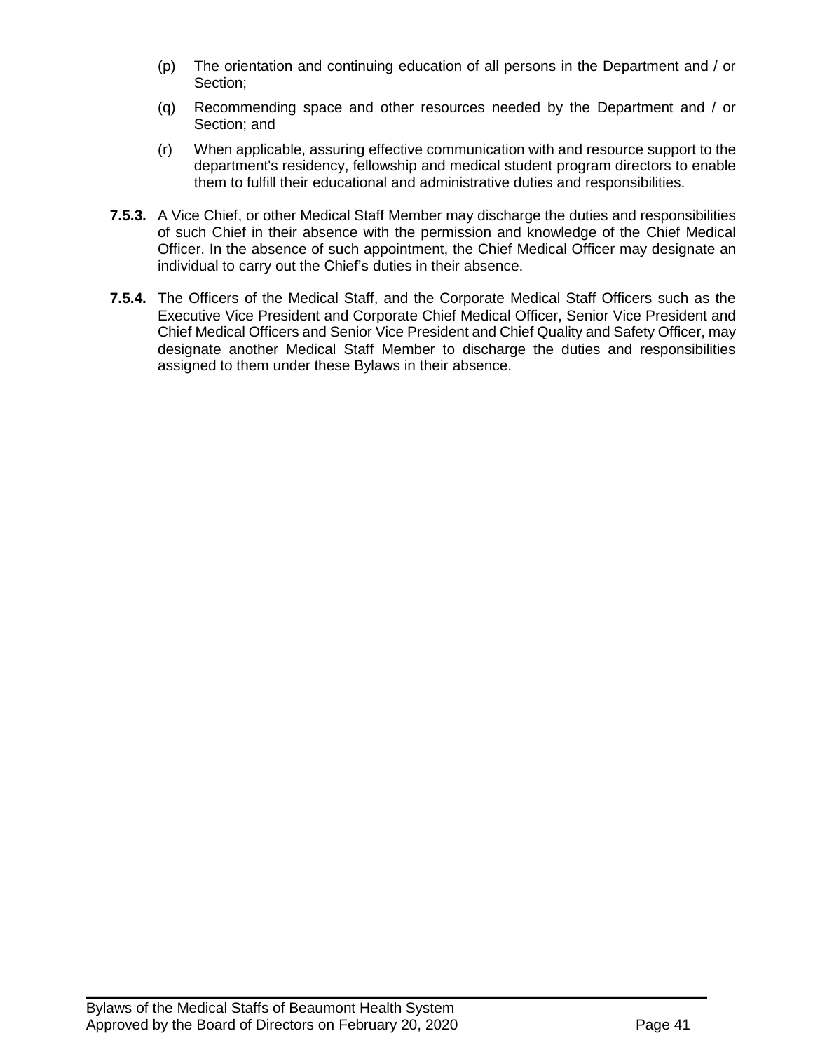(p) The orientation and continuing education of all persons in the Department and / or Section;

(q) Recommending space and other resources needed by the Department and / or Section; and

(r) When applicable, assuring effective communication with and resource support to the department's residency, fellowship and medical student program directors to enable them to fulfill their educational and administrative duties and responsibilities.

**7.5.3.** A Vice Chief, or other Medical Staff Member may discharge the duties and responsibilities of such Chief in their absence with the permission and knowledge of the Chief Medical Officer. In the absence of such appointment, the Chief Medical Officer may designate an individual to carry out the Chief's duties in their absence.

**7.5.4.** The Officers of the Medical Staff, and the Corporate Medical Staff Officers such as the Executive Vice President and Corporate Chief Medical Officer, Senior Vice President and Chief Medical Officers and Senior Vice President and Chief Quality and Safety Officer, may designate another Medical Staff Member to discharge the duties and responsibilities assigned to them under these Bylaws in their absence.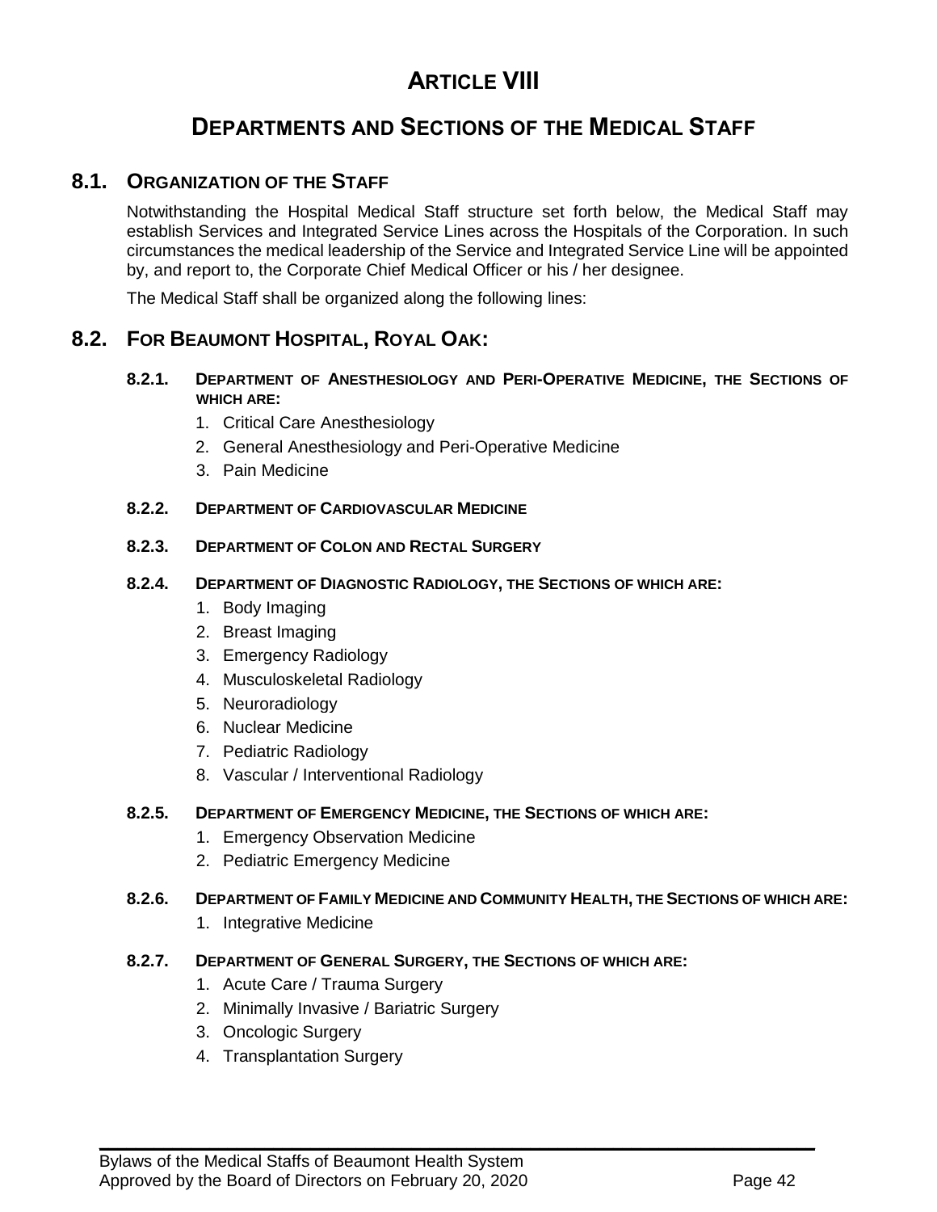# ARTICLE VIII

## DEPARTMENTS AND SECTIONS OF THE MEDICAL STAFF

### 8.1. ORGANIZATION OF THE STAFF

Notwithstanding the Hospital Medical Staff structure set forth below, the Medical Staff may establish Services and Integrated Service Lines across the Hospitals of the Corporation. In such circumstances the medical leadership of the Service and Integrated Service Line will be appointed by, and report to, the Corporate Chief Medical Officer or his / her designee.

The Medical Staff shall be organized along the following lines:

### 8.2. FOR BEAUMONT HOSPITAL, ROYAL OAK:

#### 8.2.1. DEPARTMENT OF ANESTHESIOLOGY AND PERI-OPERATIVE MEDICINE, THE SECTIONS OF WHICH ARE:

1. Critical Care Anesthesiology
2. General Anesthesiology and Peri-Operative Medicine
3. Pain Medicine

#### 8.2.2. DEPARTMENT OF CARDIOVASCULAR MEDICINE

#### 8.2.3. DEPARTMENT OF COLON AND RECTAL SURGERY

#### 8.2.4. DEPARTMENT OF DIAGNOSTIC RADIOLOGY, THE SECTIONS OF WHICH ARE:

1. Body Imaging
2. Breast Imaging
3. Emergency Radiology
4. Musculoskeletal Radiology
5. Neuroradiology
6. Nuclear Medicine
7. Pediatric Radiology
8. Vascular / Interventional Radiology

#### 8.2.5. DEPARTMENT OF EMERGENCY MEDICINE, THE SECTIONS OF WHICH ARE:

1. Emergency Observation Medicine
2. Pediatric Emergency Medicine

#### 8.2.6. DEPARTMENT OF FAMILY MEDICINE AND COMMUNITY HEALTH, THE SECTIONS OF WHICH ARE:

1. Integrative Medicine

#### 8.2.7. DEPARTMENT OF GENERAL SURGERY, THE SECTIONS OF WHICH ARE:

1. Acute Care / Trauma Surgery
2. Minimally Invasive / Bariatric Surgery
3. Oncologic Surgery
4. Transplantation Surgery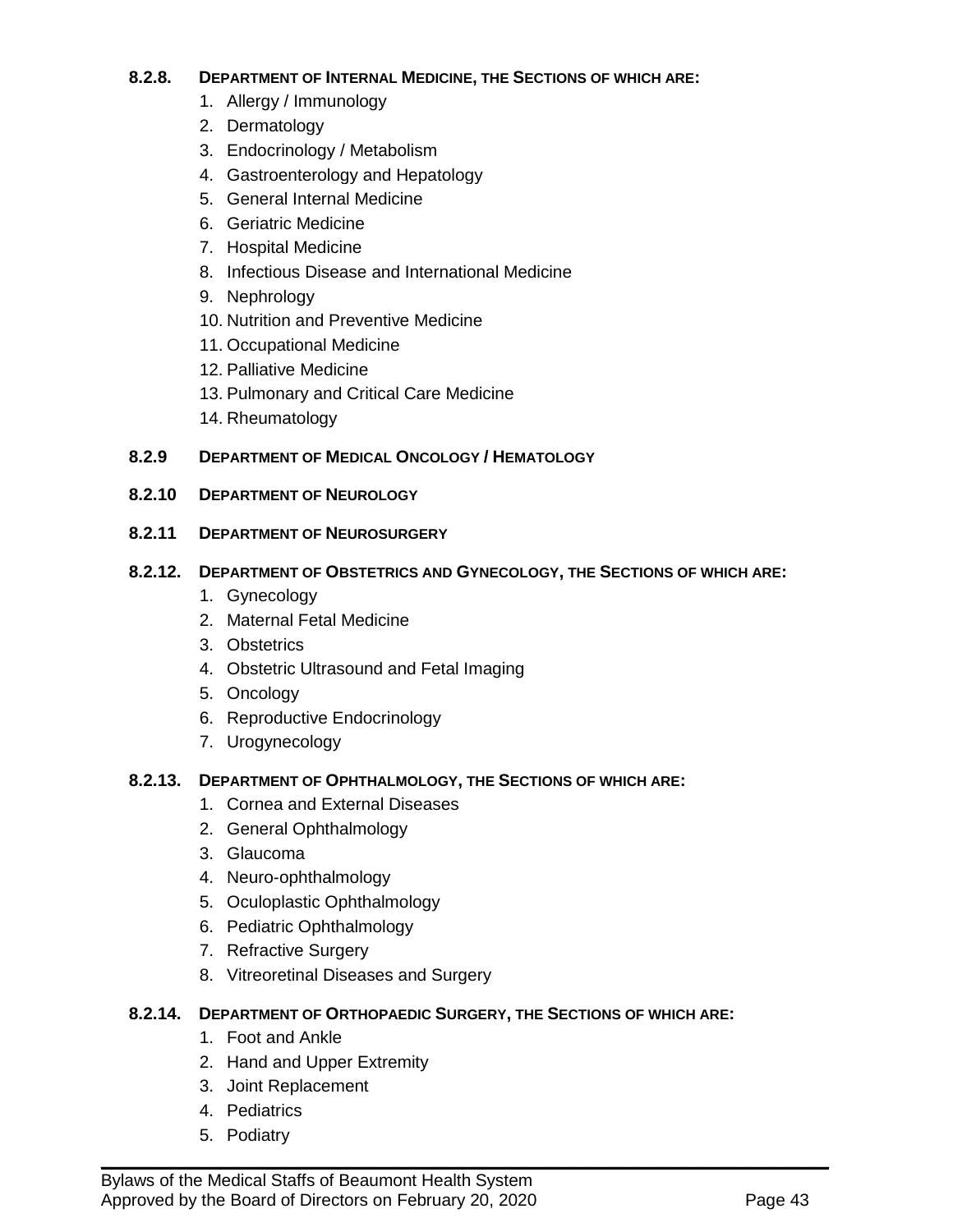#### 8.2.8. DEPARTMENT OF INTERNAL MEDICINE, THE SECTIONS OF WHICH ARE:

1. Allergy / Immunology
2. Dermatology
3. Endocrinology / Metabolism
4. Gastroenterology and Hepatology
5. General Internal Medicine
6. Geriatric Medicine
7. Hospital Medicine
8. Infectious Disease and International Medicine
9. Nephrology
10. Nutrition and Preventive Medicine
11. Occupational Medicine
12. Palliative Medicine
13. Pulmonary and Critical Care Medicine
14. Rheumatology

#### 8.2.9 DEPARTMENT OF MEDICAL ONCOLOGY / HEMATOLOGY

#### 8.2.10 DEPARTMENT OF NEUROLOGY

#### 8.2.11 DEPARTMENT OF NEUROSURGERY

#### 8.2.12. DEPARTMENT OF OBSTETRICS AND GYNECOLOGY, THE SECTIONS OF WHICH ARE:

1. Gynecology
2. Maternal Fetal Medicine
3. Obstetrics
4. Obstetric Ultrasound and Fetal Imaging
5. Oncology
6. Reproductive Endocrinology
7. Urogynecology

#### 8.2.13. DEPARTMENT OF OPHTHALMOLOGY, THE SECTIONS OF WHICH ARE:

1. Cornea and External Diseases
2. General Ophthalmology
3. Glaucoma
4. Neuro-ophthalmology
5. Oculoplastic Ophthalmology
6. Pediatric Ophthalmology
7. Refractive Surgery
8. Vitreoretinal Diseases and Surgery

#### 8.2.14. DEPARTMENT OF ORTHOPAEDIC SURGERY, THE SECTIONS OF WHICH ARE:

1. Foot and Ankle
2. Hand and Upper Extremity
3. Joint Replacement
4. Pediatrics
5. Podiatry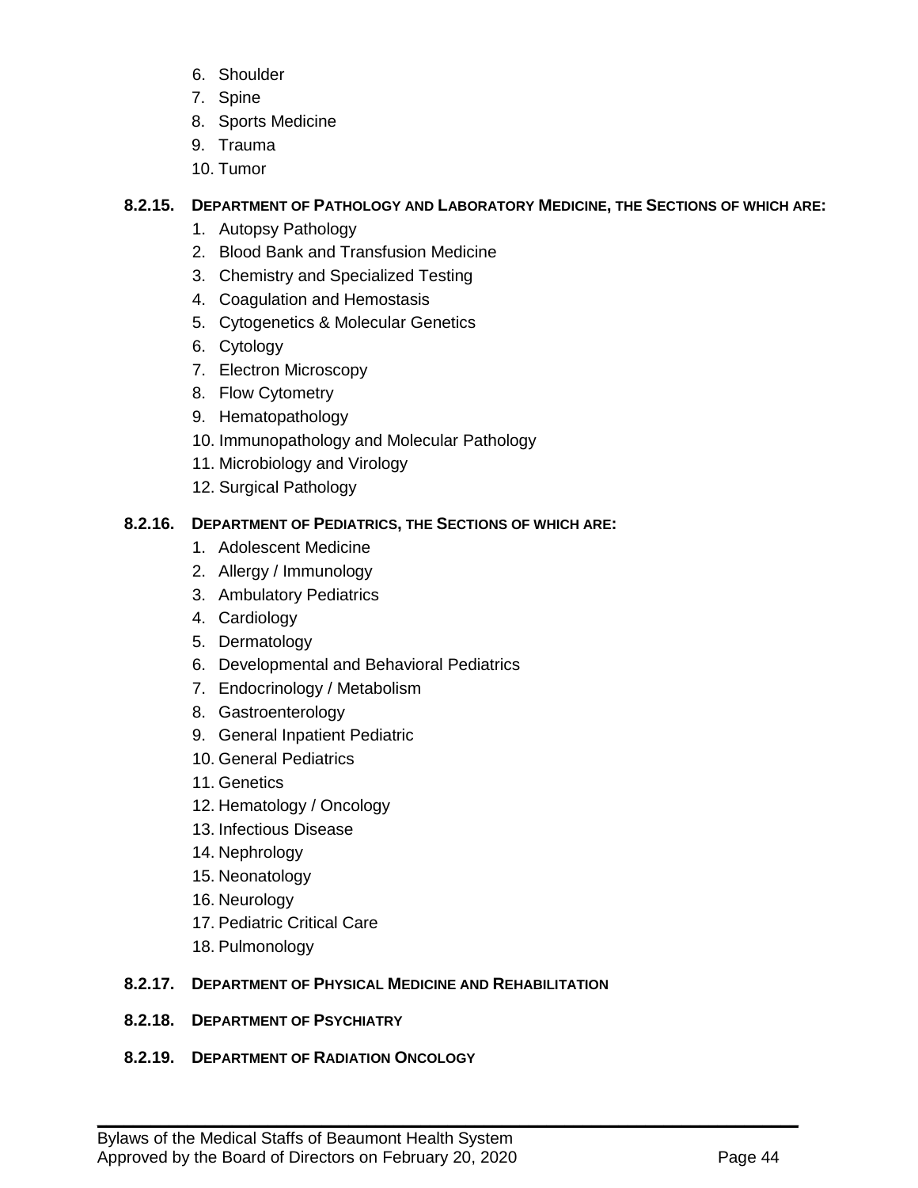6. Shoulder
7. Spine
8. Sports Medicine
9. Trauma
10. Tumor

### 8.2.15. Department of Pathology and Laboratory Medicine, the Sections of which are:

1. Autopsy Pathology
2. Blood Bank and Transfusion Medicine
3. Chemistry and Specialized Testing
4. Coagulation and Hemostasis
5. Cytogenetics & Molecular Genetics
6. Cytology
7. Electron Microscopy
8. Flow Cytometry
9. Hematopathology
10. Immunopathology and Molecular Pathology
11. Microbiology and Virology
12. Surgical Pathology

### 8.2.16. Department of Pediatrics, the Sections of which are:

1. Adolescent Medicine
2. Allergy / Immunology
3. Ambulatory Pediatrics
4. Cardiology
5. Dermatology
6. Developmental and Behavioral Pediatrics
7. Endocrinology / Metabolism
8. Gastroenterology
9. General Inpatient Pediatric
10. General Pediatrics
11. Genetics
12. Hematology / Oncology
13. Infectious Disease
14. Nephrology
15. Neonatology
16. Neurology
17. Pediatric Critical Care
18. Pulmonology

### 8.2.17. Department of Physical Medicine and Rehabilitation

### 8.2.18. Department of Psychiatry

### 8.2.19. Department of Radiation Oncology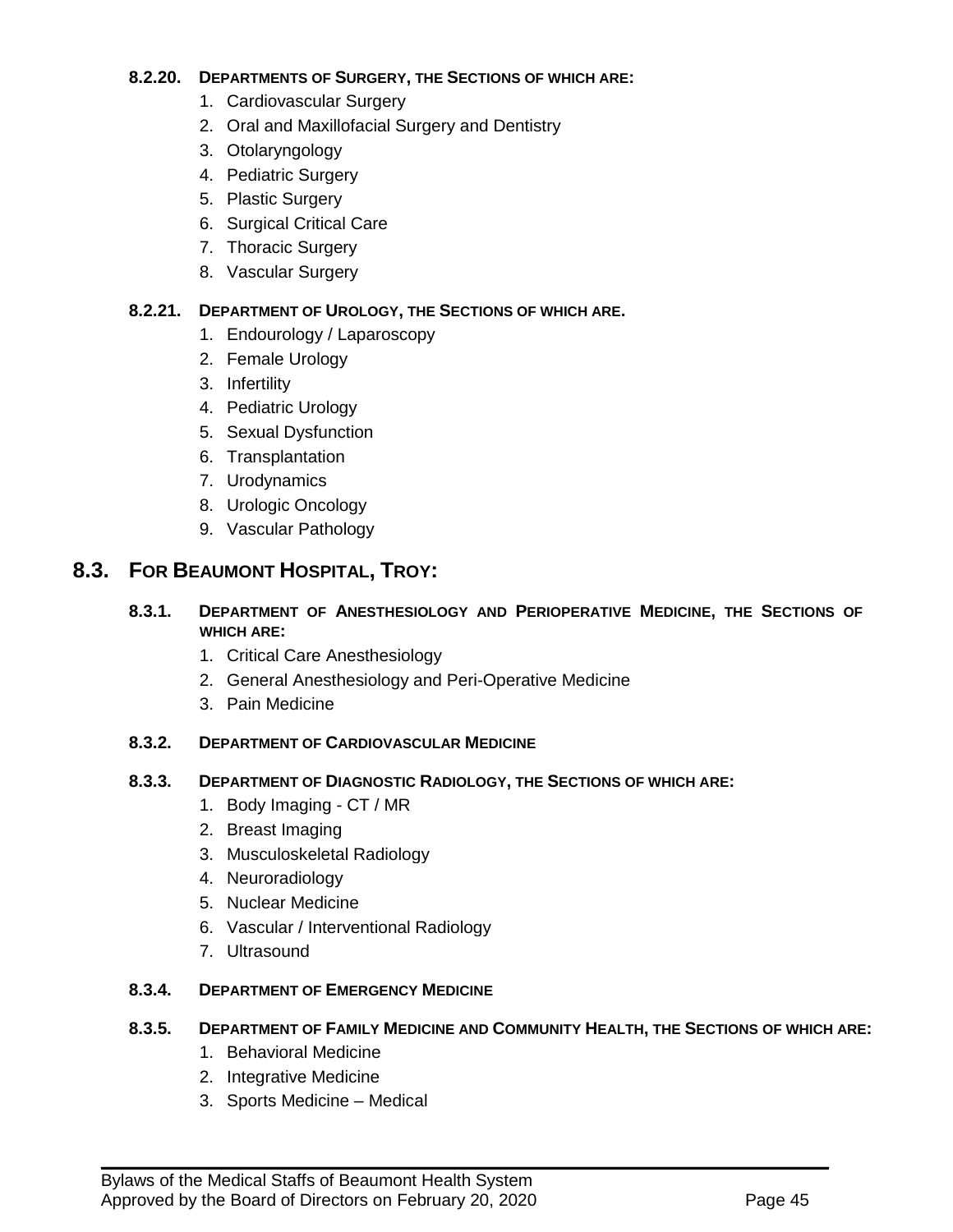#### 8.2.20. DEPARTMENTS OF SURGERY, THE SECTIONS OF WHICH ARE:

1. Cardiovascular Surgery
2. Oral and Maxillofacial Surgery and Dentistry
3. Otolaryngology
4. Pediatric Surgery
5. Plastic Surgery
6. Surgical Critical Care
7. Thoracic Surgery
8. Vascular Surgery

#### 8.2.21. DEPARTMENT OF UROLOGY, THE SECTIONS OF WHICH ARE.

1. Endourology / Laparoscopy
2. Female Urology
3. Infertility
4. Pediatric Urology
5. Sexual Dysfunction
6. Transplantation
7. Urodynamics
8. Urologic Oncology
9. Vascular Pathology

### 8.3. FOR BEAUMONT HOSPITAL, TROY:

#### 8.3.1. DEPARTMENT OF ANESTHESIOLOGY AND PERIOPERATIVE MEDICINE, THE SECTIONS OF WHICH ARE:

1. Critical Care Anesthesiology
2. General Anesthesiology and Peri-Operative Medicine
3. Pain Medicine

#### 8.3.2. DEPARTMENT OF CARDIOVASCULAR MEDICINE

#### 8.3.3. DEPARTMENT OF DIAGNOSTIC RADIOLOGY, THE SECTIONS OF WHICH ARE:

1. Body Imaging - CT / MR
2. Breast Imaging
3. Musculoskeletal Radiology
4. Neuroradiology
5. Nuclear Medicine
6. Vascular / Interventional Radiology
7. Ultrasound

#### 8.3.4. DEPARTMENT OF EMERGENCY MEDICINE

#### 8.3.5. DEPARTMENT OF FAMILY MEDICINE AND COMMUNITY HEALTH, THE SECTIONS OF WHICH ARE:

1. Behavioral Medicine
2. Integrative Medicine
3. Sports Medicine – Medical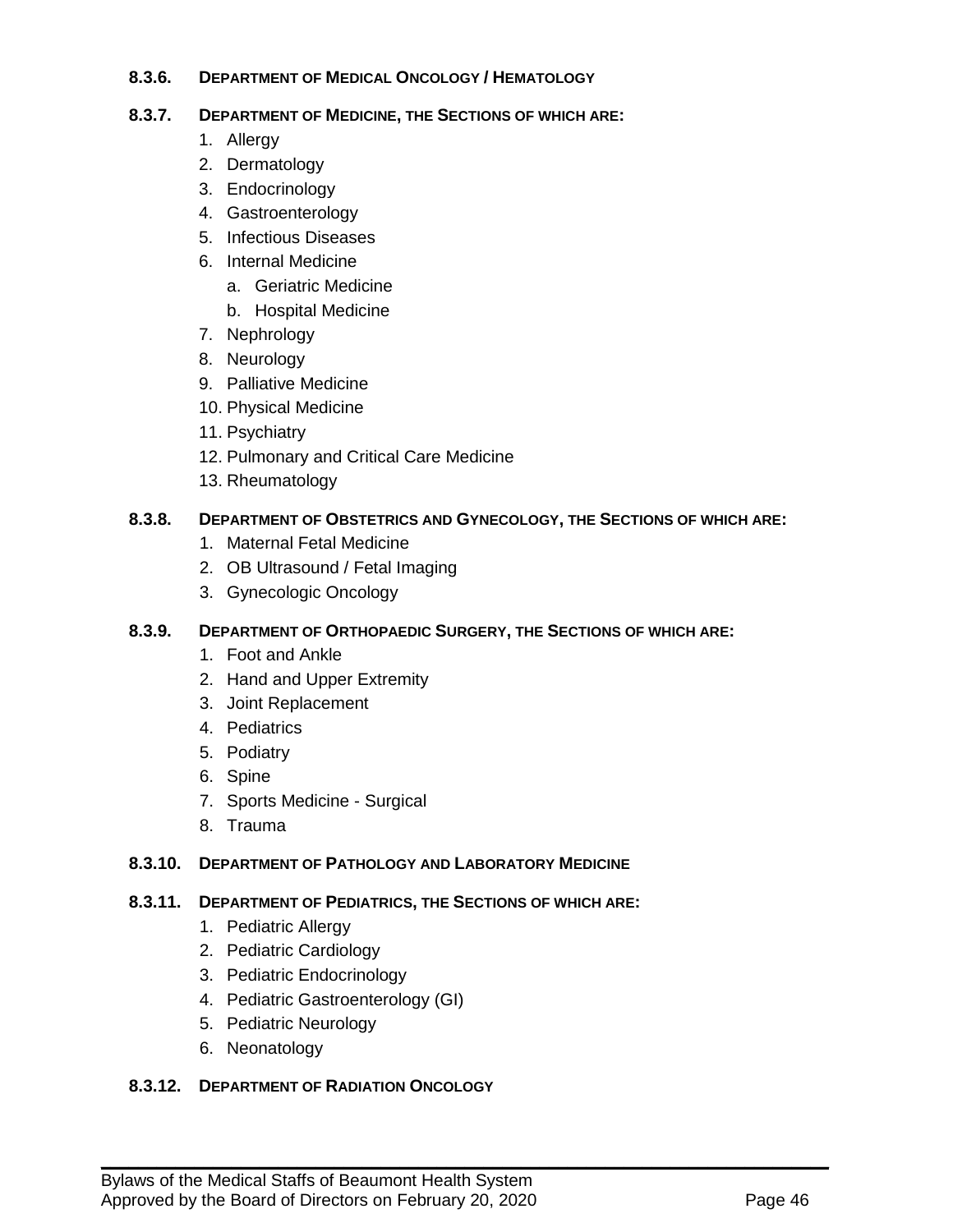#### 8.3.6. DEPARTMENT OF MEDICAL ONCOLOGY / HEMATOLOGY

#### 8.3.7. DEPARTMENT OF MEDICINE, THE SECTIONS OF WHICH ARE:

1. Allergy
2. Dermatology
3. Endocrinology
4. Gastroenterology
5. Infectious Diseases
6. Internal Medicine
   a. Geriatric Medicine
   b. Hospital Medicine
7. Nephrology
8. Neurology
9. Palliative Medicine
10. Physical Medicine
11. Psychiatry
12. Pulmonary and Critical Care Medicine
13. Rheumatology

#### 8.3.8. DEPARTMENT OF OBSTETRICS AND GYNECOLOGY, THE SECTIONS OF WHICH ARE:

1. Maternal Fetal Medicine
2. OB Ultrasound / Fetal Imaging
3. Gynecologic Oncology

#### 8.3.9. DEPARTMENT OF ORTHOPAEDIC SURGERY, THE SECTIONS OF WHICH ARE:

1. Foot and Ankle
2. Hand and Upper Extremity
3. Joint Replacement
4. Pediatrics
5. Podiatry
6. Spine
7. Sports Medicine - Surgical
8. Trauma

#### 8.3.10. DEPARTMENT OF PATHOLOGY AND LABORATORY MEDICINE

#### 8.3.11. DEPARTMENT OF PEDIATRICS, THE SECTIONS OF WHICH ARE:

1. Pediatric Allergy
2. Pediatric Cardiology
3. Pediatric Endocrinology
4. Pediatric Gastroenterology (GI)
5. Pediatric Neurology
6. Neonatology

#### 8.3.12. DEPARTMENT OF RADIATION ONCOLOGY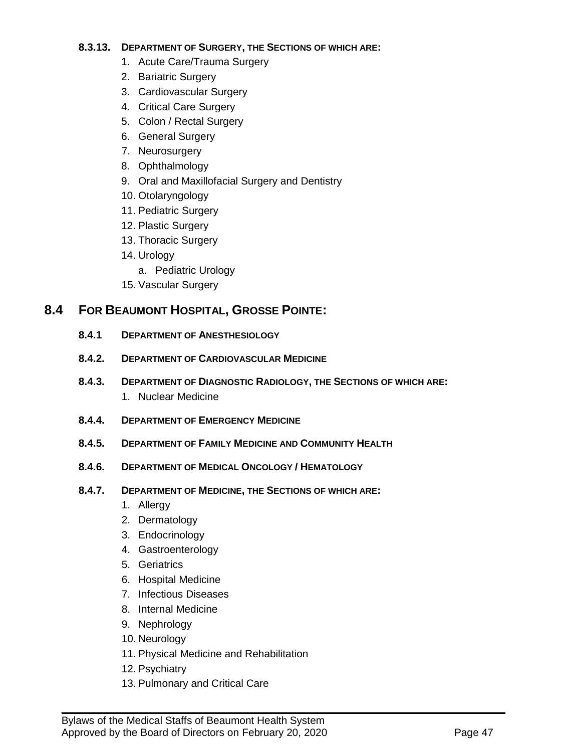#### 8.3.13. DEPARTMENT OF SURGERY, THE SECTIONS OF WHICH ARE:

1. Acute Care/Trauma Surgery
2. Bariatric Surgery
3. Cardiovascular Surgery
4. Critical Care Surgery
5. Colon / Rectal Surgery
6. General Surgery
7. Neurosurgery
8. Ophthalmology
9. Oral and Maxillofacial Surgery and Dentistry
10. Otolaryngology
11. Pediatric Surgery
12. Plastic Surgery
13. Thoracic Surgery
14. Urology
    a. Pediatric Urology
15. Vascular Surgery

## 8.4 FOR BEAUMONT HOSPITAL, GROSSE POINTE:

#### 8.4.1 DEPARTMENT OF ANESTHESIOLOGY

#### 8.4.2. DEPARTMENT OF CARDIOVASCULAR MEDICINE

#### 8.4.3. DEPARTMENT OF DIAGNOSTIC RADIOLOGY, THE SECTIONS OF WHICH ARE:

1. Nuclear Medicine

#### 8.4.4. DEPARTMENT OF EMERGENCY MEDICINE

#### 8.4.5. DEPARTMENT OF FAMILY MEDICINE AND COMMUNITY HEALTH

#### 8.4.6. DEPARTMENT OF MEDICAL ONCOLOGY / HEMATOLOGY

#### 8.4.7. DEPARTMENT OF MEDICINE, THE SECTIONS OF WHICH ARE:

1. Allergy
2. Dermatology
3. Endocrinology
4. Gastroenterology
5. Geriatrics
6. Hospital Medicine
7. Infectious Diseases
8. Internal Medicine
9. Nephrology
10. Neurology
11. Physical Medicine and Rehabilitation
12. Psychiatry
13. Pulmonary and Critical Care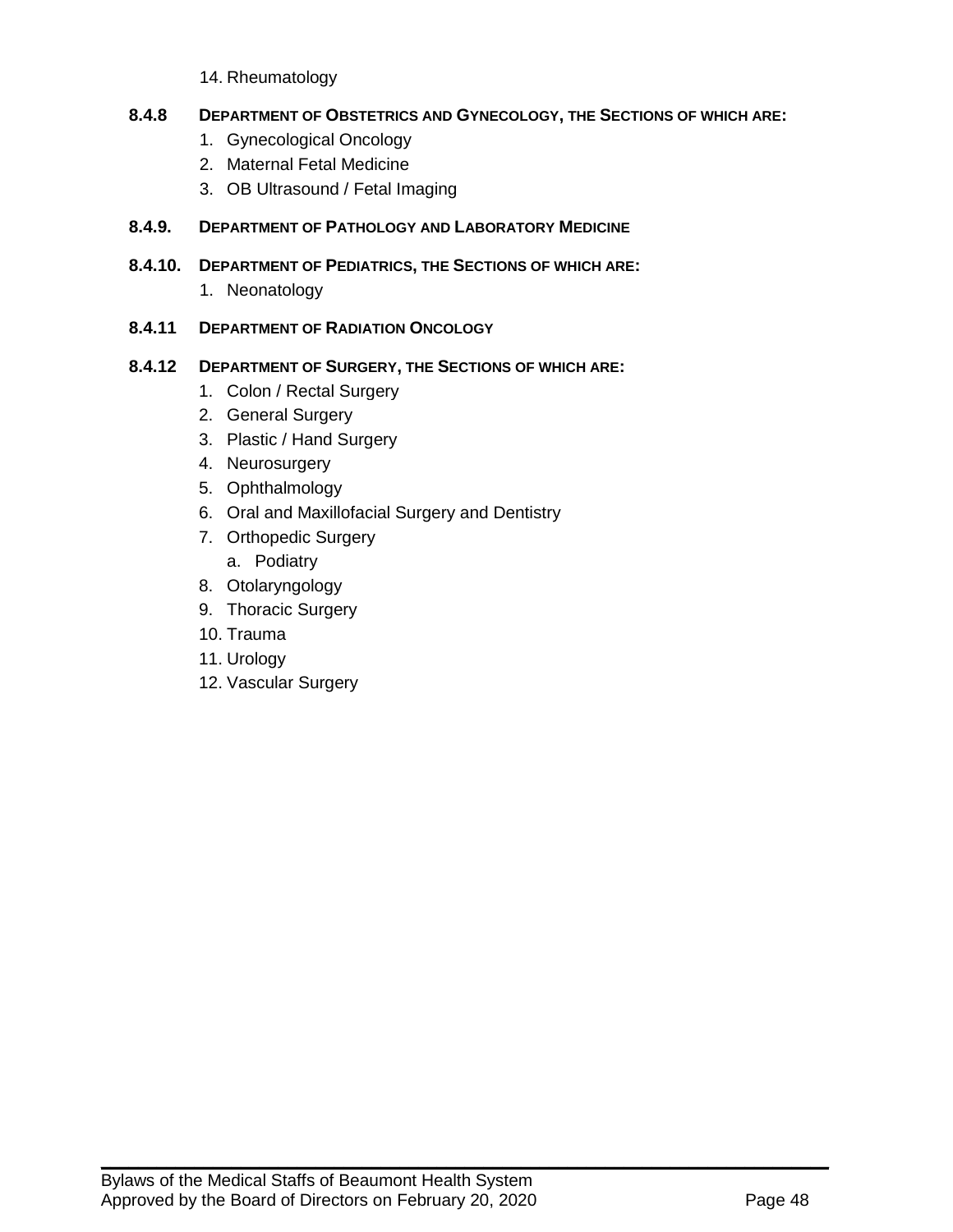14. Rheumatology

#### 8.4.8 DEPARTMENT OF OBSTETRICS AND GYNECOLOGY, THE SECTIONS OF WHICH ARE:

1. Gynecological Oncology
2. Maternal Fetal Medicine
3. OB Ultrasound / Fetal Imaging

#### 8.4.9. DEPARTMENT OF PATHOLOGY AND LABORATORY MEDICINE

#### 8.4.10. DEPARTMENT OF PEDIATRICS, THE SECTIONS OF WHICH ARE:

1. Neonatology

#### 8.4.11 DEPARTMENT OF RADIATION ONCOLOGY

#### 8.4.12 DEPARTMENT OF SURGERY, THE SECTIONS OF WHICH ARE:

1. Colon / Rectal Surgery
2. General Surgery
3. Plastic / Hand Surgery
4. Neurosurgery
5. Ophthalmology
6. Oral and Maxillofacial Surgery and Dentistry
7. Orthopedic Surgery
   a. Podiatry
8. Otolaryngology
9. Thoracic Surgery
10. Trauma
11. Urology
12. Vascular Surgery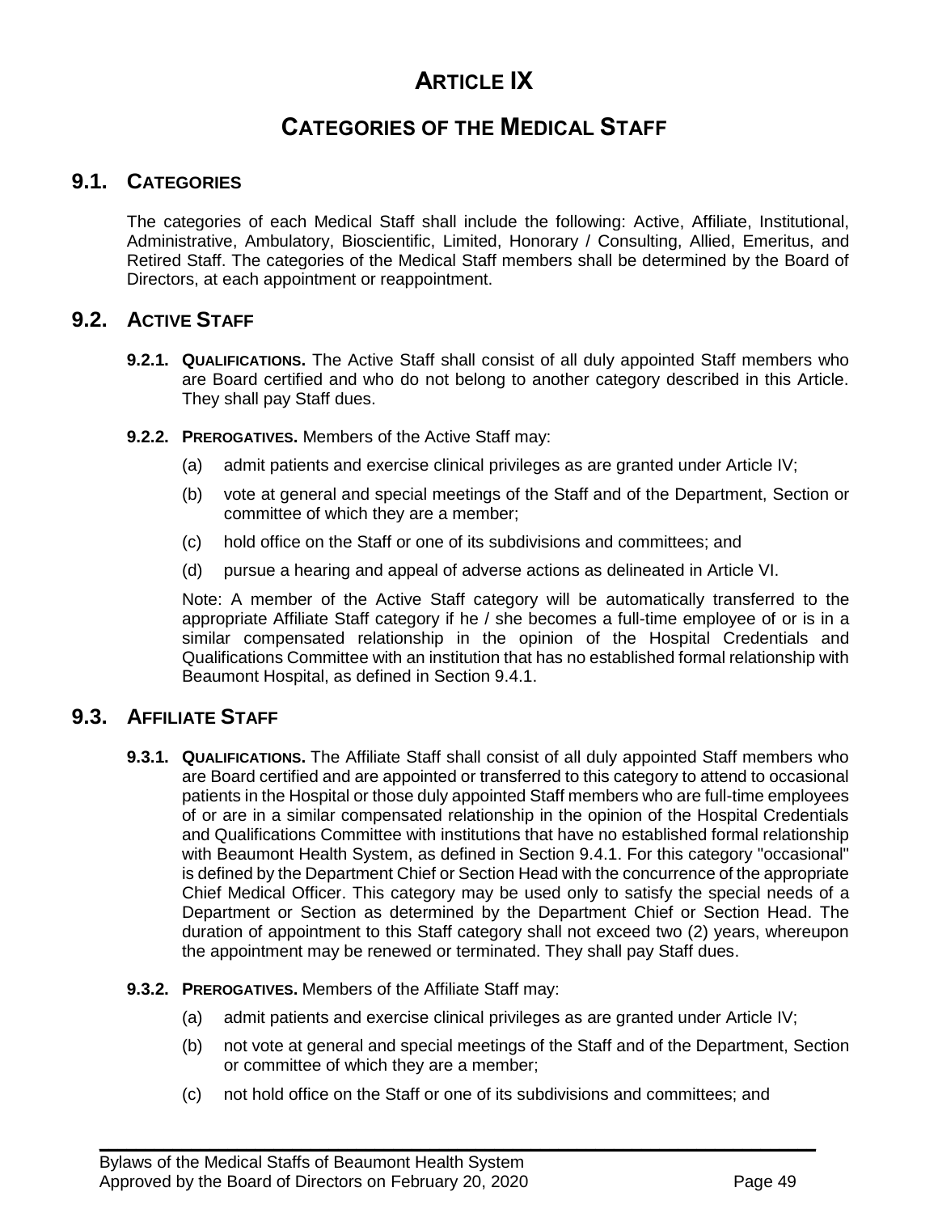# ARTICLE IX

## CATEGORIES OF THE MEDICAL STAFF

### 9.1. CATEGORIES

The categories of each Medical Staff shall include the following: Active, Affiliate, Institutional, Administrative, Ambulatory, Bioscientific, Limited, Honorary / Consulting, Allied, Emeritus, and Retired Staff. The categories of the Medical Staff members shall be determined by the Board of Directors, at each appointment or reappointment.

### 9.2. ACTIVE STAFF

**9.2.1. QUALIFICATIONS.** The Active Staff shall consist of all duly appointed Staff members who are Board certified and who do not belong to another category described in this Article. They shall pay Staff dues.

**9.2.2. PREROGATIVES.** Members of the Active Staff may:

(a) admit patients and exercise clinical privileges as are granted under Article IV;

(b) vote at general and special meetings of the Staff and of the Department, Section or committee of which they are a member;

(c) hold office on the Staff or one of its subdivisions and committees; and

(d) pursue a hearing and appeal of adverse actions as delineated in Article VI.

Note: A member of the Active Staff category will be automatically transferred to the appropriate Affiliate Staff category if he / she becomes a full-time employee of or is in a similar compensated relationship in the opinion of the Hospital Credentials and Qualifications Committee with an institution that has no established formal relationship with Beaumont Hospital, as defined in Section 9.4.1.

### 9.3. AFFILIATE STAFF

**9.3.1. QUALIFICATIONS.** The Affiliate Staff shall consist of all duly appointed Staff members who are Board certified and are appointed or transferred to this category to attend to occasional patients in the Hospital or those duly appointed Staff members who are full-time employees of or are in a similar compensated relationship in the opinion of the Hospital Credentials and Qualifications Committee with institutions that have no established formal relationship with Beaumont Health System, as defined in Section 9.4.1. For this category "occasional" is defined by the Department Chief or Section Head with the concurrence of the appropriate Chief Medical Officer. This category may be used only to satisfy the special needs of a Department or Section as determined by the Department Chief or Section Head. The duration of appointment to this Staff category shall not exceed two (2) years, whereupon the appointment may be renewed or terminated. They shall pay Staff dues.

**9.3.2. PREROGATIVES.** Members of the Affiliate Staff may:

(a) admit patients and exercise clinical privileges as are granted under Article IV;

(b) not vote at general and special meetings of the Staff and of the Department, Section or committee of which they are a member;

(c) not hold office on the Staff or one of its subdivisions and committees; and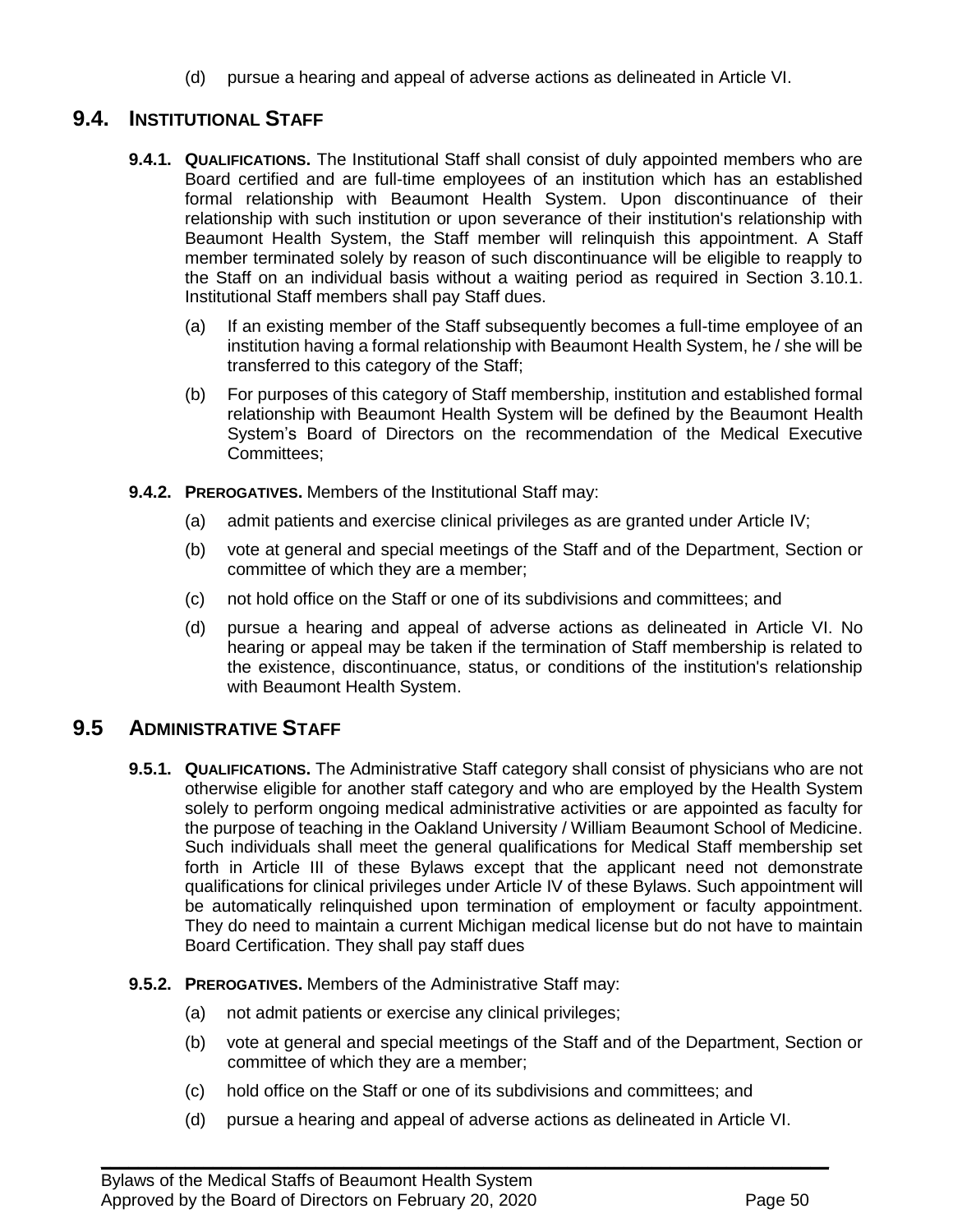(d) pursue a hearing and appeal of adverse actions as delineated in Article VI.

## 9.4. INSTITUTIONAL STAFF

**9.4.1. QUALIFICATIONS.** The Institutional Staff shall consist of duly appointed members who are Board certified and are full-time employees of an institution which has an established formal relationship with Beaumont Health System. Upon discontinuance of their relationship with such institution or upon severance of their institution's relationship with Beaumont Health System, the Staff member will relinquish this appointment. A Staff member terminated solely by reason of such discontinuance will be eligible to reapply to the Staff on an individual basis without a waiting period as required in Section 3.10.1. Institutional Staff members shall pay Staff dues.

(a) If an existing member of the Staff subsequently becomes a full-time employee of an institution having a formal relationship with Beaumont Health System, he / she will be transferred to this category of the Staff;

(b) For purposes of this category of Staff membership, institution and established formal relationship with Beaumont Health System will be defined by the Beaumont Health System's Board of Directors on the recommendation of the Medical Executive Committees;

**9.4.2. PREROGATIVES.** Members of the Institutional Staff may:

(a) admit patients and exercise clinical privileges as are granted under Article IV;

(b) vote at general and special meetings of the Staff and of the Department, Section or committee of which they are a member;

(c) not hold office on the Staff or one of its subdivisions and committees; and

(d) pursue a hearing and appeal of adverse actions as delineated in Article VI. No hearing or appeal may be taken if the termination of Staff membership is related to the existence, discontinuance, status, or conditions of the institution's relationship with Beaumont Health System.

## 9.5 ADMINISTRATIVE STAFF

**9.5.1. QUALIFICATIONS.** The Administrative Staff category shall consist of physicians who are not otherwise eligible for another staff category and who are employed by the Health System solely to perform ongoing medical administrative activities or are appointed as faculty for the purpose of teaching in the Oakland University / William Beaumont School of Medicine. Such individuals shall meet the general qualifications for Medical Staff membership set forth in Article III of these Bylaws except that the applicant need not demonstrate qualifications for clinical privileges under Article IV of these Bylaws. Such appointment will be automatically relinquished upon termination of employment or faculty appointment. They do need to maintain a current Michigan medical license but do not have to maintain Board Certification. They shall pay staff dues

**9.5.2. PREROGATIVES.** Members of the Administrative Staff may:

(a) not admit patients or exercise any clinical privileges;

(b) vote at general and special meetings of the Staff and of the Department, Section or committee of which they are a member;

(c) hold office on the Staff or one of its subdivisions and committees; and

(d) pursue a hearing and appeal of adverse actions as delineated in Article VI.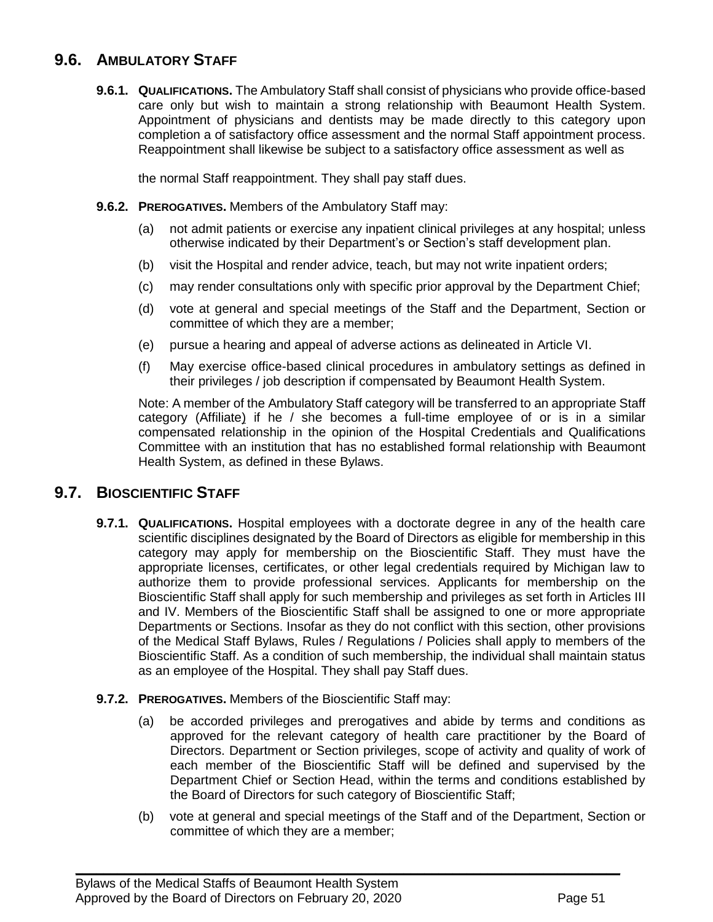## 9.6. AMBULATORY STAFF

**9.6.1. QUALIFICATIONS.** The Ambulatory Staff shall consist of physicians who provide office-based care only but wish to maintain a strong relationship with Beaumont Health System. Appointment of physicians and dentists may be made directly to this category upon completion a of satisfactory office assessment and the normal Staff appointment process. Reappointment shall likewise be subject to a satisfactory office assessment as well as

the normal Staff reappointment. They shall pay staff dues.

**9.6.2. PREROGATIVES.** Members of the Ambulatory Staff may:

(a) not admit patients or exercise any inpatient clinical privileges at any hospital; unless otherwise indicated by their Department's or Section's staff development plan.

(b) visit the Hospital and render advice, teach, but may not write inpatient orders;

(c) may render consultations only with specific prior approval by the Department Chief;

(d) vote at general and special meetings of the Staff and the Department, Section or committee of which they are a member;

(e) pursue a hearing and appeal of adverse actions as delineated in Article VI.

(f) May exercise office-based clinical procedures in ambulatory settings as defined in their privileges / job description if compensated by Beaumont Health System.

Note: A member of the Ambulatory Staff category will be transferred to an appropriate Staff category (Affiliate) if he / she becomes a full-time employee of or is in a similar compensated relationship in the opinion of the Hospital Credentials and Qualifications Committee with an institution that has no established formal relationship with Beaumont Health System, as defined in these Bylaws.

## 9.7. BIOSCIENTIFIC STAFF

**9.7.1. QUALIFICATIONS.** Hospital employees with a doctorate degree in any of the health care scientific disciplines designated by the Board of Directors as eligible for membership in this category may apply for membership on the Bioscientific Staff. They must have the appropriate licenses, certificates, or other legal credentials required by Michigan law to authorize them to provide professional services. Applicants for membership on the Bioscientific Staff shall apply for such membership and privileges as set forth in Articles III and IV. Members of the Bioscientific Staff shall be assigned to one or more appropriate Departments or Sections. Insofar as they do not conflict with this section, other provisions of the Medical Staff Bylaws, Rules / Regulations / Policies shall apply to members of the Bioscientific Staff. As a condition of such membership, the individual shall maintain status as an employee of the Hospital. They shall pay Staff dues.

**9.7.2. PREROGATIVES.** Members of the Bioscientific Staff may:

(a) be accorded privileges and prerogatives and abide by terms and conditions as approved for the relevant category of health care practitioner by the Board of Directors. Department or Section privileges, scope of activity and quality of work of each member of the Bioscientific Staff will be defined and supervised by the Department Chief or Section Head, within the terms and conditions established by the Board of Directors for such category of Bioscientific Staff;

(b) vote at general and special meetings of the Staff and of the Department, Section or committee of which they are a member;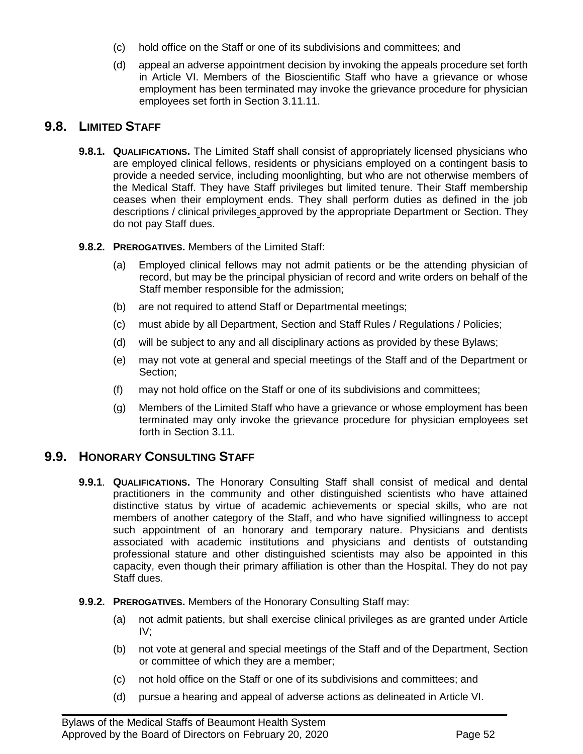(c) hold office on the Staff or one of its subdivisions and committees; and

(d) appeal an adverse appointment decision by invoking the appeals procedure set forth in Article VI. Members of the Bioscientific Staff who have a grievance or whose employment has been terminated may invoke the grievance procedure for physician employees set forth in Section 3.11.11.

## 9.8. LIMITED STAFF

**9.8.1. QUALIFICATIONS.** The Limited Staff shall consist of appropriately licensed physicians who are employed clinical fellows, residents or physicians employed on a contingent basis to provide a needed service, including moonlighting, but who are not otherwise members of the Medical Staff. They have Staff privileges but limited tenure. Their Staff membership ceases when their employment ends. They shall perform duties as defined in the job descriptions / clinical privileges approved by the appropriate Department or Section. They do not pay Staff dues.

**9.8.2. PREROGATIVES.** Members of the Limited Staff:

(a) Employed clinical fellows may not admit patients or be the attending physician of record, but may be the principal physician of record and write orders on behalf of the Staff member responsible for the admission;

(b) are not required to attend Staff or Departmental meetings;

(c) must abide by all Department, Section and Staff Rules / Regulations / Policies;

(d) will be subject to any and all disciplinary actions as provided by these Bylaws;

(e) may not vote at general and special meetings of the Staff and of the Department or Section;

(f) may not hold office on the Staff or one of its subdivisions and committees;

(g) Members of the Limited Staff who have a grievance or whose employment has been terminated may only invoke the grievance procedure for physician employees set forth in Section 3.11.

## 9.9. HONORARY CONSULTING STAFF

**9.9.1. QUALIFICATIONS.** The Honorary Consulting Staff shall consist of medical and dental practitioners in the community and other distinguished scientists who have attained distinctive status by virtue of academic achievements or special skills, who are not members of another category of the Staff, and who have signified willingness to accept such appointment of an honorary and temporary nature. Physicians and dentists associated with academic institutions and physicians and dentists of outstanding professional stature and other distinguished scientists may also be appointed in this capacity, even though their primary affiliation is other than the Hospital. They do not pay Staff dues.

**9.9.2. PREROGATIVES.** Members of the Honorary Consulting Staff may:

(a) not admit patients, but shall exercise clinical privileges as are granted under Article IV;

(b) not vote at general and special meetings of the Staff and of the Department, Section or committee of which they are a member;

(c) not hold office on the Staff or one of its subdivisions and committees; and

(d) pursue a hearing and appeal of adverse actions as delineated in Article VI.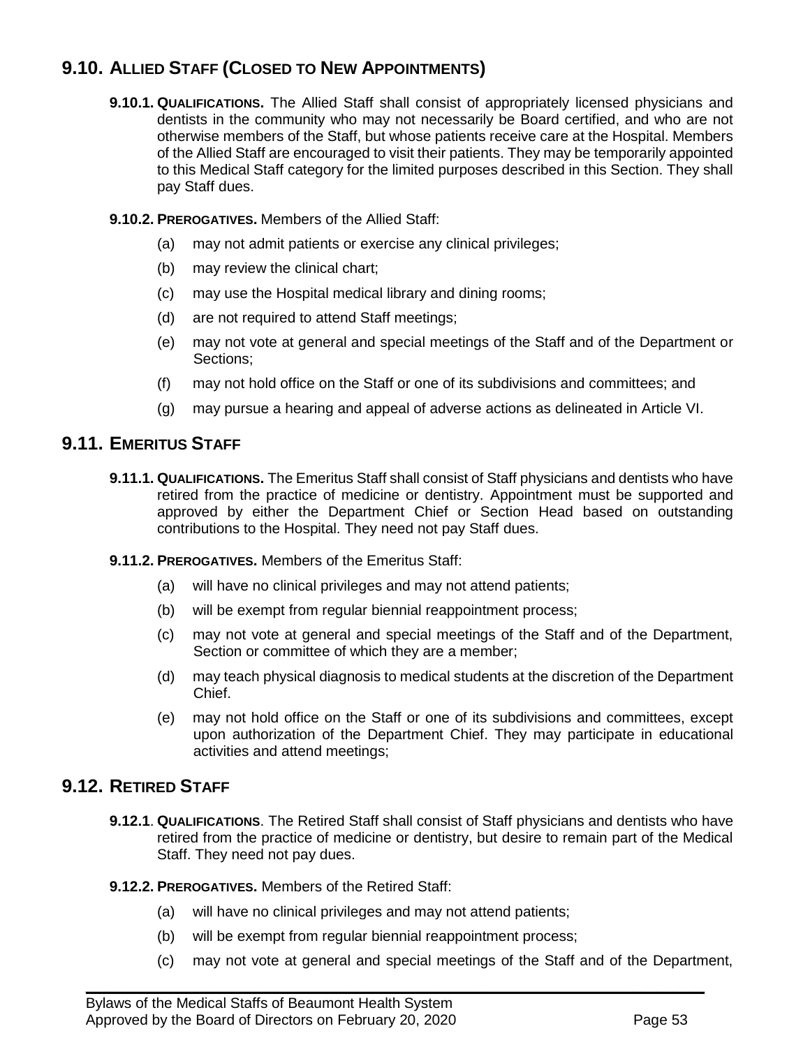## 9.10. Allied Staff (Closed to New Appointments)

**9.10.1. Qualifications.** The Allied Staff shall consist of appropriately licensed physicians and dentists in the community who may not necessarily be Board certified, and who are not otherwise members of the Staff, but whose patients receive care at the Hospital. Members of the Allied Staff are encouraged to visit their patients. They may be temporarily appointed to this Medical Staff category for the limited purposes described in this Section. They shall pay Staff dues.

**9.10.2. Prerogatives.** Members of the Allied Staff:

(a) may not admit patients or exercise any clinical privileges;

(b) may review the clinical chart;

(c) may use the Hospital medical library and dining rooms;

(d) are not required to attend Staff meetings;

(e) may not vote at general and special meetings of the Staff and of the Department or Sections;

(f) may not hold office on the Staff or one of its subdivisions and committees; and

(g) may pursue a hearing and appeal of adverse actions as delineated in Article VI.

## 9.11. Emeritus Staff

**9.11.1. Qualifications.** The Emeritus Staff shall consist of Staff physicians and dentists who have retired from the practice of medicine or dentistry. Appointment must be supported and approved by either the Department Chief or Section Head based on outstanding contributions to the Hospital. They need not pay Staff dues.

**9.11.2. Prerogatives.** Members of the Emeritus Staff:

(a) will have no clinical privileges and may not attend patients;

(b) will be exempt from regular biennial reappointment process;

(c) may not vote at general and special meetings of the Staff and of the Department, Section or committee of which they are a member;

(d) may teach physical diagnosis to medical students at the discretion of the Department Chief.

(e) may not hold office on the Staff or one of its subdivisions and committees, except upon authorization of the Department Chief. They may participate in educational activities and attend meetings;

## 9.12. Retired Staff

**9.12.1. Qualifications.** The Retired Staff shall consist of Staff physicians and dentists who have retired from the practice of medicine or dentistry, but desire to remain part of the Medical Staff. They need not pay dues.

**9.12.2. Prerogatives.** Members of the Retired Staff:

(a) will have no clinical privileges and may not attend patients;

(b) will be exempt from regular biennial reappointment process;

(c) may not vote at general and special meetings of the Staff and of the Department,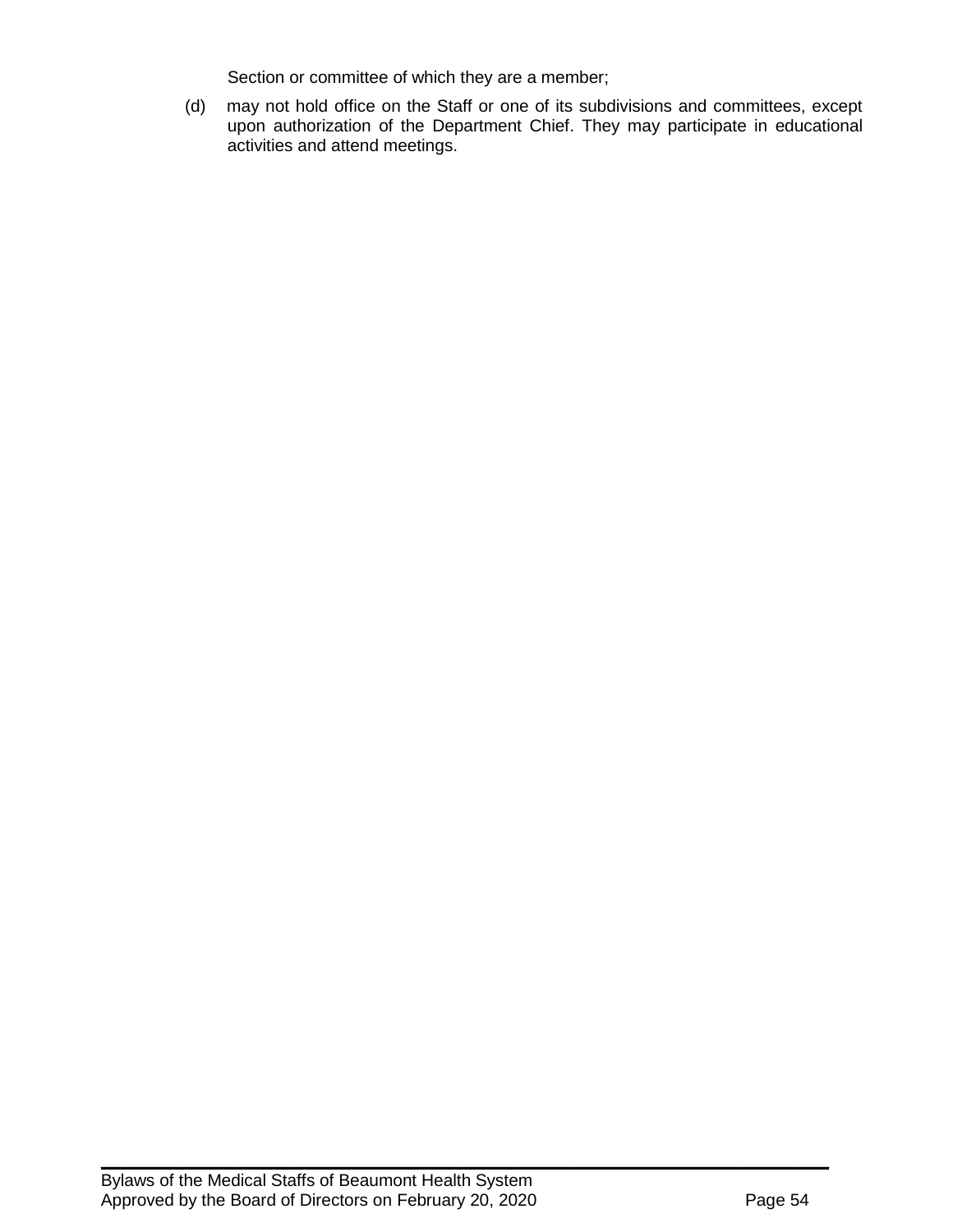Section or committee of which they are a member;

(d) may not hold office on the Staff or one of its subdivisions and committees, except upon authorization of the Department Chief. They may participate in educational activities and attend meetings.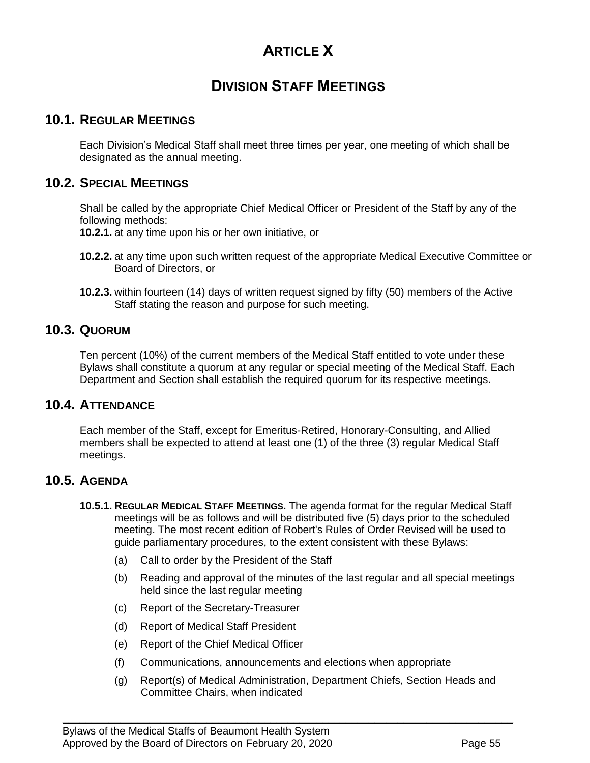# ARTICLE X

# DIVISION STAFF MEETINGS

## 10.1. REGULAR MEETINGS

Each Division's Medical Staff shall meet three times per year, one meeting of which shall be designated as the annual meeting.

## 10.2. SPECIAL MEETINGS

Shall be called by the appropriate Chief Medical Officer or President of the Staff by any of the following methods:

**10.2.1.** at any time upon his or her own initiative, or

**10.2.2.** at any time upon such written request of the appropriate Medical Executive Committee or Board of Directors, or

**10.2.3.** within fourteen (14) days of written request signed by fifty (50) members of the Active Staff stating the reason and purpose for such meeting.

## 10.3. QUORUM

Ten percent (10%) of the current members of the Medical Staff entitled to vote under these Bylaws shall constitute a quorum at any regular or special meeting of the Medical Staff. Each Department and Section shall establish the required quorum for its respective meetings.

## 10.4. ATTENDANCE

Each member of the Staff, except for Emeritus-Retired, Honorary-Consulting, and Allied members shall be expected to attend at least one (1) of the three (3) regular Medical Staff meetings.

## 10.5. AGENDA

**10.5.1. REGULAR MEDICAL STAFF MEETINGS.** The agenda format for the regular Medical Staff meetings will be as follows and will be distributed five (5) days prior to the scheduled meeting. The most recent edition of Robert's Rules of Order Revised will be used to guide parliamentary procedures, to the extent consistent with these Bylaws:

(a) Call to order by the President of the Staff

(b) Reading and approval of the minutes of the last regular and all special meetings held since the last regular meeting

(c) Report of the Secretary-Treasurer

(d) Report of Medical Staff President

(e) Report of the Chief Medical Officer

(f) Communications, announcements and elections when appropriate

(g) Report(s) of Medical Administration, Department Chiefs, Section Heads and Committee Chairs, when indicated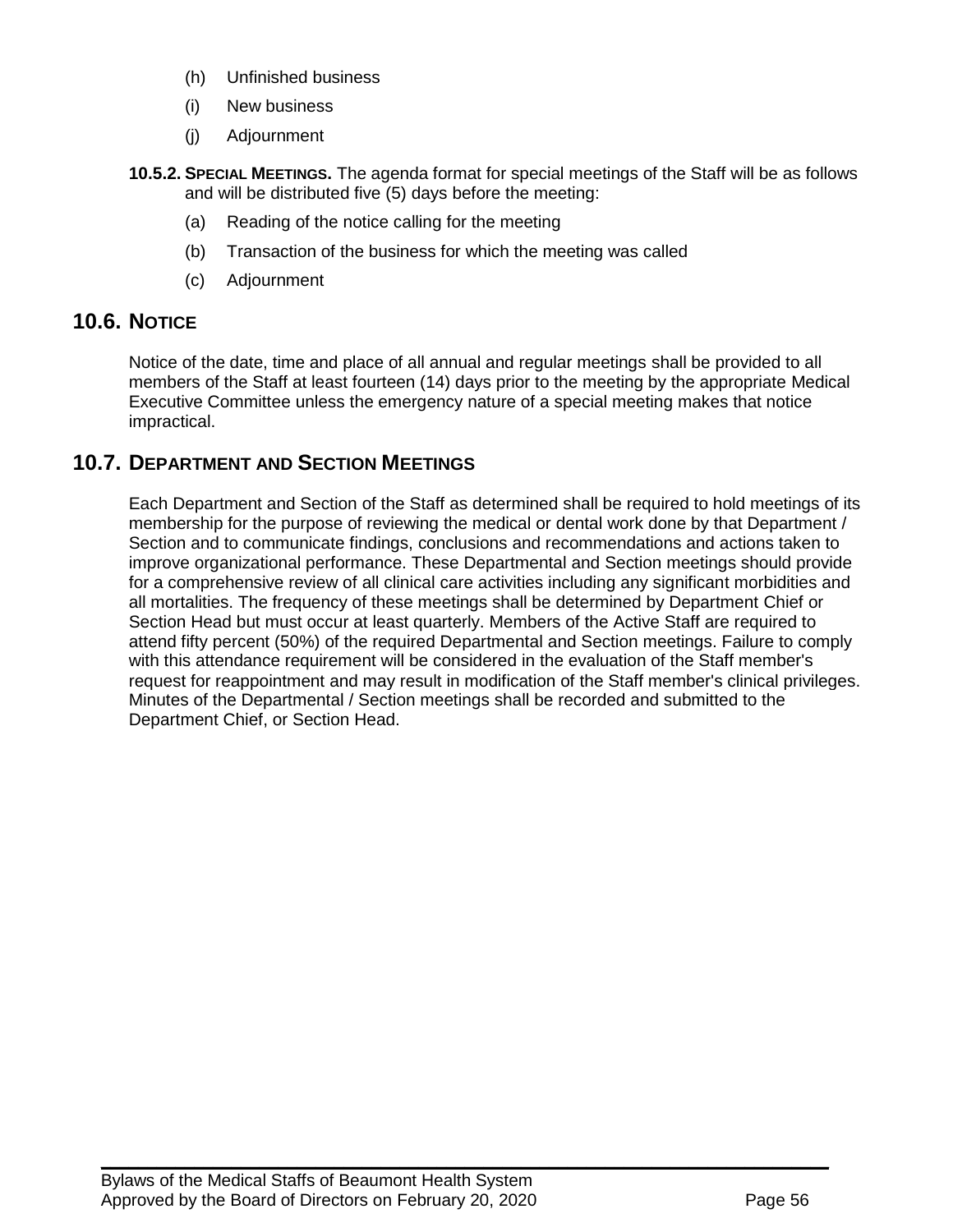(h) Unfinished business

(i) New business

(j) Adjournment

**10.5.2. SPECIAL MEETINGS.** The agenda format for special meetings of the Staff will be as follows and will be distributed five (5) days before the meeting:

(a) Reading of the notice calling for the meeting

(b) Transaction of the business for which the meeting was called

(c) Adjournment

## 10.6. NOTICE

Notice of the date, time and place of all annual and regular meetings shall be provided to all members of the Staff at least fourteen (14) days prior to the meeting by the appropriate Medical Executive Committee unless the emergency nature of a special meeting makes that notice impractical.

## 10.7. DEPARTMENT AND SECTION MEETINGS

Each Department and Section of the Staff as determined shall be required to hold meetings of its membership for the purpose of reviewing the medical or dental work done by that Department / Section and to communicate findings, conclusions and recommendations and actions taken to improve organizational performance. These Departmental and Section meetings should provide for a comprehensive review of all clinical care activities including any significant morbidities and all mortalities. The frequency of these meetings shall be determined by Department Chief or Section Head but must occur at least quarterly. Members of the Active Staff are required to attend fifty percent (50%) of the required Departmental and Section meetings. Failure to comply with this attendance requirement will be considered in the evaluation of the Staff member's request for reappointment and may result in modification of the Staff member's clinical privileges. Minutes of the Departmental / Section meetings shall be recorded and submitted to the Department Chief, or Section Head.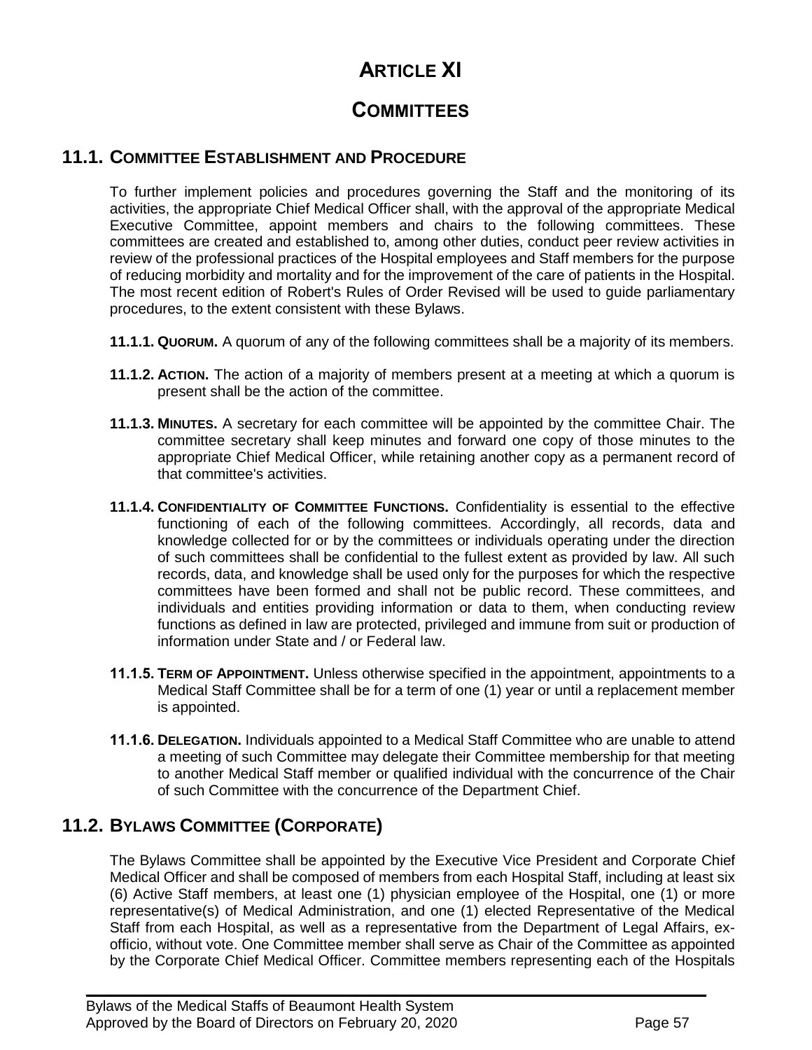# ARTICLE XI

# COMMITTEES

## 11.1. COMMITTEE ESTABLISHMENT AND PROCEDURE

To further implement policies and procedures governing the Staff and the monitoring of its activities, the appropriate Chief Medical Officer shall, with the approval of the appropriate Medical Executive Committee, appoint members and chairs to the following committees. These committees are created and established to, among other duties, conduct peer review activities in review of the professional practices of the Hospital employees and Staff members for the purpose of reducing morbidity and mortality and for the improvement of the care of patients in the Hospital. The most recent edition of Robert's Rules of Order Revised will be used to guide parliamentary procedures, to the extent consistent with these Bylaws.

**11.1.1. QUORUM.** A quorum of any of the following committees shall be a majority of its members.

**11.1.2. ACTION.** The action of a majority of members present at a meeting at which a quorum is present shall be the action of the committee.

**11.1.3. MINUTES.** A secretary for each committee will be appointed by the committee Chair. The committee secretary shall keep minutes and forward one copy of those minutes to the appropriate Chief Medical Officer, while retaining another copy as a permanent record of that committee's activities.

**11.1.4. CONFIDENTIALITY OF COMMITTEE FUNCTIONS.** Confidentiality is essential to the effective functioning of each of the following committees. Accordingly, all records, data and knowledge collected for or by the committees or individuals operating under the direction of such committees shall be confidential to the fullest extent as provided by law. All such records, data, and knowledge shall be used only for the purposes for which the respective committees have been formed and shall not be public record. These committees, and individuals and entities providing information or data to them, when conducting review functions as defined in law are protected, privileged and immune from suit or production of information under State and / or Federal law.

**11.1.5. TERM OF APPOINTMENT.** Unless otherwise specified in the appointment, appointments to a Medical Staff Committee shall be for a term of one (1) year or until a replacement member is appointed.

**11.1.6. DELEGATION.** Individuals appointed to a Medical Staff Committee who are unable to attend a meeting of such Committee may delegate their Committee membership for that meeting to another Medical Staff member or qualified individual with the concurrence of the Chair of such Committee with the concurrence of the Department Chief.

## 11.2. BYLAWS COMMITTEE (CORPORATE)

The Bylaws Committee shall be appointed by the Executive Vice President and Corporate Chief Medical Officer and shall be composed of members from each Hospital Staff, including at least six (6) Active Staff members, at least one (1) physician employee of the Hospital, one (1) or more representative(s) of Medical Administration, and one (1) elected Representative of the Medical Staff from each Hospital, as well as a representative from the Department of Legal Affairs, ex-officio, without vote. One Committee member shall serve as Chair of the Committee as appointed by the Corporate Chief Medical Officer. Committee members representing each of the Hospitals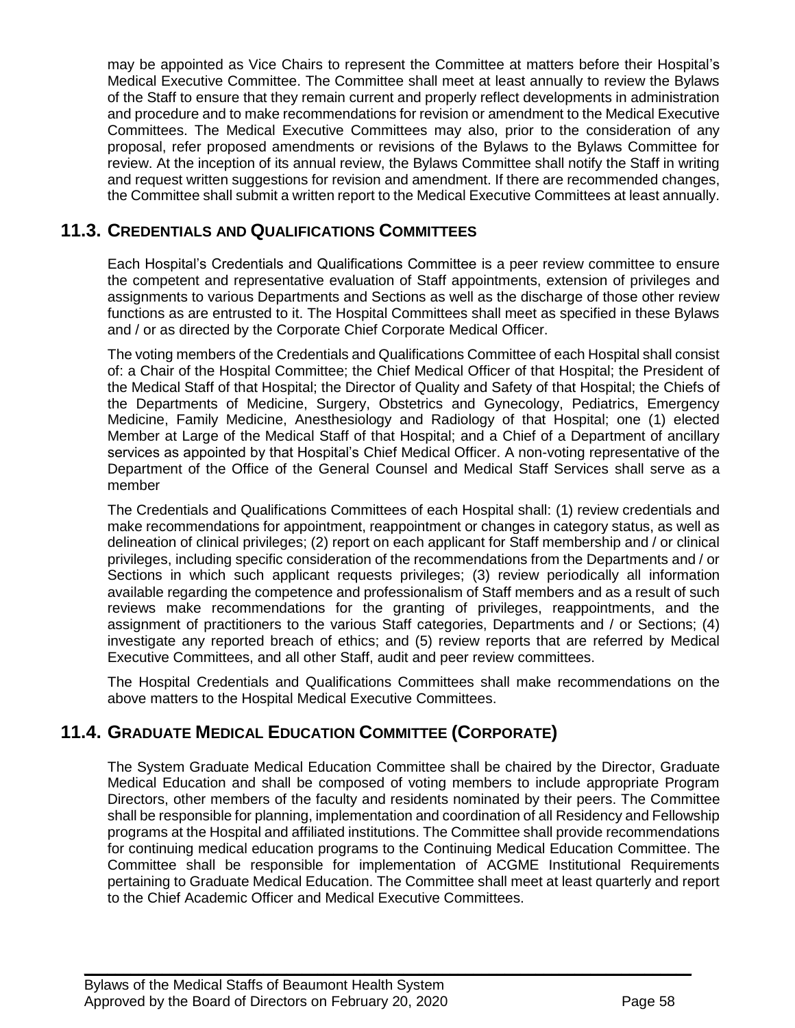may be appointed as Vice Chairs to represent the Committee at matters before their Hospital's Medical Executive Committee. The Committee shall meet at least annually to review the Bylaws of the Staff to ensure that they remain current and properly reflect developments in administration and procedure and to make recommendations for revision or amendment to the Medical Executive Committees. The Medical Executive Committees may also, prior to the consideration of any proposal, refer proposed amendments or revisions of the Bylaws to the Bylaws Committee for review. At the inception of its annual review, the Bylaws Committee shall notify the Staff in writing and request written suggestions for revision and amendment. If there are recommended changes, the Committee shall submit a written report to the Medical Executive Committees at least annually.

## 11.3. CREDENTIALS AND QUALIFICATIONS COMMITTEES

Each Hospital's Credentials and Qualifications Committee is a peer review committee to ensure the competent and representative evaluation of Staff appointments, extension of privileges and assignments to various Departments and Sections as well as the discharge of those other review functions as are entrusted to it. The Hospital Committees shall meet as specified in these Bylaws and / or as directed by the Corporate Chief Corporate Medical Officer.

The voting members of the Credentials and Qualifications Committee of each Hospital shall consist of: a Chair of the Hospital Committee; the Chief Medical Officer of that Hospital; the President of the Medical Staff of that Hospital; the Director of Quality and Safety of that Hospital; the Chiefs of the Departments of Medicine, Surgery, Obstetrics and Gynecology, Pediatrics, Emergency Medicine, Family Medicine, Anesthesiology and Radiology of that Hospital; one (1) elected Member at Large of the Medical Staff of that Hospital; and a Chief of a Department of ancillary services as appointed by that Hospital's Chief Medical Officer. A non-voting representative of the Department of the Office of the General Counsel and Medical Staff Services shall serve as a member

The Credentials and Qualifications Committees of each Hospital shall: (1) review credentials and make recommendations for appointment, reappointment or changes in category status, as well as delineation of clinical privileges; (2) report on each applicant for Staff membership and / or clinical privileges, including specific consideration of the recommendations from the Departments and / or Sections in which such applicant requests privileges; (3) review periodically all information available regarding the competence and professionalism of Staff members and as a result of such reviews make recommendations for the granting of privileges, reappointments, and the assignment of practitioners to the various Staff categories, Departments and / or Sections; (4) investigate any reported breach of ethics; and (5) review reports that are referred by Medical Executive Committees, and all other Staff, audit and peer review committees.

The Hospital Credentials and Qualifications Committees shall make recommendations on the above matters to the Hospital Medical Executive Committees.

## 11.4. GRADUATE MEDICAL EDUCATION COMMITTEE (CORPORATE)

The System Graduate Medical Education Committee shall be chaired by the Director, Graduate Medical Education and shall be composed of voting members to include appropriate Program Directors, other members of the faculty and residents nominated by their peers. The Committee shall be responsible for planning, implementation and coordination of all Residency and Fellowship programs at the Hospital and affiliated institutions. The Committee shall provide recommendations for continuing medical education programs to the Continuing Medical Education Committee. The Committee shall be responsible for implementation of ACGME Institutional Requirements pertaining to Graduate Medical Education. The Committee shall meet at least quarterly and report to the Chief Academic Officer and Medical Executive Committees.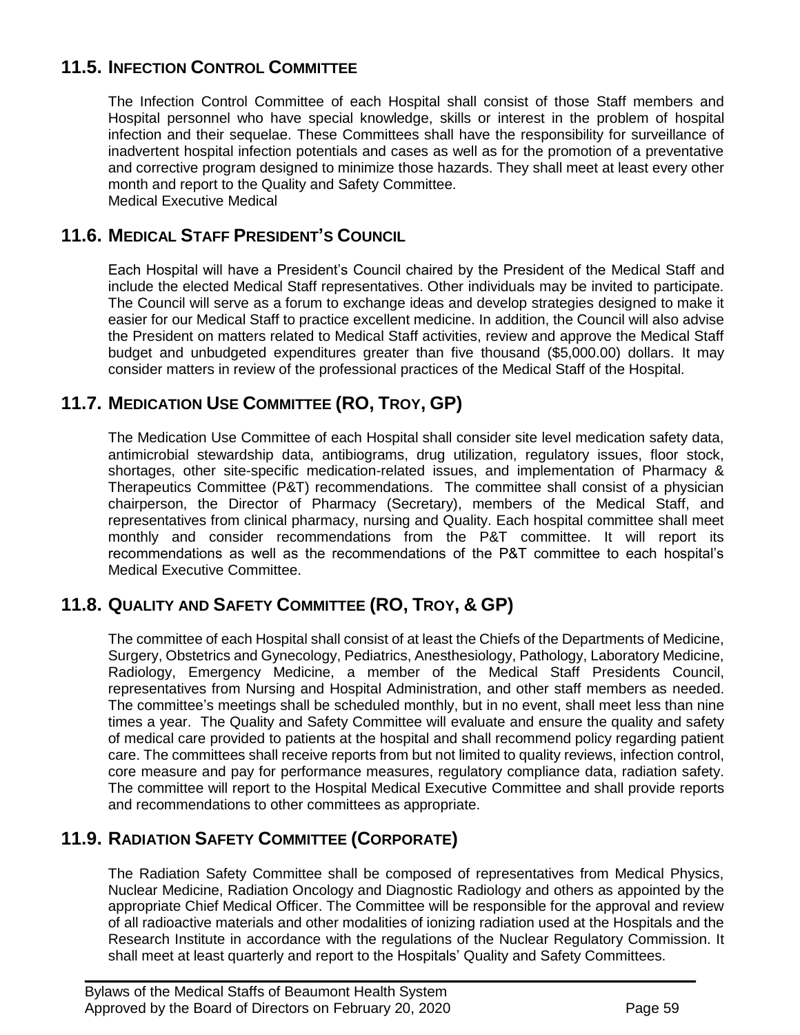## 11.5. INFECTION CONTROL COMMITTEE

The Infection Control Committee of each Hospital shall consist of those Staff members and Hospital personnel who have special knowledge, skills or interest in the problem of hospital infection and their sequelae. These Committees shall have the responsibility for surveillance of inadvertent hospital infection potentials and cases as well as for the promotion of a preventative and corrective program designed to minimize those hazards. They shall meet at least every other month and report to the Quality and Safety Committee.
Medical Executive Medical

## 11.6. MEDICAL STAFF PRESIDENT'S COUNCIL

Each Hospital will have a President's Council chaired by the President of the Medical Staff and include the elected Medical Staff representatives. Other individuals may be invited to participate. The Council will serve as a forum to exchange ideas and develop strategies designed to make it easier for our Medical Staff to practice excellent medicine. In addition, the Council will also advise the President on matters related to Medical Staff activities, review and approve the Medical Staff budget and unbudgeted expenditures greater than five thousand ($5,000.00) dollars. It may consider matters in review of the professional practices of the Medical Staff of the Hospital.

## 11.7. MEDICATION USE COMMITTEE (RO, TROY, GP)

The Medication Use Committee of each Hospital shall consider site level medication safety data, antimicrobial stewardship data, antibiograms, drug utilization, regulatory issues, floor stock, shortages, other site-specific medication-related issues, and implementation of Pharmacy & Therapeutics Committee (P&T) recommendations. The committee shall consist of a physician chairperson, the Director of Pharmacy (Secretary), members of the Medical Staff, and representatives from clinical pharmacy, nursing and Quality. Each hospital committee shall meet monthly and consider recommendations from the P&T committee. It will report its recommendations as well as the recommendations of the P&T committee to each hospital's Medical Executive Committee.

## 11.8. QUALITY AND SAFETY COMMITTEE (RO, TROY, & GP)

The committee of each Hospital shall consist of at least the Chiefs of the Departments of Medicine, Surgery, Obstetrics and Gynecology, Pediatrics, Anesthesiology, Pathology, Laboratory Medicine, Radiology, Emergency Medicine, a member of the Medical Staff Presidents Council, representatives from Nursing and Hospital Administration, and other staff members as needed. The committee's meetings shall be scheduled monthly, but in no event, shall meet less than nine times a year. The Quality and Safety Committee will evaluate and ensure the quality and safety of medical care provided to patients at the hospital and shall recommend policy regarding patient care. The committees shall receive reports from but not limited to quality reviews, infection control, core measure and pay for performance measures, regulatory compliance data, radiation safety. The committee will report to the Hospital Medical Executive Committee and shall provide reports and recommendations to other committees as appropriate.

## 11.9. RADIATION SAFETY COMMITTEE (CORPORATE)

The Radiation Safety Committee shall be composed of representatives from Medical Physics, Nuclear Medicine, Radiation Oncology and Diagnostic Radiology and others as appointed by the appropriate Chief Medical Officer. The Committee will be responsible for the approval and review of all radioactive materials and other modalities of ionizing radiation used at the Hospitals and the Research Institute in accordance with the regulations of the Nuclear Regulatory Commission. It shall meet at least quarterly and report to the Hospitals' Quality and Safety Committees.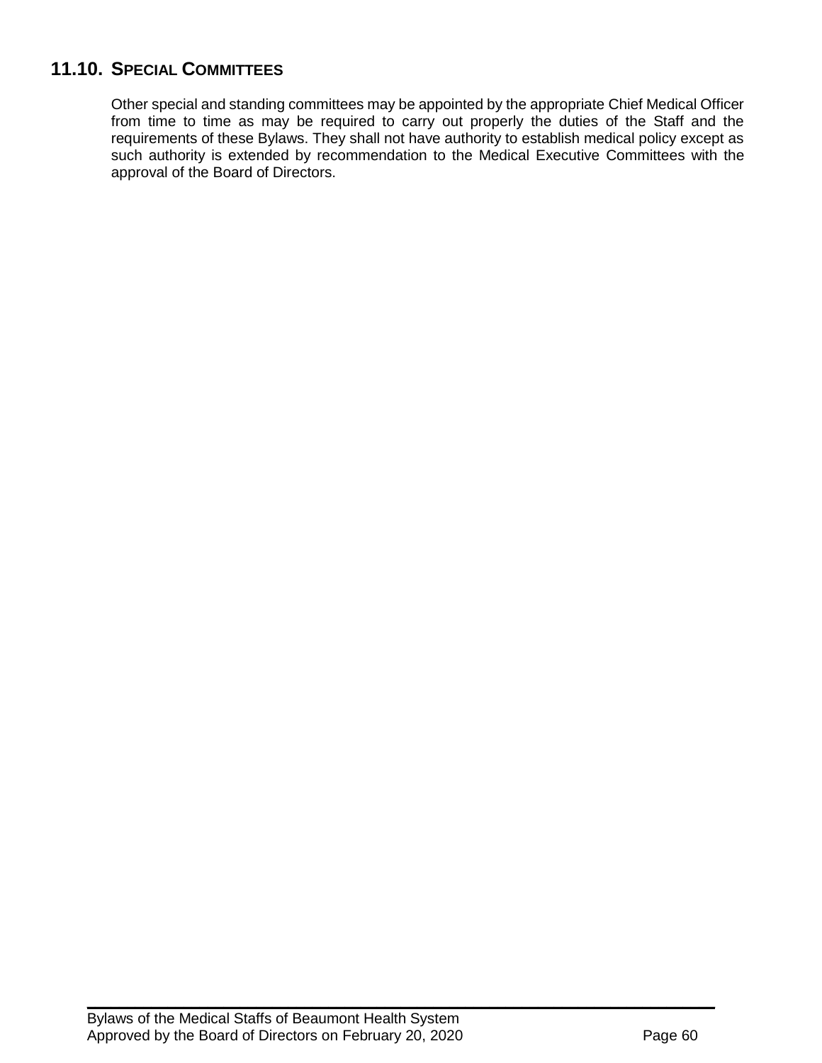## 11.10. SPECIAL COMMITTEES

Other special and standing committees may be appointed by the appropriate Chief Medical Officer from time to time as may be required to carry out properly the duties of the Staff and the requirements of these Bylaws. They shall not have authority to establish medical policy except as such authority is extended by recommendation to the Medical Executive Committees with the approval of the Board of Directors.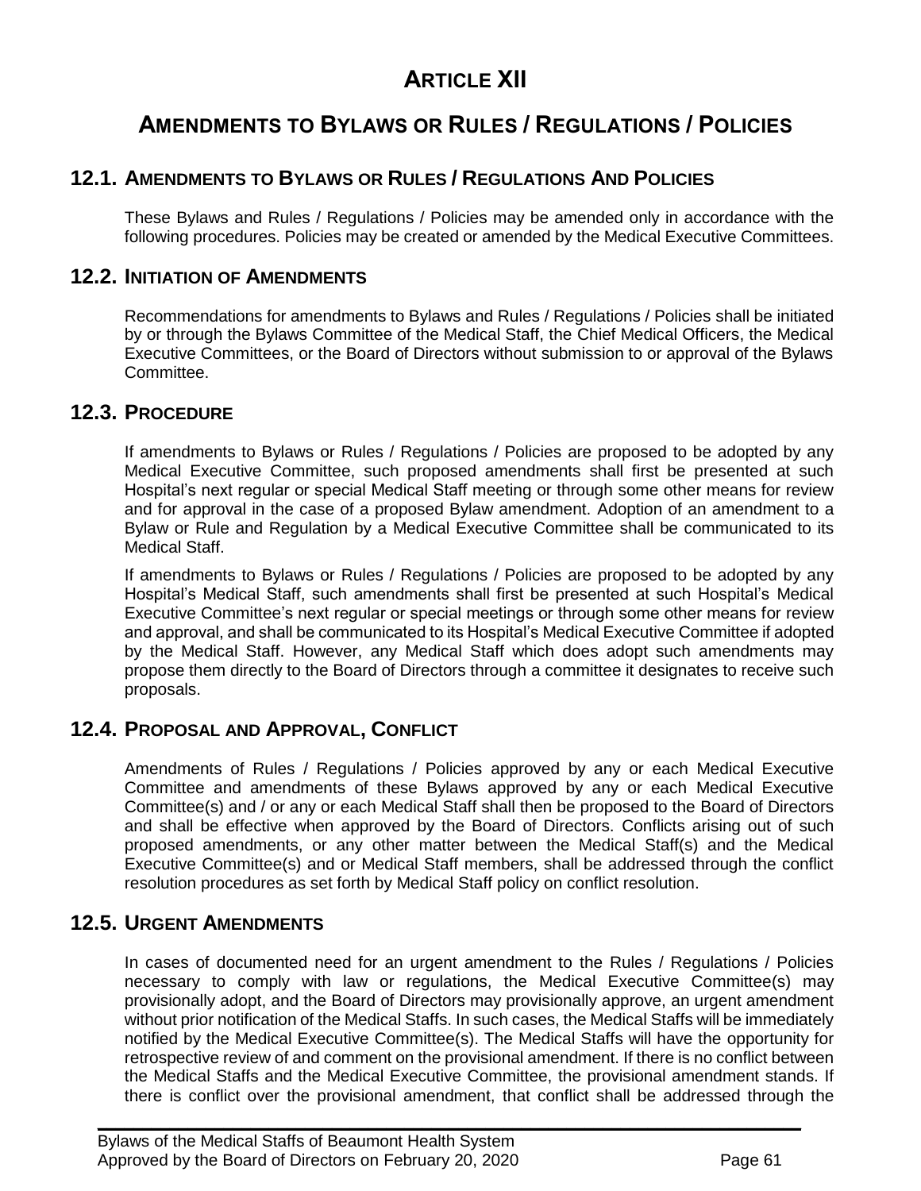# ARTICLE XII

# AMENDMENTS TO BYLAWS OR RULES / REGULATIONS / POLICIES

## 12.1. AMENDMENTS TO BYLAWS OR RULES / REGULATIONS AND POLICIES

These Bylaws and Rules / Regulations / Policies may be amended only in accordance with the following procedures. Policies may be created or amended by the Medical Executive Committees.

## 12.2. INITIATION OF AMENDMENTS

Recommendations for amendments to Bylaws and Rules / Regulations / Policies shall be initiated by or through the Bylaws Committee of the Medical Staff, the Chief Medical Officers, the Medical Executive Committees, or the Board of Directors without submission to or approval of the Bylaws Committee.

## 12.3. PROCEDURE

If amendments to Bylaws or Rules / Regulations / Policies are proposed to be adopted by any Medical Executive Committee, such proposed amendments shall first be presented at such Hospital's next regular or special Medical Staff meeting or through some other means for review and for approval in the case of a proposed Bylaw amendment. Adoption of an amendment to a Bylaw or Rule and Regulation by a Medical Executive Committee shall be communicated to its Medical Staff.

If amendments to Bylaws or Rules / Regulations / Policies are proposed to be adopted by any Hospital's Medical Staff, such amendments shall first be presented at such Hospital's Medical Executive Committee's next regular or special meetings or through some other means for review and approval, and shall be communicated to its Hospital's Medical Executive Committee if adopted by the Medical Staff. However, any Medical Staff which does adopt such amendments may propose them directly to the Board of Directors through a committee it designates to receive such proposals.

## 12.4. PROPOSAL AND APPROVAL, CONFLICT

Amendments of Rules / Regulations / Policies approved by any or each Medical Executive Committee and amendments of these Bylaws approved by any or each Medical Executive Committee(s) and / or any or each Medical Staff shall then be proposed to the Board of Directors and shall be effective when approved by the Board of Directors. Conflicts arising out of such proposed amendments, or any other matter between the Medical Staff(s) and the Medical Executive Committee(s) and or Medical Staff members, shall be addressed through the conflict resolution procedures as set forth by Medical Staff policy on conflict resolution.

## 12.5. URGENT AMENDMENTS

In cases of documented need for an urgent amendment to the Rules / Regulations / Policies necessary to comply with law or regulations, the Medical Executive Committee(s) may provisionally adopt, and the Board of Directors may provisionally approve, an urgent amendment without prior notification of the Medical Staffs. In such cases, the Medical Staffs will be immediately notified by the Medical Executive Committee(s). The Medical Staffs will have the opportunity for retrospective review of and comment on the provisional amendment. If there is no conflict between the Medical Staffs and the Medical Executive Committee, the provisional amendment stands. If there is conflict over the provisional amendment, that conflict shall be addressed through the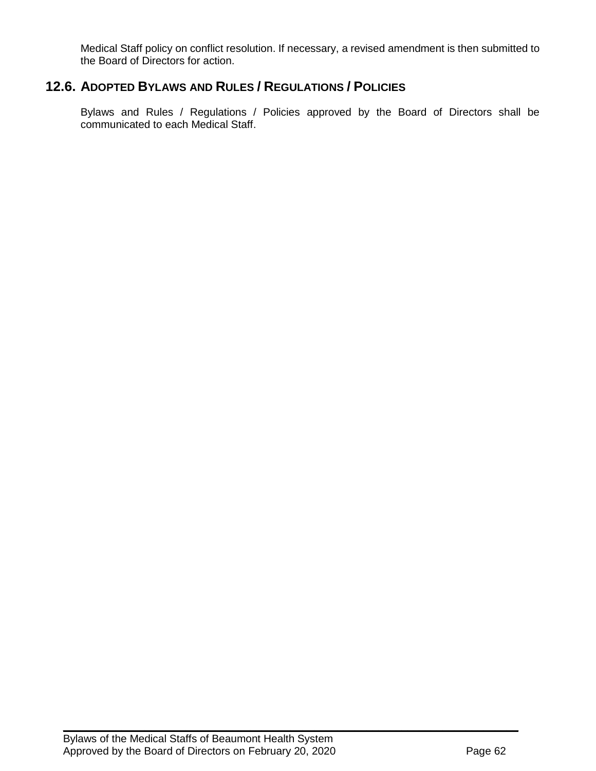Medical Staff policy on conflict resolution. If necessary, a revised amendment is then submitted to the Board of Directors for action.

## 12.6. ADOPTED BYLAWS AND RULES / REGULATIONS / POLICIES

Bylaws and Rules / Regulations / Policies approved by the Board of Directors shall be communicated to each Medical Staff.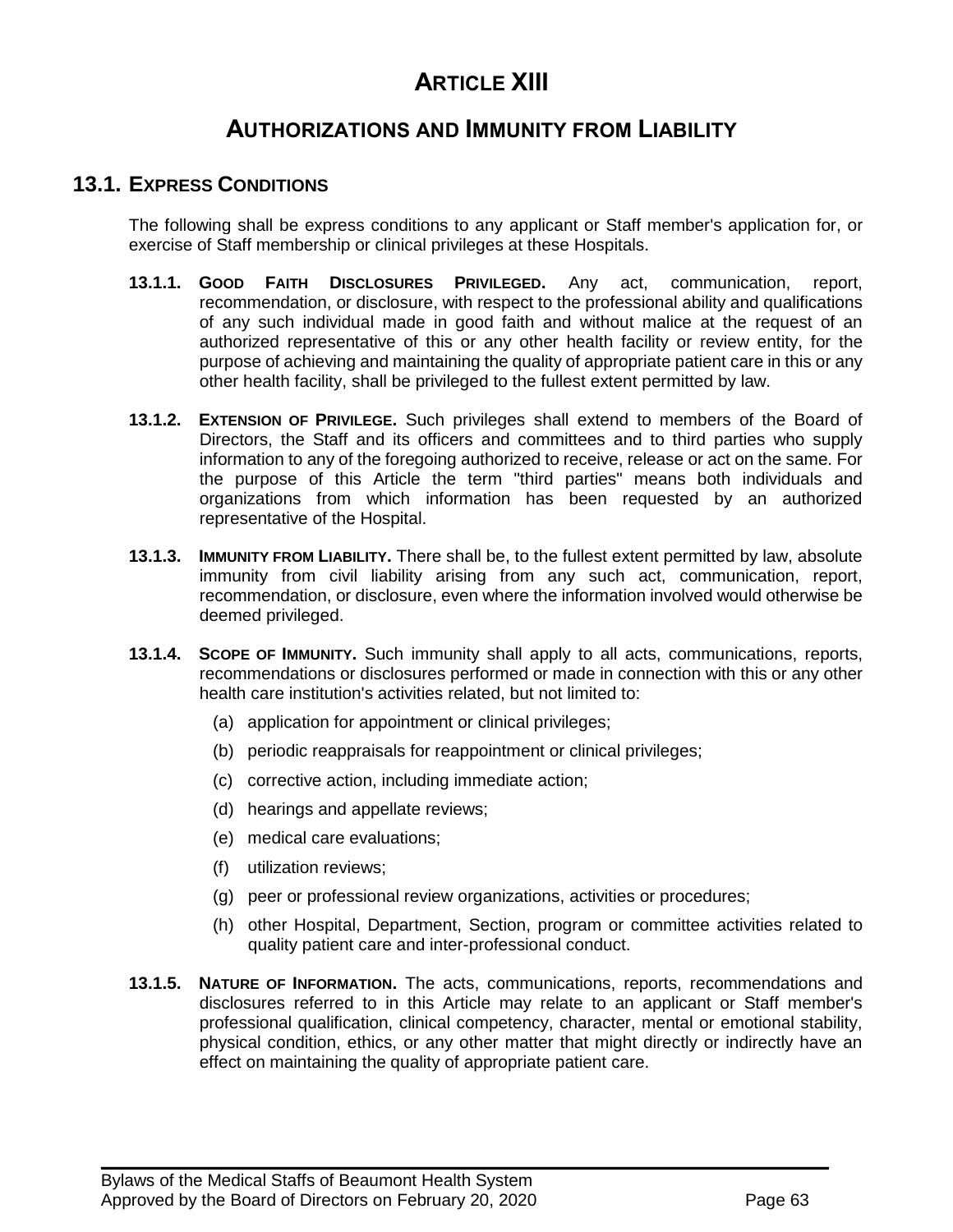# ARTICLE XIII

## AUTHORIZATIONS AND IMMUNITY FROM LIABILITY

### 13.1. EXPRESS CONDITIONS

The following shall be express conditions to any applicant or Staff member's application for, or exercise of Staff membership or clinical privileges at these Hospitals.

**13.1.1. GOOD FAITH DISCLOSURES PRIVILEGED.** Any act, communication, report, recommendation, or disclosure, with respect to the professional ability and qualifications of any such individual made in good faith and without malice at the request of an authorized representative of this or any other health facility or review entity, for the purpose of achieving and maintaining the quality of appropriate patient care in this or any other health facility, shall be privileged to the fullest extent permitted by law.

**13.1.2. EXTENSION OF PRIVILEGE.** Such privileges shall extend to members of the Board of Directors, the Staff and its officers and committees and to third parties who supply information to any of the foregoing authorized to receive, release or act on the same. For the purpose of this Article the term "third parties" means both individuals and organizations from which information has been requested by an authorized representative of the Hospital.

**13.1.3. IMMUNITY FROM LIABILITY.** There shall be, to the fullest extent permitted by law, absolute immunity from civil liability arising from any such act, communication, report, recommendation, or disclosure, even where the information involved would otherwise be deemed privileged.

**13.1.4. SCOPE OF IMMUNITY.** Such immunity shall apply to all acts, communications, reports, recommendations or disclosures performed or made in connection with this or any other health care institution's activities related, but not limited to:

(a) application for appointment or clinical privileges;

(b) periodic reappraisals for reappointment or clinical privileges;

(c) corrective action, including immediate action;

(d) hearings and appellate reviews;

(e) medical care evaluations;

(f) utilization reviews;

(g) peer or professional review organizations, activities or procedures;

(h) other Hospital, Department, Section, program or committee activities related to quality patient care and inter-professional conduct.

**13.1.5. NATURE OF INFORMATION.** The acts, communications, reports, recommendations and disclosures referred to in this Article may relate to an applicant or Staff member's professional qualification, clinical competency, character, mental or emotional stability, physical condition, ethics, or any other matter that might directly or indirectly have an effect on maintaining the quality of appropriate patient care.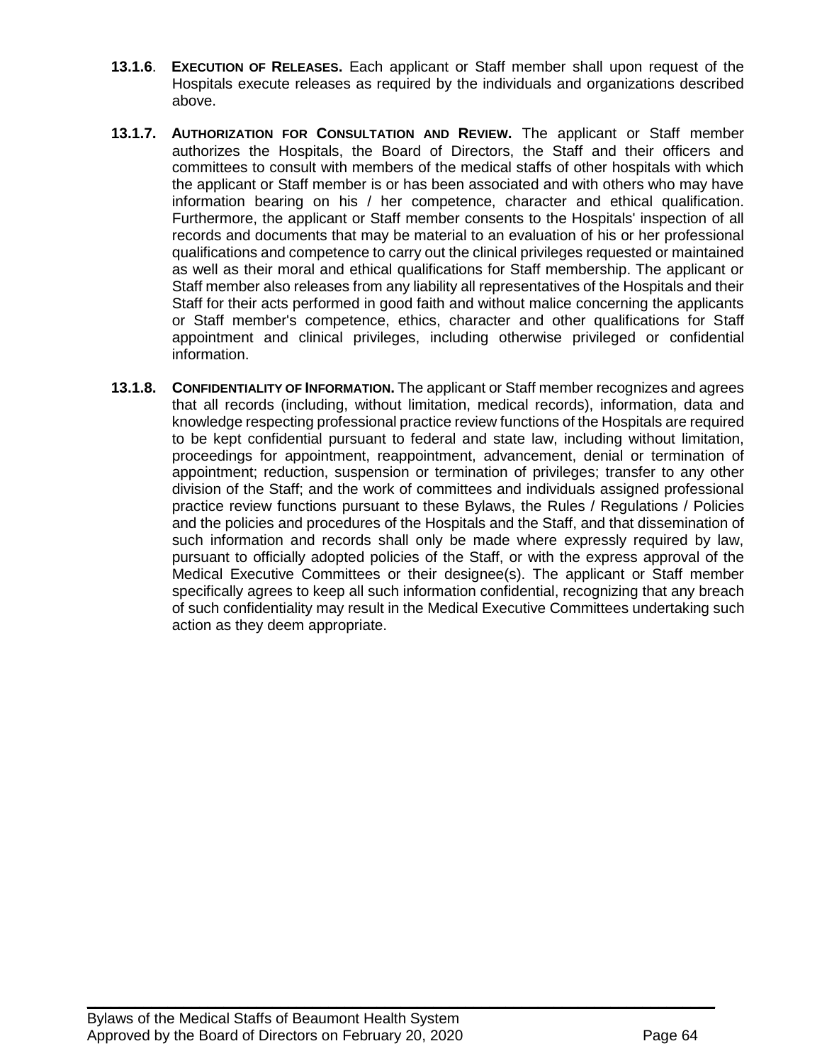**13.1.6**. **EXECUTION OF RELEASES.** Each applicant or Staff member shall upon request of the Hospitals execute releases as required by the individuals and organizations described above.

**13.1.7. AUTHORIZATION FOR CONSULTATION AND REVIEW.** The applicant or Staff member authorizes the Hospitals, the Board of Directors, the Staff and their officers and committees to consult with members of the medical staffs of other hospitals with which the applicant or Staff member is or has been associated and with others who may have information bearing on his / her competence, character and ethical qualification. Furthermore, the applicant or Staff member consents to the Hospitals' inspection of all records and documents that may be material to an evaluation of his or her professional qualifications and competence to carry out the clinical privileges requested or maintained as well as their moral and ethical qualifications for Staff membership. The applicant or Staff member also releases from any liability all representatives of the Hospitals and their Staff for their acts performed in good faith and without malice concerning the applicants or Staff member's competence, ethics, character and other qualifications for Staff appointment and clinical privileges, including otherwise privileged or confidential information.

**13.1.8. CONFIDENTIALITY OF INFORMATION.** The applicant or Staff member recognizes and agrees that all records (including, without limitation, medical records), information, data and knowledge respecting professional practice review functions of the Hospitals are required to be kept confidential pursuant to federal and state law, including without limitation, proceedings for appointment, reappointment, advancement, denial or termination of appointment; reduction, suspension or termination of privileges; transfer to any other division of the Staff; and the work of committees and individuals assigned professional practice review functions pursuant to these Bylaws, the Rules / Regulations / Policies and the policies and procedures of the Hospitals and the Staff, and that dissemination of such information and records shall only be made where expressly required by law, pursuant to officially adopted policies of the Staff, or with the express approval of the Medical Executive Committees or their designee(s). The applicant or Staff member specifically agrees to keep all such information confidential, recognizing that any breach of such confidentiality may result in the Medical Executive Committees undertaking such action as they deem appropriate.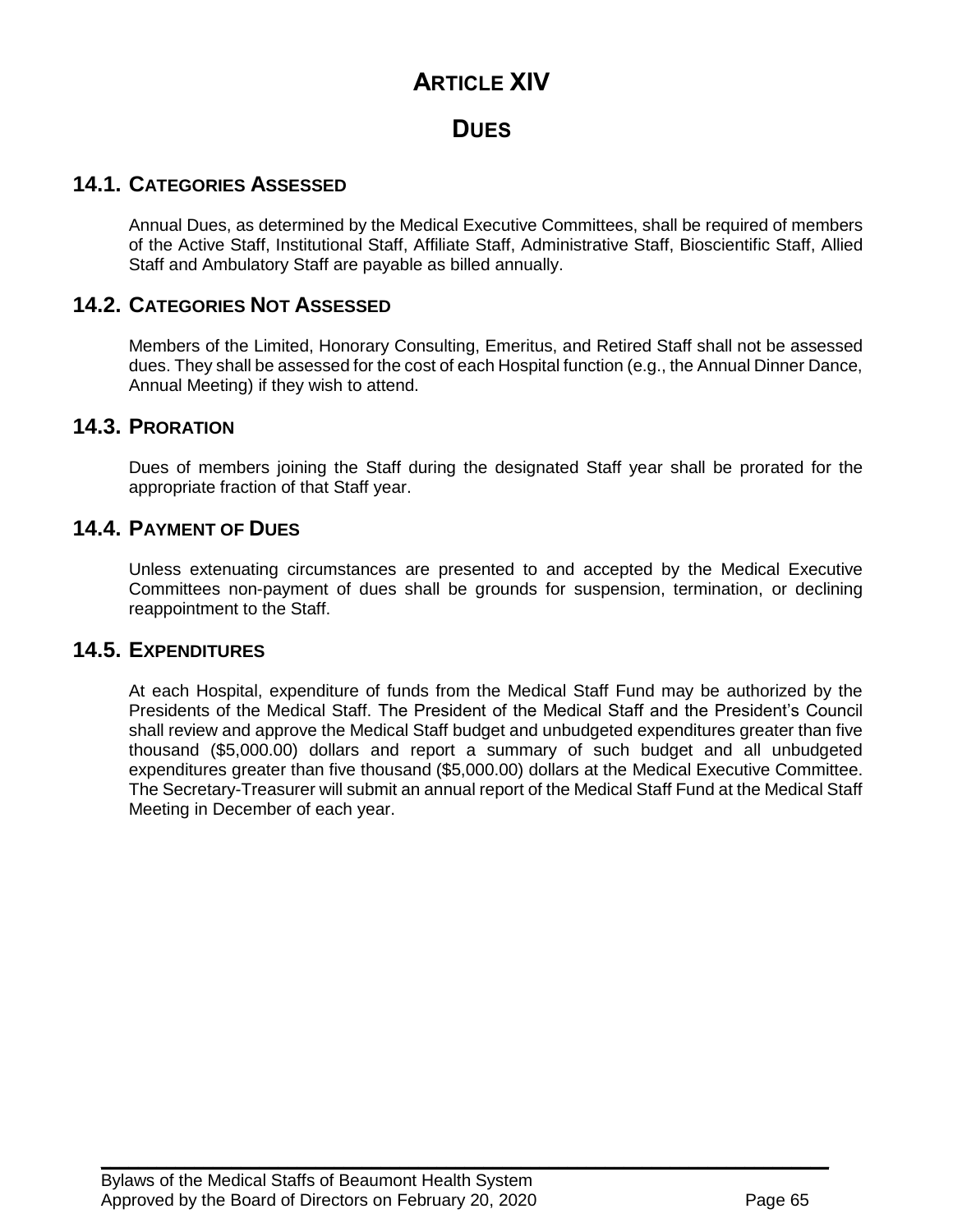# ARTICLE XIV

# DUES

## 14.1. CATEGORIES ASSESSED

Annual Dues, as determined by the Medical Executive Committees, shall be required of members of the Active Staff, Institutional Staff, Affiliate Staff, Administrative Staff, Bioscientific Staff, Allied Staff and Ambulatory Staff are payable as billed annually.

## 14.2. CATEGORIES NOT ASSESSED

Members of the Limited, Honorary Consulting, Emeritus, and Retired Staff shall not be assessed dues. They shall be assessed for the cost of each Hospital function (e.g., the Annual Dinner Dance, Annual Meeting) if they wish to attend.

## 14.3. PRORATION

Dues of members joining the Staff during the designated Staff year shall be prorated for the appropriate fraction of that Staff year.

## 14.4. PAYMENT OF DUES

Unless extenuating circumstances are presented to and accepted by the Medical Executive Committees non-payment of dues shall be grounds for suspension, termination, or declining reappointment to the Staff.

## 14.5. EXPENDITURES

At each Hospital, expenditure of funds from the Medical Staff Fund may be authorized by the Presidents of the Medical Staff. The President of the Medical Staff and the President's Council shall review and approve the Medical Staff budget and unbudgeted expenditures greater than five thousand ($5,000.00) dollars and report a summary of such budget and all unbudgeted expenditures greater than five thousand ($5,000.00) dollars at the Medical Executive Committee. The Secretary-Treasurer will submit an annual report of the Medical Staff Fund at the Medical Staff Meeting in December of each year.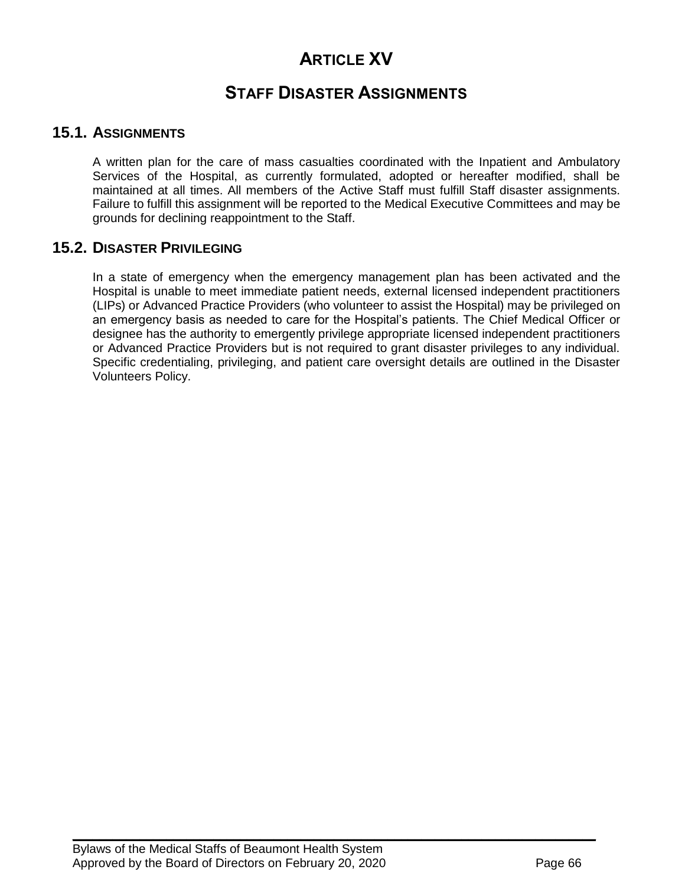# ARTICLE XV

# STAFF DISASTER ASSIGNMENTS

## 15.1. ASSIGNMENTS

A written plan for the care of mass casualties coordinated with the Inpatient and Ambulatory Services of the Hospital, as currently formulated, adopted or hereafter modified, shall be maintained at all times. All members of the Active Staff must fulfill Staff disaster assignments. Failure to fulfill this assignment will be reported to the Medical Executive Committees and may be grounds for declining reappointment to the Staff.

## 15.2. DISASTER PRIVILEGING

In a state of emergency when the emergency management plan has been activated and the Hospital is unable to meet immediate patient needs, external licensed independent practitioners (LIPs) or Advanced Practice Providers (who volunteer to assist the Hospital) may be privileged on an emergency basis as needed to care for the Hospital's patients. The Chief Medical Officer or designee has the authority to emergently privilege appropriate licensed independent practitioners or Advanced Practice Providers but is not required to grant disaster privileges to any individual. Specific credentialing, privileging, and patient care oversight details are outlined in the Disaster Volunteers Policy.